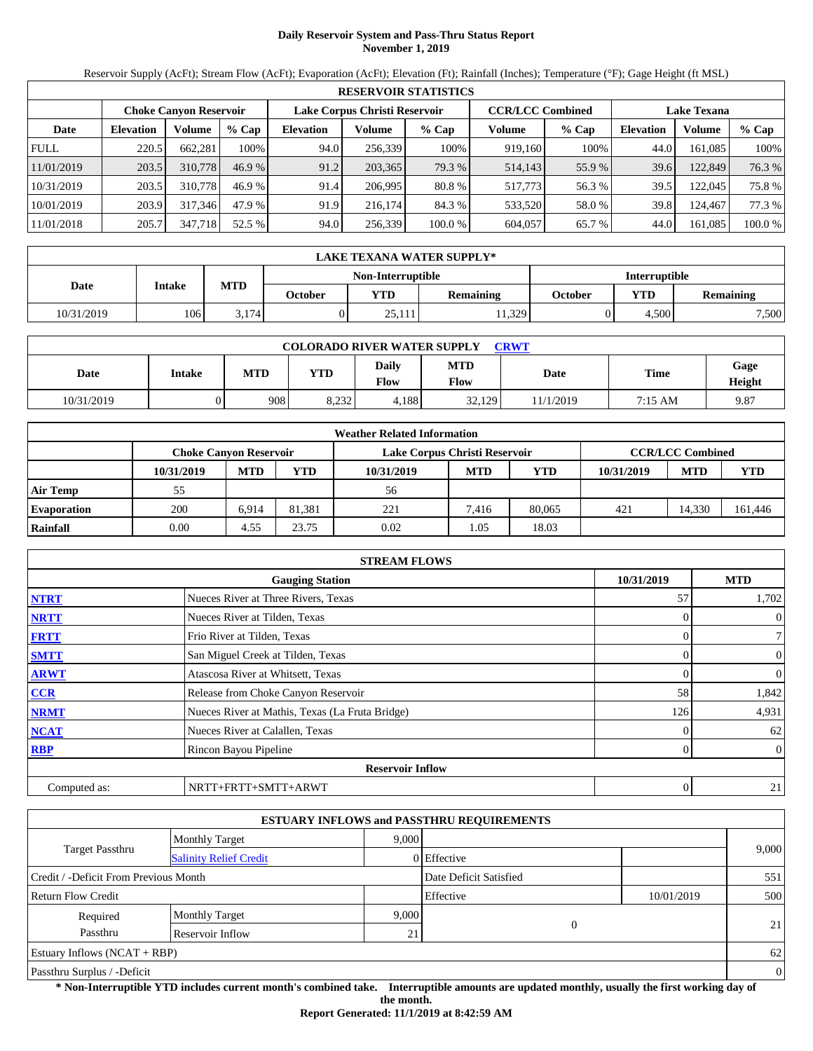# Daily Reservoir System and Pass-Thru Status Report
## November 1, 2019

Reservoir Supply (AcFt); Stream Flow (AcFt); Evaporation (AcFt); Elevation (Ft); Rainfall (Inches); Temperature (°F); Gage Height (ft MSL)

| RESERVOIR STATISTICS | | | | | | | | | | | |
|---|---|---|---|---|---|---|---|---|---|---|---|
| | Choke Canyon Reservoir | | | Lake Corpus Christi Reservoir | | | CCR/LCC Combined | | Lake Texana | | |
| Date | Elevation | Volume | % Cap | Elevation | Volume | % Cap | Volume | % Cap | Elevation | Volume | % Cap |
| FULL | 220.5 | 662,281 | 100% | 94.0 | 256,339 | 100% | 919,160 | 100% | 44.0 | 161,085 | 100% |
| 11/01/2019 | 203.5 | 310,778 | 46.9 % | 91.2 | 203,365 | 79.3 % | 514,143 | 55.9 % | 39.6 | 122,849 | 76.3 % |
| 10/31/2019 | 203.5 | 310,778 | 46.9 % | 91.4 | 206,995 | 80.8 % | 517,773 | 56.3 % | 39.5 | 122,045 | 75.8 % |
| 10/01/2019 | 203.9 | 317,346 | 47.9 % | 91.9 | 216,174 | 84.3 % | 533,520 | 58.0 % | 39.8 | 124,467 | 77.3 % |
| 11/01/2018 | 205.7 | 347,718 | 52.5 % | 94.0 | 256,339 | 100.0 % | 604,057 | 65.7 % | 44.0 | 161,085 | 100.0 % |

| LAKE TEXANA WATER SUPPLY* | | | | | | | | |
|---|---|---|---|---|---|---|---|---|
| Date | Intake | MTD | Non-Interruptible | | | Interruptible | | |
| | | | October | YTD | Remaining | October | YTD | Remaining |
| 10/31/2019 | 106 | 3,174 | 0 | 25,111 | 11,329 | 0 | 4,500 | 7,500 |

| COLORADO RIVER WATER SUPPLY CRWT | | | | | | | | |
|---|---|---|---|---|---|---|---|---|
| Date | Intake | MTD | YTD | Daily Flow | MTD Flow | Date | Time | Gage Height |
| 10/31/2019 | 0 | 908 | 8,232 | 4,188 | 32,129 | 11/1/2019 | 7:15 AM | 9.87 |

| Weather Related Information | | | | | | | | | |
|---|---|---|---|---|---|---|---|---|---|
| | Choke Canyon Reservoir | | | Lake Corpus Christi Reservoir | | | CCR/LCC Combined | | |
| | 10/31/2019 | MTD | YTD | 10/31/2019 | MTD | YTD | 10/31/2019 | MTD | YTD |
| Air Temp | 55 | | | 56 | | | | | |
| Evaporation | 200 | 6,914 | 81,381 | 221 | 7,416 | 80,065 | 421 | 14,330 | 161,446 |
| Rainfall | 0.00 | 4.55 | 23.75 | 0.02 | 1.05 | 18.03 | | | |

| STREAM FLOWS | | | |
|---|---|---|---|
| | Gauging Station | 10/31/2019 | MTD |
| NTRT | Nueces River at Three Rivers, Texas | 57 | 1,702 |
| NRTT | Nueces River at Tilden, Texas | 0 | 0 |
| FRTT | Frio River at Tilden, Texas | 0 | 7 |
| SMTT | San Miguel Creek at Tilden, Texas | 0 | 0 |
| ARWT | Atascosa River at Whitsett, Texas | 0 | 0 |
| CCR | Release from Choke Canyon Reservoir | 58 | 1,842 |
| NRMT | Nueces River at Mathis, Texas (La Fruta Bridge) | 126 | 4,931 |
| NCAT | Nueces River at Calallen, Texas | 0 | 62 |
| RBP | Rincon Bayou Pipeline | 0 | 0 |
| Reservoir Inflow | | | |
| Computed as: | NRTT+FRTT+SMTT+ARWT | 0 | 21 |

| ESTUARY INFLOWS and PASSTHRU REQUIREMENTS | | | | | |
|---|---|---|---|---|---|
| Target Passthru | Monthly Target | 9,000 | | | 9,000 |
| | Salinity Relief Credit | 0 | Effective | | |
| Credit / -Deficit From Previous Month | | | Date Deficit Satisfied | | 551 |
| Return Flow Credit | | | Effective | 10/01/2019 | 500 |
| Required Passthru | Monthly Target | 9,000 | 0 | | 21 |
| | Reservoir Inflow | 21 | | | |
| Estuary Inflows (NCAT + RBP) | | | | | 62 |
| Passthru Surplus / -Deficit | | | | | 0 |

**\* Non-Interruptible YTD includes current month's combined take. Interruptible amounts are updated monthly, usually the first working day of the month.**

**Report Generated: 11/1/2019 at 8:42:59 AM**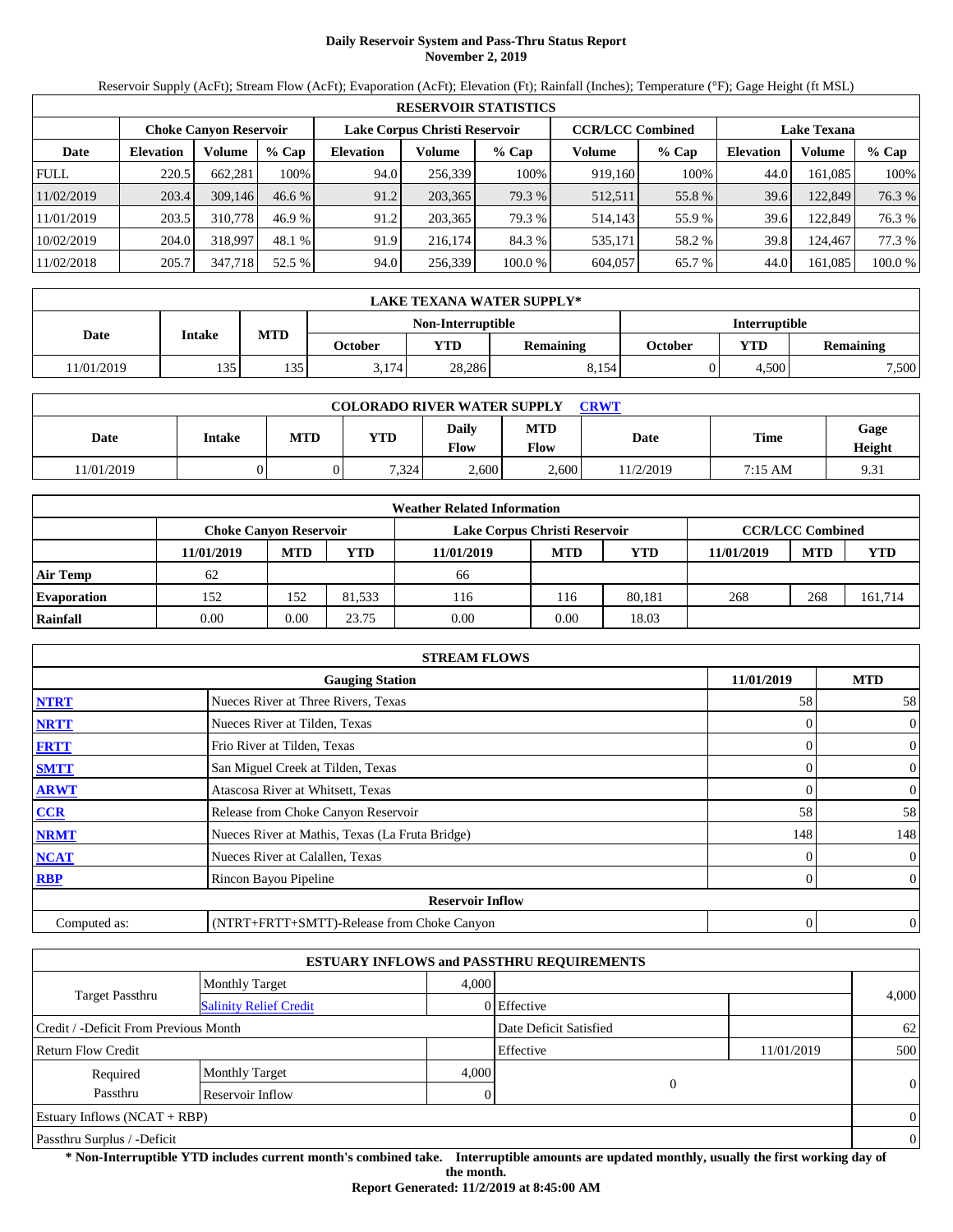# Daily Reservoir System and Pass-Thru Status Report
**November 2, 2019**

Reservoir Supply (AcFt); Stream Flow (AcFt); Evaporation (AcFt); Elevation (Ft); Rainfall (Inches); Temperature (°F); Gage Height (ft MSL)

| RESERVOIR STATISTICS | | | | | | | | | | | |
|---|---|---|---|---|---|---|---|---|---|---|---|
| | Choke Canyon Reservoir | | | Lake Corpus Christi Reservoir | | | CCR/LCC Combined | | Lake Texana | | |
| Date | Elevation | Volume | % Cap | Elevation | Volume | % Cap | Volume | % Cap | Elevation | Volume | % Cap |
| FULL | 220.5 | 662,281 | 100% | 94.0 | 256,339 | 100% | 919,160 | 100% | 44.0 | 161,085 | 100% |
| 11/02/2019 | 203.4 | 309,146 | 46.6 % | 91.2 | 203,365 | 79.3 % | 512,511 | 55.8 % | 39.6 | 122,849 | 76.3 % |
| 11/01/2019 | 203.5 | 310,778 | 46.9 % | 91.2 | 203,365 | 79.3 % | 514,143 | 55.9 % | 39.6 | 122,849 | 76.3 % |
| 10/02/2019 | 204.0 | 318,997 | 48.1 % | 91.9 | 216,174 | 84.3 % | 535,171 | 58.2 % | 39.8 | 124,467 | 77.3 % |
| 11/02/2018 | 205.7 | 347,718 | 52.5 % | 94.0 | 256,339 | 100.0 % | 604,057 | 65.7 % | 44.0 | 161,085 | 100.0 % |

| LAKE TEXANA WATER SUPPLY* | | | | | | | | |
|---|---|---|---|---|---|---|---|---|
| Date | Intake | MTD | Non-Interruptible | | | Interruptible | | |
| | | | October | YTD | Remaining | October | YTD | Remaining |
| 11/01/2019 | 135 | 135 | 3,174 | 28,286 | 8,154 | 0 | 4,500 | 7,500 |

| COLORADO RIVER WATER SUPPLY CRWT | | | | | | | | |
|---|---|---|---|---|---|---|---|---|
| Date | Intake | MTD | YTD | Daily Flow | MTD Flow | Date | Time | Gage Height |
| 11/01/2019 | 0 | 0 | 7,324 | 2,600 | 2,600 | 11/2/2019 | 7:15 AM | 9.31 |

| Weather Related Information | | | | | | | | | |
|---|---|---|---|---|---|---|---|---|---|
| | Choke Canyon Reservoir | | | Lake Corpus Christi Reservoir | | | CCR/LCC Combined | | |
| | 11/01/2019 | MTD | YTD | 11/01/2019 | MTD | YTD | 11/01/2019 | MTD | YTD |
| Air Temp | 62 | | | 66 | | | | | |
| Evaporation | 152 | 152 | 81,533 | 116 | 116 | 80,181 | 268 | 268 | 161,714 |
| Rainfall | 0.00 | 0.00 | 23.75 | 0.00 | 0.00 | 18.03 | | | |

| STREAM FLOWS | | | |
|---|---|---|---|
| | Gauging Station | 11/01/2019 | MTD |
| NTRT | Nueces River at Three Rivers, Texas | 58 | 58 |
| NRTT | Nueces River at Tilden, Texas | 0 | 0 |
| FRTT | Frio River at Tilden, Texas | 0 | 0 |
| SMTT | San Miguel Creek at Tilden, Texas | 0 | 0 |
| ARWT | Atascosa River at Whitsett, Texas | 0 | 0 |
| CCR | Release from Choke Canyon Reservoir | 58 | 58 |
| NRMT | Nueces River at Mathis, Texas (La Fruta Bridge) | 148 | 148 |
| NCAT | Nueces River at Calallen, Texas | 0 | 0 |
| RBP | Rincon Bayou Pipeline | 0 | 0 |
| Reservoir Inflow | | | |
| Computed as: | (NTRT+FRTT+SMTT)-Release from Choke Canyon | 0 | 0 |

| ESTUARY INFLOWS and PASSTHRU REQUIREMENTS | | | | | |
|---|---|---|---|---|---|
| Target Passthru | Monthly Target | 4,000 | | | 4,000 |
| | Salinity Relief Credit | 0 | Effective | | |
| Credit / -Deficit From Previous Month | | | Date Deficit Satisfied | | 62 |
| Return Flow Credit | | | Effective | 11/01/2019 | 500 |
| Required Passthru | Monthly Target | 4,000 | 0 | | 0 |
| | Reservoir Inflow | 0 | | | |
| Estuary Inflows (NCAT + RBP) | | | | | 0 |
| Passthru Surplus / -Deficit | | | | | 0 |

**\* Non-Interruptible YTD includes current month's combined take. Interruptible amounts are updated monthly, usually the first working day of the month.**

**Report Generated: 11/2/2019 at 8:45:00 AM**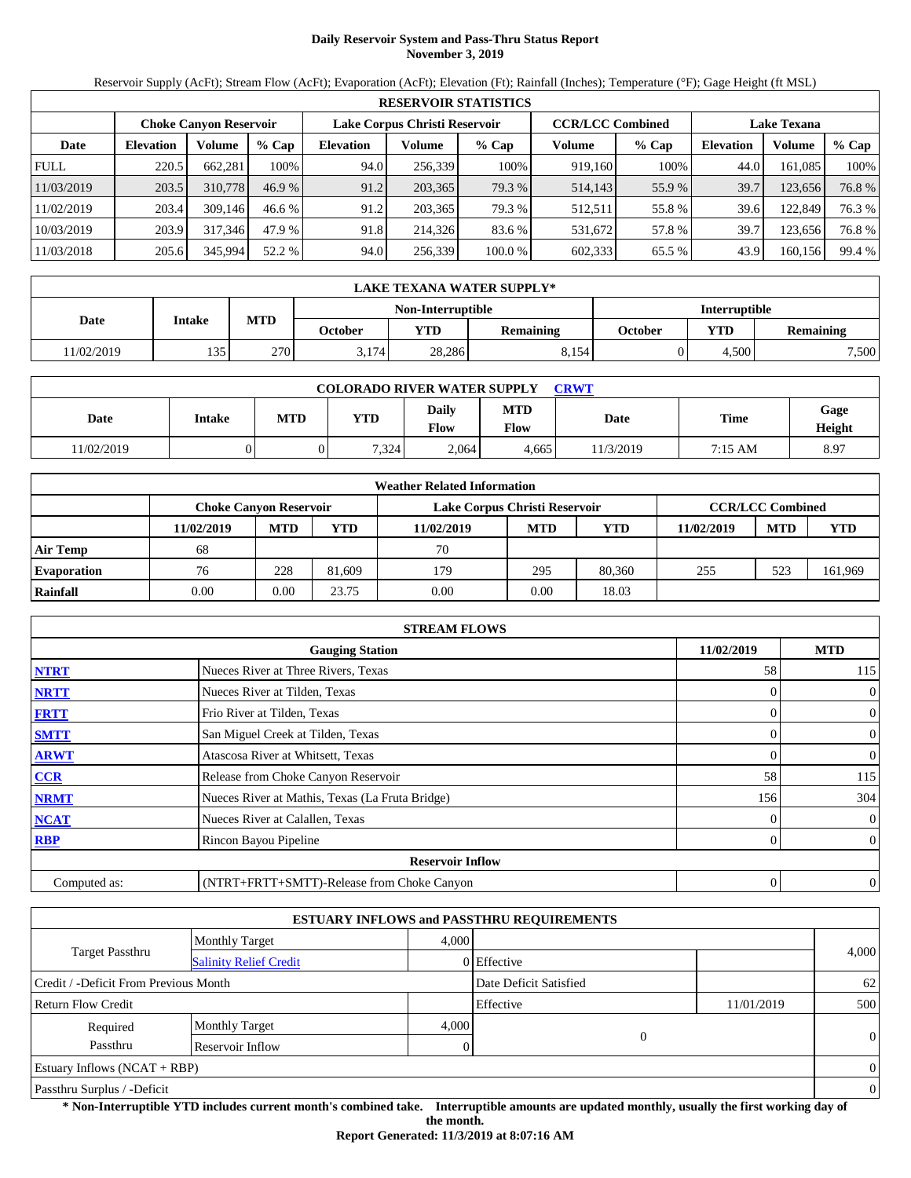# Daily Reservoir System and Pass-Thru Status Report
**November 3, 2019**

Reservoir Supply (AcFt); Stream Flow (AcFt); Evaporation (AcFt); Elevation (Ft); Rainfall (Inches); Temperature (°F); Gage Height (ft MSL)

| RESERVOIR STATISTICS | | | | | | | | | | | |
|---|---|---|---|---|---|---|---|---|---|---|---|
| | Choke Canyon Reservoir | | | Lake Corpus Christi Reservoir | | | CCR/LCC Combined | | Lake Texana | | |
| Date | Elevation | Volume | % Cap | Elevation | Volume | % Cap | Volume | % Cap | Elevation | Volume | % Cap |
| FULL | 220.5 | 662,281 | 100% | 94.0 | 256,339 | 100% | 919,160 | 100% | 44.0 | 161,085 | 100% |
| 11/03/2019 | 203.5 | 310,778 | 46.9 % | 91.2 | 203,365 | 79.3 % | 514,143 | 55.9 % | 39.7 | 123,656 | 76.8 % |
| 11/02/2019 | 203.4 | 309,146 | 46.6 % | 91.2 | 203,365 | 79.3 % | 512,511 | 55.8 % | 39.6 | 122,849 | 76.3 % |
| 10/03/2019 | 203.9 | 317,346 | 47.9 % | 91.8 | 214,326 | 83.6 % | 531,672 | 57.8 % | 39.7 | 123,656 | 76.8 % |
| 11/03/2018 | 205.6 | 345,994 | 52.2 % | 94.0 | 256,339 | 100.0 % | 602,333 | 65.5 % | 43.9 | 160,156 | 99.4 % |

| LAKE TEXANA WATER SUPPLY* | | | | | | | | |
|---|---|---|---|---|---|---|---|---|
| Date | Intake | MTD | Non-Interruptible | | | Interruptible | | |
| | | | October | YTD | Remaining | October | YTD | Remaining |
| 11/02/2019 | 135 | 270 | 3,174 | 28,286 | 8,154 | 0 | 4,500 | 7,500 |

| COLORADO RIVER WATER SUPPLY CRWT | | | | | | | | |
|---|---|---|---|---|---|---|---|---|
| Date | Intake | MTD | YTD | Daily Flow | MTD Flow | Date | Time | Gage Height |
| 11/02/2019 | 0 | 0 | 7,324 | 2,064 | 4,665 | 11/3/2019 | 7:15 AM | 8.97 |

| Weather Related Information | | | | | | | | | |
|---|---|---|---|---|---|---|---|---|---|
| | Choke Canyon Reservoir | | | Lake Corpus Christi Reservoir | | | CCR/LCC Combined | | |
| | 11/02/2019 | MTD | YTD | 11/02/2019 | MTD | YTD | 11/02/2019 | MTD | YTD |
| Air Temp | 68 | | | 70 | | | | | |
| Evaporation | 76 | 228 | 81,609 | 179 | 295 | 80,360 | 255 | 523 | 161,969 |
| Rainfall | 0.00 | 0.00 | 23.75 | 0.00 | 0.00 | 18.03 | | | |

| STREAM FLOWS | | | |
|---|---|---|---|
| | Gauging Station | 11/02/2019 | MTD |
| NTRT | Nueces River at Three Rivers, Texas | 58 | 115 |
| NRTT | Nueces River at Tilden, Texas | 0 | 0 |
| FRTT | Frio River at Tilden, Texas | 0 | 0 |
| SMTT | San Miguel Creek at Tilden, Texas | 0 | 0 |
| ARWT | Atascosa River at Whitsett, Texas | 0 | 0 |
| CCR | Release from Choke Canyon Reservoir | 58 | 115 |
| NRMT | Nueces River at Mathis, Texas (La Fruta Bridge) | 156 | 304 |
| NCAT | Nueces River at Calallen, Texas | 0 | 0 |
| RBP | Rincon Bayou Pipeline | 0 | 0 |
| | **Reservoir Inflow** | | |
| Computed as: | (NTRT+FRTT+SMTT)-Release from Choke Canyon | 0 | 0 |

| ESTUARY INFLOWS and PASSTHRU REQUIREMENTS | | | | | |
|---|---|---|---|---|---|
| Target Passthru | Monthly Target | 4,000 | | | 4,000 |
| | Salinity Relief Credit | 0 | Effective | | |
| Credit / -Deficit From Previous Month | | | Date Deficit Satisfied | | 62 |
| Return Flow Credit | | | Effective | 11/01/2019 | 500 |
| Required Passthru | Monthly Target | 4,000 | 0 | | 0 |
| | Reservoir Inflow | 0 | | | |
| Estuary Inflows (NCAT + RBP) | | | | | 0 |
| Passthru Surplus / -Deficit | | | | | 0 |

**\* Non-Interruptible YTD includes current month's combined take. Interruptible amounts are updated monthly, usually the first working day of the month.**

**Report Generated: 11/3/2019 at 8:07:16 AM**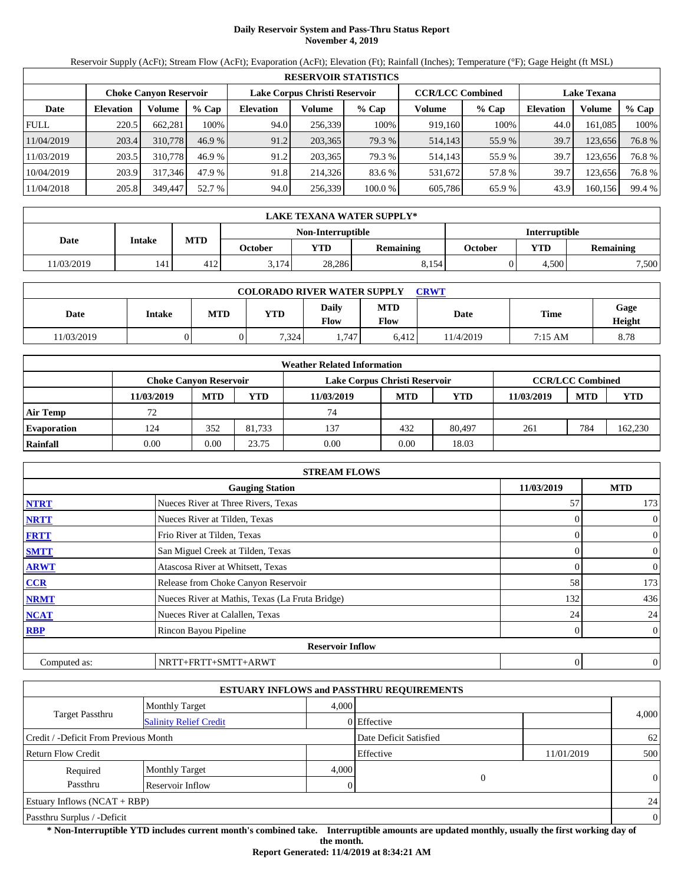# Daily Reservoir System and Pass-Thru Status Report
**November 4, 2019**

Reservoir Supply (AcFt); Stream Flow (AcFt); Evaporation (AcFt); Elevation (Ft); Rainfall (Inches); Temperature (°F); Gage Height (ft MSL)

| RESERVOIR STATISTICS | | | | | | | | | | | |
|---|---|---|---|---|---|---|---|---|---|---|---|
| | Choke Canyon Reservoir | | | Lake Corpus Christi Reservoir | | | CCR/LCC Combined | | Lake Texana | | |
| Date | Elevation | Volume | % Cap | Elevation | Volume | % Cap | Volume | % Cap | Elevation | Volume | % Cap |
| FULL | 220.5 | 662,281 | 100% | 94.0 | 256,339 | 100% | 919,160 | 100% | 44.0 | 161,085 | 100% |
| 11/04/2019 | 203.4 | 310,778 | 46.9 % | 91.2 | 203,365 | 79.3 % | 514,143 | 55.9 % | 39.7 | 123,656 | 76.8 % |
| 11/03/2019 | 203.5 | 310,778 | 46.9 % | 91.2 | 203,365 | 79.3 % | 514,143 | 55.9 % | 39.7 | 123,656 | 76.8 % |
| 10/04/2019 | 203.9 | 317,346 | 47.9 % | 91.8 | 214,326 | 83.6 % | 531,672 | 57.8 % | 39.7 | 123,656 | 76.8 % |
| 11/04/2018 | 205.8 | 349,447 | 52.7 % | 94.0 | 256,339 | 100.0 % | 605,786 | 65.9 % | 43.9 | 160,156 | 99.4 % |

| LAKE TEXANA WATER SUPPLY* | | | | | | | | |
|---|---|---|---|---|---|---|---|---|
| Date | Intake | MTD | Non-Interruptible | | | Interruptible | | |
| | | | October | YTD | Remaining | October | YTD | Remaining |
| 11/03/2019 | 141 | 412 | 3,174 | 28,286 | 8,154 | 0 | 4,500 | 7,500 |

| COLORADO RIVER WATER SUPPLY CRWT | | | | | | | | |
|---|---|---|---|---|---|---|---|---|
| Date | Intake | MTD | YTD | Daily Flow | MTD Flow | Date | Time | Gage Height |
| 11/03/2019 | 0 | 0 | 7,324 | 1,747 | 6,412 | 11/4/2019 | 7:15 AM | 8.78 |

| Weather Related Information | | | | | | | | | |
|---|---|---|---|---|---|---|---|---|---|
| | Choke Canyon Reservoir | | | Lake Corpus Christi Reservoir | | | CCR/LCC Combined | | |
| | 11/03/2019 | MTD | YTD | 11/03/2019 | MTD | YTD | 11/03/2019 | MTD | YTD |
| Air Temp | 72 | | | 74 | | | | | |
| Evaporation | 124 | 352 | 81,733 | 137 | 432 | 80,497 | 261 | 784 | 162,230 |
| Rainfall | 0.00 | 0.00 | 23.75 | 0.00 | 0.00 | 18.03 | | | |

| STREAM FLOWS | | | |
|---|---|---|---|
| | Gauging Station | 11/03/2019 | MTD |
| NTRT | Nueces River at Three Rivers, Texas | 57 | 173 |
| NRTT | Nueces River at Tilden, Texas | 0 | 0 |
| FRTT | Frio River at Tilden, Texas | 0 | 0 |
| SMTT | San Miguel Creek at Tilden, Texas | 0 | 0 |
| ARWT | Atascosa River at Whitsett, Texas | 0 | 0 |
| CCR | Release from Choke Canyon Reservoir | 58 | 173 |
| NRMT | Nueces River at Mathis, Texas (La Fruta Bridge) | 132 | 436 |
| NCAT | Nueces River at Calallen, Texas | 24 | 24 |
| RBP | Rincon Bayou Pipeline | 0 | 0 |
| | Reservoir Inflow | | |
| Computed as: | NRTT+FRTT+SMTT+ARWT | 0 | 0 |

| ESTUARY INFLOWS and PASSTHRU REQUIREMENTS | | | | | |
|---|---|---|---|---|---|
| Target Passthru | Monthly Target | 4,000 | | | 4,000 |
| | Salinity Relief Credit | 0 | Effective | | |
| Credit / -Deficit From Previous Month | | | Date Deficit Satisfied | | 62 |
| Return Flow Credit | | | Effective | 11/01/2019 | 500 |
| Required Passthru | Monthly Target | 4,000 | 0 | | 0 |
| | Reservoir Inflow | 0 | | | |
| Estuary Inflows (NCAT + RBP) | | | | | 24 |
| Passthru Surplus / -Deficit | | | | | 0 |

**\* Non-Interruptible YTD includes current month's combined take. Interruptible amounts are updated monthly, usually the first working day of the month.**

**Report Generated: 11/4/2019 at 8:34:21 AM**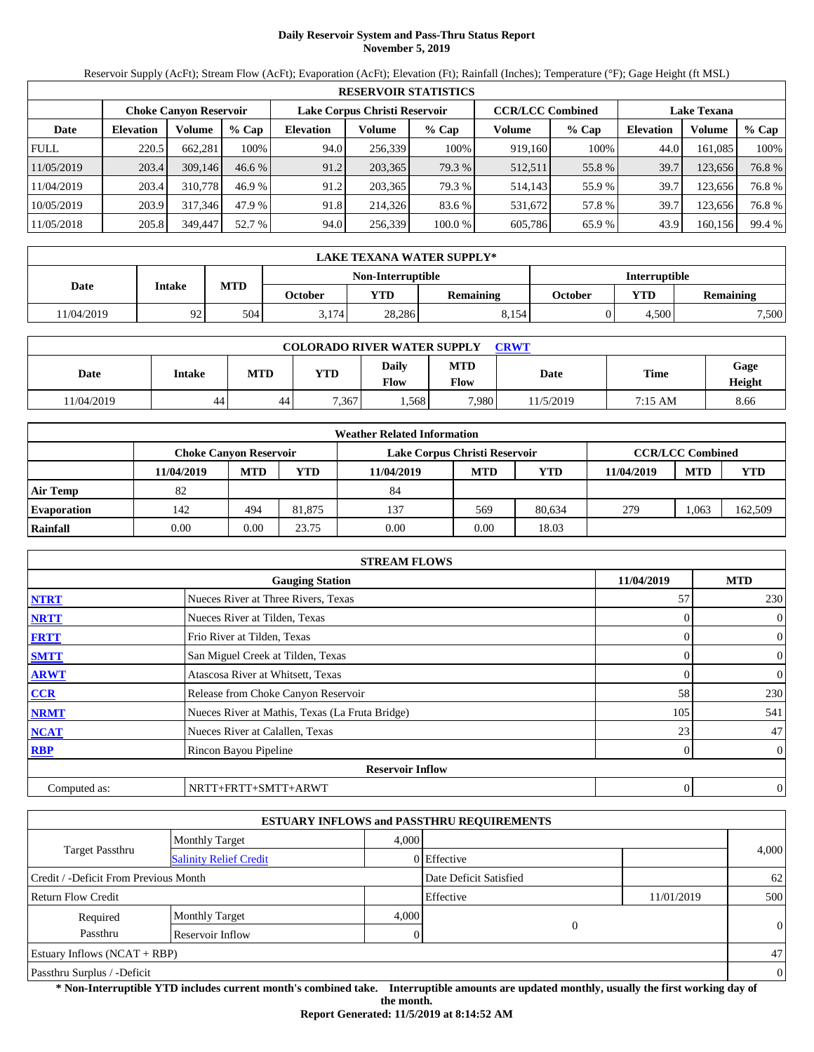# Daily Reservoir System and Pass-Thru Status Report
**November 5, 2019**

Reservoir Supply (AcFt); Stream Flow (AcFt); Evaporation (AcFt); Elevation (Ft); Rainfall (Inches); Temperature (°F); Gage Height (ft MSL)

| RESERVOIR STATISTICS | | | | | | | | | | | |
|---|---|---|---|---|---|---|---|---|---|---|---|
| | Choke Canyon Reservoir | | | Lake Corpus Christi Reservoir | | | CCR/LCC Combined | | Lake Texana | | |
| Date | Elevation | Volume | % Cap | Elevation | Volume | % Cap | Volume | % Cap | Elevation | Volume | % Cap |
| FULL | 220.5 | 662,281 | 100% | 94.0 | 256,339 | 100% | 919,160 | 100% | 44.0 | 161,085 | 100% |
| 11/05/2019 | 203.4 | 309,146 | 46.6 % | 91.2 | 203,365 | 79.3 % | 512,511 | 55.8 % | 39.7 | 123,656 | 76.8 % |
| 11/04/2019 | 203.4 | 310,778 | 46.9 % | 91.2 | 203,365 | 79.3 % | 514,143 | 55.9 % | 39.7 | 123,656 | 76.8 % |
| 10/05/2019 | 203.9 | 317,346 | 47.9 % | 91.8 | 214,326 | 83.6 % | 531,672 | 57.8 % | 39.7 | 123,656 | 76.8 % |
| 11/05/2018 | 205.8 | 349,447 | 52.7 % | 94.0 | 256,339 | 100.0 % | 605,786 | 65.9 % | 43.9 | 160,156 | 99.4 % |

| LAKE TEXANA WATER SUPPLY* | | | | | | | | |
|---|---|---|---|---|---|---|---|---|
| Date | Intake | MTD | Non-Interruptible | | | Interruptible | | |
| | | | October | YTD | Remaining | October | YTD | Remaining |
| 11/04/2019 | 92 | 504 | 3,174 | 28,286 | 8,154 | 0 | 4,500 | 7,500 |

| COLORADO RIVER WATER SUPPLY CRWT | | | | | | | | |
|---|---|---|---|---|---|---|---|---|
| Date | Intake | MTD | YTD | Daily Flow | MTD Flow | Date | Time | Gage Height |
| 11/04/2019 | 44 | 44 | 7,367 | 1,568 | 7,980 | 11/5/2019 | 7:15 AM | 8.66 |

| Weather Related Information | | | | | | | | | |
|---|---|---|---|---|---|---|---|---|---|
| | Choke Canyon Reservoir | | | Lake Corpus Christi Reservoir | | | CCR/LCC Combined | | |
| | 11/04/2019 | MTD | YTD | 11/04/2019 | MTD | YTD | 11/04/2019 | MTD | YTD |
| Air Temp | 82 | | | 84 | | | | | |
| Evaporation | 142 | 494 | 81,875 | 137 | 569 | 80,634 | 279 | 1,063 | 162,509 |
| Rainfall | 0.00 | 0.00 | 23.75 | 0.00 | 0.00 | 18.03 | | | |

| STREAM FLOWS | | | |
|---|---|---|---|
| | Gauging Station | 11/04/2019 | MTD |
| NTRT | Nueces River at Three Rivers, Texas | 57 | 230 |
| NRTT | Nueces River at Tilden, Texas | 0 | 0 |
| FRTT | Frio River at Tilden, Texas | 0 | 0 |
| SMTT | San Miguel Creek at Tilden, Texas | 0 | 0 |
| ARWT | Atascosa River at Whitsett, Texas | 0 | 0 |
| CCR | Release from Choke Canyon Reservoir | 58 | 230 |
| NRMT | Nueces River at Mathis, Texas (La Fruta Bridge) | 105 | 541 |
| NCAT | Nueces River at Calallen, Texas | 23 | 47 |
| RBP | Rincon Bayou Pipeline | 0 | 0 |
| | Reservoir Inflow | | |
| Computed as: | NRTT+FRTT+SMTT+ARWT | 0 | 0 |

| ESTUARY INFLOWS and PASSTHRU REQUIREMENTS | | | | | |
|---|---|---|---|---|---|
| Target Passthru | Monthly Target | 4,000 | | | 4,000 |
| | Salinity Relief Credit | 0 | Effective | | |
| Credit / -Deficit From Previous Month | | | Date Deficit Satisfied | | 62 |
| Return Flow Credit | | | Effective | 11/01/2019 | 500 |
| Required Passthru | Monthly Target | 4,000 | 0 | | 0 |
| | Reservoir Inflow | 0 | | | |
| Estuary Inflows (NCAT + RBP) | | | | | 47 |
| Passthru Surplus / -Deficit | | | | | 0 |

**\* Non-Interruptible YTD includes current month's combined take. Interruptible amounts are updated monthly, usually the first working day of the month.**

**Report Generated: 11/5/2019 at 8:14:52 AM**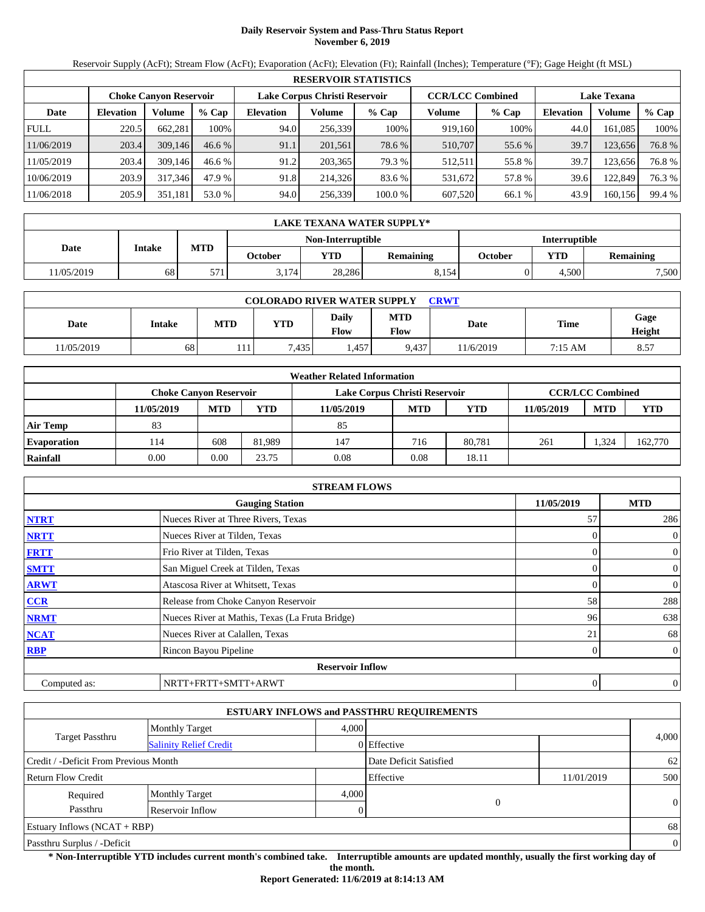# Daily Reservoir System and Pass-Thru Status Report
**November 6, 2019**

Reservoir Supply (AcFt); Stream Flow (AcFt); Evaporation (AcFt); Elevation (Ft); Rainfall (Inches); Temperature (°F); Gage Height (ft MSL)

| RESERVOIR STATISTICS | | | | | | | | | | | |
|---|---|---|---|---|---|---|---|---|---|---|---|
| | Choke Canyon Reservoir | | | Lake Corpus Christi Reservoir | | | CCR/LCC Combined | | Lake Texana | | |
| Date | Elevation | Volume | % Cap | Elevation | Volume | % Cap | Volume | % Cap | Elevation | Volume | % Cap |
| FULL | 220.5 | 662,281 | 100% | 94.0 | 256,339 | 100% | 919,160 | 100% | 44.0 | 161,085 | 100% |
| 11/06/2019 | 203.4 | 309,146 | 46.6 % | 91.1 | 201,561 | 78.6 % | 510,707 | 55.6 % | 39.7 | 123,656 | 76.8 % |
| 11/05/2019 | 203.4 | 309,146 | 46.6 % | 91.2 | 203,365 | 79.3 % | 512,511 | 55.8 % | 39.7 | 123,656 | 76.8 % |
| 10/06/2019 | 203.9 | 317,346 | 47.9 % | 91.8 | 214,326 | 83.6 % | 531,672 | 57.8 % | 39.6 | 122,849 | 76.3 % |
| 11/06/2018 | 205.9 | 351,181 | 53.0 % | 94.0 | 256,339 | 100.0 % | 607,520 | 66.1 % | 43.9 | 160,156 | 99.4 % |

| LAKE TEXANA WATER SUPPLY* | | | | | | | | |
|---|---|---|---|---|---|---|---|---|
| Date | Intake | MTD | Non-Interruptible | | | Interruptible | | |
| | | | October | YTD | Remaining | October | YTD | Remaining |
| 11/05/2019 | 68 | 571 | 3,174 | 28,286 | 8,154 | 0 | 4,500 | 7,500 |

| COLORADO RIVER WATER SUPPLY CRWT | | | | | | | | |
|---|---|---|---|---|---|---|---|---|
| Date | Intake | MTD | YTD | Daily Flow | MTD Flow | Date | Time | Gage Height |
| 11/05/2019 | 68 | 111 | 7,435 | 1,457 | 9,437 | 11/6/2019 | 7:15 AM | 8.57 |

| Weather Related Information | | | | | | | | | |
|---|---|---|---|---|---|---|---|---|---|
| | Choke Canyon Reservoir | | | Lake Corpus Christi Reservoir | | | CCR/LCC Combined | | |
| | 11/05/2019 | MTD | YTD | 11/05/2019 | MTD | YTD | 11/05/2019 | MTD | YTD |
| Air Temp | 83 | | | 85 | | | | | |
| Evaporation | 114 | 608 | 81,989 | 147 | 716 | 80,781 | 261 | 1,324 | 162,770 |
| Rainfall | 0.00 | 0.00 | 23.75 | 0.08 | 0.08 | 18.11 | | | |

| STREAM FLOWS | | | |
|---|---|---|---|
| | Gauging Station | 11/05/2019 | MTD |
| NTRT | Nueces River at Three Rivers, Texas | 57 | 286 |
| NRTT | Nueces River at Tilden, Texas | 0 | 0 |
| FRTT | Frio River at Tilden, Texas | 0 | 0 |
| SMTT | San Miguel Creek at Tilden, Texas | 0 | 0 |
| ARWT | Atascosa River at Whitsett, Texas | 0 | 0 |
| CCR | Release from Choke Canyon Reservoir | 58 | 288 |
| NRMT | Nueces River at Mathis, Texas (La Fruta Bridge) | 96 | 638 |
| NCAT | Nueces River at Calallen, Texas | 21 | 68 |
| RBP | Rincon Bayou Pipeline | 0 | 0 |
| | **Reservoir Inflow** | | |
| Computed as: | NRTT+FRTT+SMTT+ARWT | 0 | 0 |

| ESTUARY INFLOWS and PASSTHRU REQUIREMENTS | | | | | |
|---|---|---|---|---|---|
| Target Passthru | Monthly Target | 4,000 | | | 4,000 |
| | Salinity Relief Credit | 0 | Effective | | |
| Credit / -Deficit From Previous Month | | | Date Deficit Satisfied | | 62 |
| Return Flow Credit | | | Effective | 11/01/2019 | 500 |
| Required Passthru | Monthly Target | 4,000 | 0 | | 0 |
| | Reservoir Inflow | 0 | | | |
| Estuary Inflows (NCAT + RBP) | | | | | 68 |
| Passthru Surplus / -Deficit | | | | | 0 |

**\* Non-Interruptible YTD includes current month's combined take. Interruptible amounts are updated monthly, usually the first working day of the month.**

**Report Generated: 11/6/2019 at 8:14:13 AM**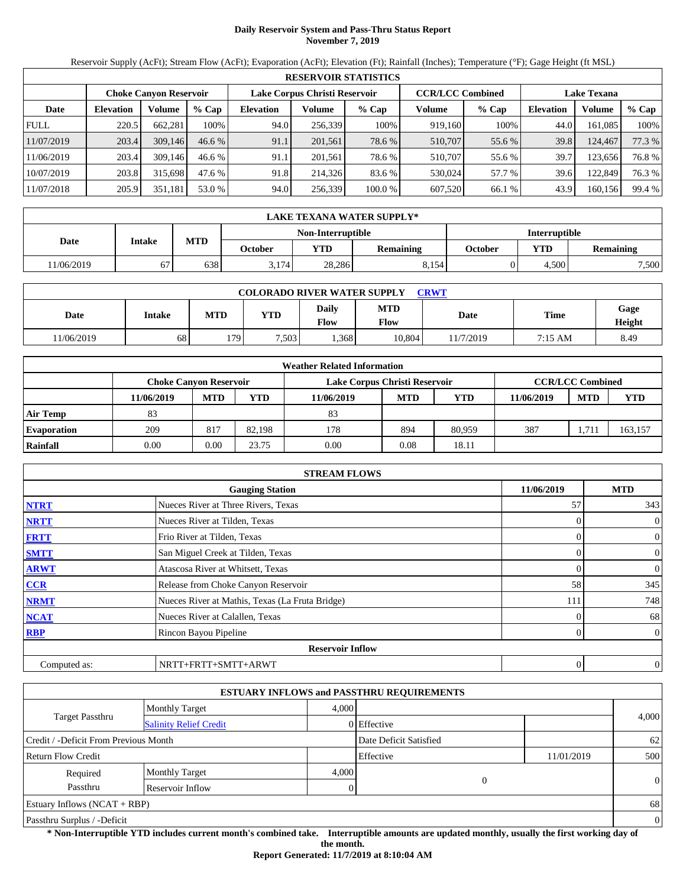# Daily Reservoir System and Pass-Thru Status Report
**November 7, 2019**

Reservoir Supply (AcFt); Stream Flow (AcFt); Evaporation (AcFt); Elevation (Ft); Rainfall (Inches); Temperature (°F); Gage Height (ft MSL)

| RESERVOIR STATISTICS | | | | | | | | | | | |
|---|---|---|---|---|---|---|---|---|---|---|---|
| | Choke Canyon Reservoir | | | Lake Corpus Christi Reservoir | | | CCR/LCC Combined | | Lake Texana | | |
| Date | Elevation | Volume | % Cap | Elevation | Volume | % Cap | Volume | % Cap | Elevation | Volume | % Cap |
| FULL | 220.5 | 662,281 | 100% | 94.0 | 256,339 | 100% | 919,160 | 100% | 44.0 | 161,085 | 100% |
| 11/07/2019 | 203.4 | 309,146 | 46.6 % | 91.1 | 201,561 | 78.6 % | 510,707 | 55.6 % | 39.8 | 124,467 | 77.3 % |
| 11/06/2019 | 203.4 | 309,146 | 46.6 % | 91.1 | 201,561 | 78.6 % | 510,707 | 55.6 % | 39.7 | 123,656 | 76.8 % |
| 10/07/2019 | 203.8 | 315,698 | 47.6 % | 91.8 | 214,326 | 83.6 % | 530,024 | 57.7 % | 39.6 | 122,849 | 76.3 % |
| 11/07/2018 | 205.9 | 351,181 | 53.0 % | 94.0 | 256,339 | 100.0 % | 607,520 | 66.1 % | 43.9 | 160,156 | 99.4 % |

| LAKE TEXANA WATER SUPPLY* | | | | | | | | |
|---|---|---|---|---|---|---|---|---|
| Date | Intake | MTD | Non-Interruptible | | | Interruptible | | |
| | | | October | YTD | Remaining | October | YTD | Remaining |
| 11/06/2019 | 67 | 638 | 3,174 | 28,286 | 8,154 | 0 | 4,500 | 7,500 |

| COLORADO RIVER WATER SUPPLY CRWT | | | | | | | | |
|---|---|---|---|---|---|---|---|---|
| Date | Intake | MTD | YTD | Daily Flow | MTD Flow | Date | Time | Gage Height |
| 11/06/2019 | 68 | 179 | 7,503 | 1,368 | 10,804 | 11/7/2019 | 7:15 AM | 8.49 |

| Weather Related Information | | | | | | | | | |
|---|---|---|---|---|---|---|---|---|---|
| | Choke Canyon Reservoir | | | Lake Corpus Christi Reservoir | | | CCR/LCC Combined | | |
| | 11/06/2019 | MTD | YTD | 11/06/2019 | MTD | YTD | 11/06/2019 | MTD | YTD |
| Air Temp | 83 | | | 83 | | | | | |
| Evaporation | 209 | 817 | 82,198 | 178 | 894 | 80,959 | 387 | 1,711 | 163,157 |
| Rainfall | 0.00 | 0.00 | 23.75 | 0.00 | 0.08 | 18.11 | | | |

| STREAM FLOWS | | | |
|---|---|---|---|
| | Gauging Station | 11/06/2019 | MTD |
| NTRT | Nueces River at Three Rivers, Texas | 57 | 343 |
| NRTT | Nueces River at Tilden, Texas | 0 | 0 |
| FRTT | Frio River at Tilden, Texas | 0 | 0 |
| SMTT | San Miguel Creek at Tilden, Texas | 0 | 0 |
| ARWT | Atascosa River at Whitsett, Texas | 0 | 0 |
| CCR | Release from Choke Canyon Reservoir | 58 | 345 |
| NRMT | Nueces River at Mathis, Texas (La Fruta Bridge) | 111 | 748 |
| NCAT | Nueces River at Calallen, Texas | 0 | 68 |
| RBP | Rincon Bayou Pipeline | 0 | 0 |
| | **Reservoir Inflow** | | |
| Computed as: | NRTT+FRTT+SMTT+ARWT | 0 | 0 |

| ESTUARY INFLOWS and PASSTHRU REQUIREMENTS | | | | | |
|---|---|---|---|---|---|
| Target Passthru | Monthly Target | 4,000 | | | 4,000 |
| | Salinity Relief Credit | 0 | Effective | | |
| Credit / -Deficit From Previous Month | | | Date Deficit Satisfied | | 62 |
| Return Flow Credit | | | Effective | 11/01/2019 | 500 |
| Required Passthru | Monthly Target | 4,000 | 0 | | 0 |
| | Reservoir Inflow | 0 | | | |
| Estuary Inflows (NCAT + RBP) | | | | | 68 |
| Passthru Surplus / -Deficit | | | | | 0 |

**\* Non-Interruptible YTD includes current month's combined take. Interruptible amounts are updated monthly, usually the first working day of the month.**

**Report Generated: 11/7/2019 at 8:10:04 AM**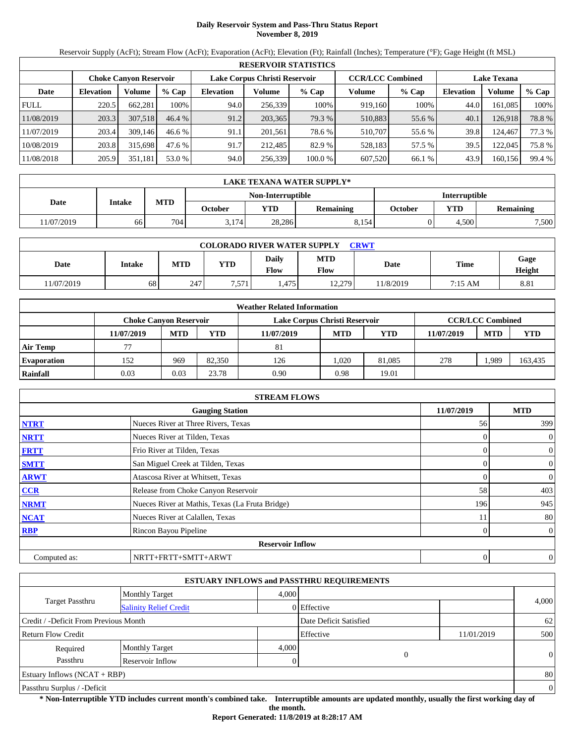# Daily Reservoir System and Pass-Thru Status Report
**November 8, 2019**

Reservoir Supply (AcFt); Stream Flow (AcFt); Evaporation (AcFt); Elevation (Ft); Rainfall (Inches); Temperature (°F); Gage Height (ft MSL)

| RESERVOIR STATISTICS | | | | | | | | | | | |
|---|---|---|---|---|---|---|---|---|---|---|---|
| | Choke Canyon Reservoir | | | Lake Corpus Christi Reservoir | | | CCR/LCC Combined | | Lake Texana | | |
| Date | Elevation | Volume | % Cap | Elevation | Volume | % Cap | Volume | % Cap | Elevation | Volume | % Cap |
| FULL | 220.5 | 662,281 | 100% | 94.0 | 256,339 | 100% | 919,160 | 100% | 44.0 | 161,085 | 100% |
| 11/08/2019 | 203.3 | 307,518 | 46.4 % | 91.2 | 203,365 | 79.3 % | 510,883 | 55.6 % | 40.1 | 126,918 | 78.8 % |
| 11/07/2019 | 203.4 | 309,146 | 46.6 % | 91.1 | 201,561 | 78.6 % | 510,707 | 55.6 % | 39.8 | 124,467 | 77.3 % |
| 10/08/2019 | 203.8 | 315,698 | 47.6 % | 91.7 | 212,485 | 82.9 % | 528,183 | 57.5 % | 39.5 | 122,045 | 75.8 % |
| 11/08/2018 | 205.9 | 351,181 | 53.0 % | 94.0 | 256,339 | 100.0 % | 607,520 | 66.1 % | 43.9 | 160,156 | 99.4 % |

| LAKE TEXANA WATER SUPPLY* | | | | | | | | |
|---|---|---|---|---|---|---|---|---|
| Date | Intake | MTD | Non-Interruptible | | | Interruptible | | |
| | | | October | YTD | Remaining | October | YTD | Remaining |
| 11/07/2019 | 66 | 704 | 3,174 | 28,286 | 8,154 | 0 | 4,500 | 7,500 |

| COLORADO RIVER WATER SUPPLY CRWT | | | | | | | | |
|---|---|---|---|---|---|---|---|---|
| Date | Intake | MTD | YTD | Daily Flow | MTD Flow | Date | Time | Gage Height |
| 11/07/2019 | 68 | 247 | 7,571 | 1,475 | 12,279 | 11/8/2019 | 7:15 AM | 8.81 |

| Weather Related Information | | | | | | | | | |
|---|---|---|---|---|---|---|---|---|---|
| | Choke Canyon Reservoir | | | Lake Corpus Christi Reservoir | | | CCR/LCC Combined | | |
| | 11/07/2019 | MTD | YTD | 11/07/2019 | MTD | YTD | 11/07/2019 | MTD | YTD |
| Air Temp | 77 | | | 81 | | | | | |
| Evaporation | 152 | 969 | 82,350 | 126 | 1,020 | 81,085 | 278 | 1,989 | 163,435 |
| Rainfall | 0.03 | 0.03 | 23.78 | 0.90 | 0.98 | 19.01 | | | |

| STREAM FLOWS | | | |
|---|---|---|---|
| | Gauging Station | 11/07/2019 | MTD |
| NTRT | Nueces River at Three Rivers, Texas | 56 | 399 |
| NRTT | Nueces River at Tilden, Texas | 0 | 0 |
| FRTT | Frio River at Tilden, Texas | 0 | 0 |
| SMTT | San Miguel Creek at Tilden, Texas | 0 | 0 |
| ARWT | Atascosa River at Whitsett, Texas | 0 | 0 |
| CCR | Release from Choke Canyon Reservoir | 58 | 403 |
| NRMT | Nueces River at Mathis, Texas (La Fruta Bridge) | 196 | 945 |
| NCAT | Nueces River at Calallen, Texas | 11 | 80 |
| RBP | Rincon Bayou Pipeline | 0 | 0 |
| **Reservoir Inflow** | | | |
| Computed as: | NRTT+FRTT+SMTT+ARWT | 0 | 0 |

| ESTUARY INFLOWS and PASSTHRU REQUIREMENTS | | | | | |
|---|---|---|---|---|---|
| Target Passthru | Monthly Target | 4,000 | | | 4,000 |
| | Salinity Relief Credit | 0 | Effective | | |
| Credit / -Deficit From Previous Month | | | Date Deficit Satisfied | | 62 |
| Return Flow Credit | | | Effective | 11/01/2019 | 500 |
| Required Passthru | Monthly Target | 4,000 | 0 | | 0 |
| | Reservoir Inflow | 0 | | | |
| Estuary Inflows (NCAT + RBP) | | | | | 80 |
| Passthru Surplus / -Deficit | | | | | 0 |

**\* Non-Interruptible YTD includes current month's combined take. Interruptible amounts are updated monthly, usually the first working day of the month.**

**Report Generated: 11/8/2019 at 8:28:17 AM**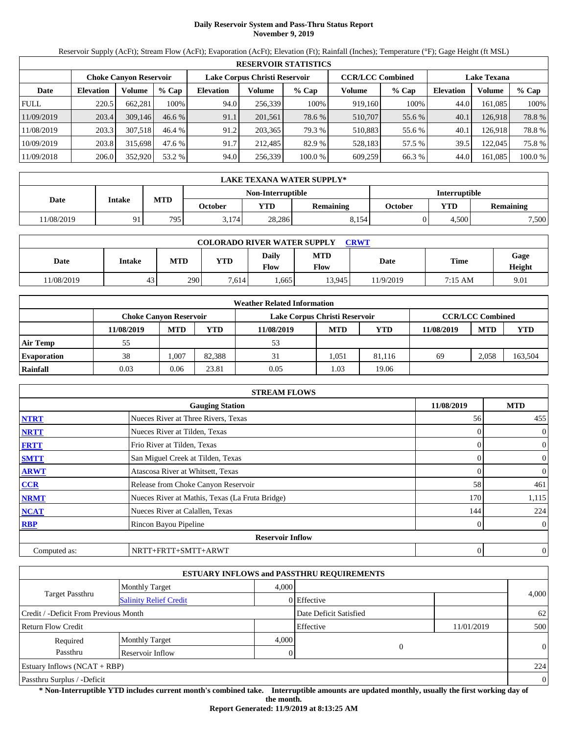# Daily Reservoir System and Pass-Thru Status Report
## November 9, 2019

Reservoir Supply (AcFt); Stream Flow (AcFt); Evaporation (AcFt); Elevation (Ft); Rainfall (Inches); Temperature (°F); Gage Height (ft MSL)

| RESERVOIR STATISTICS | | | | | | | | | | | |
|---|---|---|---|---|---|---|---|---|---|---|---|
| | Choke Canyon Reservoir | | | Lake Corpus Christi Reservoir | | | CCR/LCC Combined | | Lake Texana | | |
| Date | Elevation | Volume | % Cap | Elevation | Volume | % Cap | Volume | % Cap | Elevation | Volume | % Cap |
| FULL | 220.5 | 662,281 | 100% | 94.0 | 256,339 | 100% | 919,160 | 100% | 44.0 | 161,085 | 100% |
| 11/09/2019 | 203.4 | 309,146 | 46.6 % | 91.1 | 201,561 | 78.6 % | 510,707 | 55.6 % | 40.1 | 126,918 | 78.8 % |
| 11/08/2019 | 203.3 | 307,518 | 46.4 % | 91.2 | 203,365 | 79.3 % | 510,883 | 55.6 % | 40.1 | 126,918 | 78.8 % |
| 10/09/2019 | 203.8 | 315,698 | 47.6 % | 91.7 | 212,485 | 82.9 % | 528,183 | 57.5 % | 39.5 | 122,045 | 75.8 % |
| 11/09/2018 | 206.0 | 352,920 | 53.2 % | 94.0 | 256,339 | 100.0 % | 609,259 | 66.3 % | 44.0 | 161,085 | 100.0 % |

| LAKE TEXANA WATER SUPPLY* | | | | | | | | |
|---|---|---|---|---|---|---|---|---|
| Date | Intake | MTD | Non-Interruptible | | | Interruptible | | |
| | | | October | YTD | Remaining | October | YTD | Remaining |
| 11/08/2019 | 91 | 795 | 3,174 | 28,286 | 8,154 | 0 | 4,500 | 7,500 |

| COLORADO RIVER WATER SUPPLY CRWT | | | | | | | | |
|---|---|---|---|---|---|---|---|---|
| Date | Intake | MTD | YTD | Daily Flow | MTD Flow | Date | Time | Gage Height |
| 11/08/2019 | 43 | 290 | 7,614 | 1,665 | 13,945 | 11/9/2019 | 7:15 AM | 9.01 |

| Weather Related Information | | | | | | | | | |
|---|---|---|---|---|---|---|---|---|---|
| | Choke Canyon Reservoir | | | Lake Corpus Christi Reservoir | | | CCR/LCC Combined | | |
| | 11/08/2019 | MTD | YTD | 11/08/2019 | MTD | YTD | 11/08/2019 | MTD | YTD |
| Air Temp | 55 | | | 53 | | | | | |
| Evaporation | 38 | 1,007 | 82,388 | 31 | 1,051 | 81,116 | 69 | 2,058 | 163,504 |
| Rainfall | 0.03 | 0.06 | 23.81 | 0.05 | 1.03 | 19.06 | | | |

| STREAM FLOWS | | | |
|---|---|---|---|
| | Gauging Station | 11/08/2019 | MTD |
| NTRT | Nueces River at Three Rivers, Texas | 56 | 455 |
| NRTT | Nueces River at Tilden, Texas | 0 | 0 |
| FRTT | Frio River at Tilden, Texas | 0 | 0 |
| SMTT | San Miguel Creek at Tilden, Texas | 0 | 0 |
| ARWT | Atascosa River at Whitsett, Texas | 0 | 0 |
| CCR | Release from Choke Canyon Reservoir | 58 | 461 |
| NRMT | Nueces River at Mathis, Texas (La Fruta Bridge) | 170 | 1,115 |
| NCAT | Nueces River at Calallen, Texas | 144 | 224 |
| RBP | Rincon Bayou Pipeline | 0 | 0 |
| | Reservoir Inflow | | |
| Computed as: | NRTT+FRTT+SMTT+ARWT | 0 | 0 |

| ESTUARY INFLOWS and PASSTHRU REQUIREMENTS | | | | | |
|---|---|---|---|---|---|
| Target Passthru | Monthly Target | 4,000 | | | 4,000 |
| | Salinity Relief Credit | 0 | Effective | | |
| Credit / -Deficit From Previous Month | | | Date Deficit Satisfied | | 62 |
| Return Flow Credit | | | Effective | 11/01/2019 | 500 |
| Required Passthru | Monthly Target | 4,000 | 0 | | 0 |
| | Reservoir Inflow | 0 | | | |
| Estuary Inflows (NCAT + RBP) | | | | | 224 |
| Passthru Surplus / -Deficit | | | | | 0 |

**\* Non-Interruptible YTD includes current month's combined take. Interruptible amounts are updated monthly, usually the first working day of the month.**

**Report Generated: 11/9/2019 at 8:13:25 AM**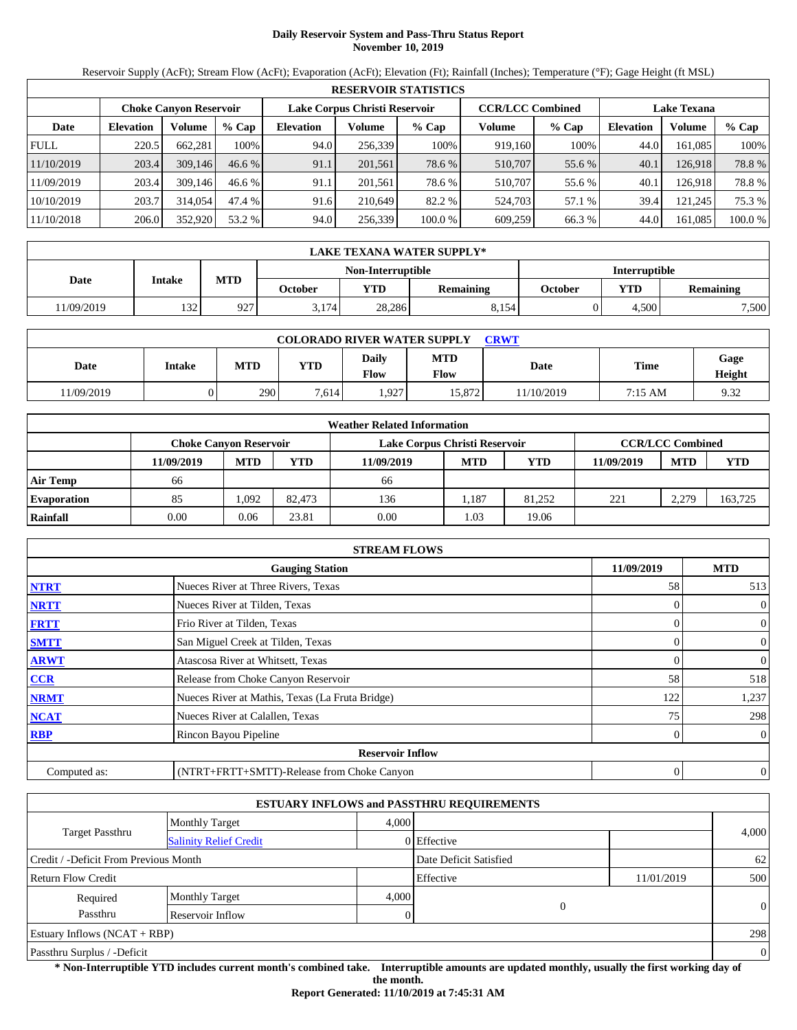# Daily Reservoir System and Pass-Thru Status Report
## November 10, 2019

Reservoir Supply (AcFt); Stream Flow (AcFt); Evaporation (AcFt); Elevation (Ft); Rainfall (Inches); Temperature (°F); Gage Height (ft MSL)

| RESERVOIR STATISTICS | | | | | | | | | | | |
|---|---|---|---|---|---|---|---|---|---|---|---|
| | Choke Canyon Reservoir | | | Lake Corpus Christi Reservoir | | | CCR/LCC Combined | | Lake Texana | | |
| Date | Elevation | Volume | % Cap | Elevation | Volume | % Cap | Volume | % Cap | Elevation | Volume | % Cap |
| FULL | 220.5 | 662,281 | 100% | 94.0 | 256,339 | 100% | 919,160 | 100% | 44.0 | 161,085 | 100% |
| 11/10/2019 | 203.4 | 309,146 | 46.6 % | 91.1 | 201,561 | 78.6 % | 510,707 | 55.6 % | 40.1 | 126,918 | 78.8 % |
| 11/09/2019 | 203.4 | 309,146 | 46.6 % | 91.1 | 201,561 | 78.6 % | 510,707 | 55.6 % | 40.1 | 126,918 | 78.8 % |
| 10/10/2019 | 203.7 | 314,054 | 47.4 % | 91.6 | 210,649 | 82.2 % | 524,703 | 57.1 % | 39.4 | 121,245 | 75.3 % |
| 11/10/2018 | 206.0 | 352,920 | 53.2 % | 94.0 | 256,339 | 100.0 % | 609,259 | 66.3 % | 44.0 | 161,085 | 100.0 % |

| LAKE TEXANA WATER SUPPLY* | | | | | | | | |
|---|---|---|---|---|---|---|---|---|
| Date | Intake | MTD | Non-Interruptible | | | Interruptible | | |
| | | | October | YTD | Remaining | October | YTD | Remaining |
| 11/09/2019 | 132 | 927 | 3,174 | 28,286 | 8,154 | 0 | 4,500 | 7,500 |

| COLORADO RIVER WATER SUPPLY CRWT | | | | | | | | |
|---|---|---|---|---|---|---|---|---|
| Date | Intake | MTD | YTD | Daily Flow | MTD Flow | Date | Time | Gage Height |
| 11/09/2019 | 0 | 290 | 7,614 | 1,927 | 15,872 | 11/10/2019 | 7:15 AM | 9.32 |

| Weather Related Information | | | | | | | | | |
|---|---|---|---|---|---|---|---|---|---|
| | Choke Canyon Reservoir | | | Lake Corpus Christi Reservoir | | | CCR/LCC Combined | | |
| | 11/09/2019 | MTD | YTD | 11/09/2019 | MTD | YTD | 11/09/2019 | MTD | YTD |
| Air Temp | 66 | | | 66 | | | | | |
| Evaporation | 85 | 1,092 | 82,473 | 136 | 1,187 | 81,252 | 221 | 2,279 | 163,725 |
| Rainfall | 0.00 | 0.06 | 23.81 | 0.00 | 1.03 | 19.06 | | | |

| STREAM FLOWS | | | |
|---|---|---|---|
| | Gauging Station | 11/09/2019 | MTD |
| NTRT | Nueces River at Three Rivers, Texas | 58 | 513 |
| NRTT | Nueces River at Tilden, Texas | 0 | 0 |
| FRTT | Frio River at Tilden, Texas | 0 | 0 |
| SMTT | San Miguel Creek at Tilden, Texas | 0 | 0 |
| ARWT | Atascosa River at Whitsett, Texas | 0 | 0 |
| CCR | Release from Choke Canyon Reservoir | 58 | 518 |
| NRMT | Nueces River at Mathis, Texas (La Fruta Bridge) | 122 | 1,237 |
| NCAT | Nueces River at Calallen, Texas | 75 | 298 |
| RBP | Rincon Bayou Pipeline | 0 | 0 |
| **Reservoir Inflow** | | | |
| Computed as: | (NTRT+FRTT+SMTT)-Release from Choke Canyon | 0 | 0 |

| ESTUARY INFLOWS and PASSTHRU REQUIREMENTS | | | | | |
|---|---|---|---|---|---|
| Target Passthru | Monthly Target | 4,000 | | | 4,000 |
| | Salinity Relief Credit | 0 | Effective | | |
| Credit / -Deficit From Previous Month | | | Date Deficit Satisfied | | 62 |
| Return Flow Credit | | | Effective | 11/01/2019 | 500 |
| Required Passthru | Monthly Target | 4,000 | 0 | | 0 |
| | Reservoir Inflow | 0 | | | |
| Estuary Inflows (NCAT + RBP) | | | | | 298 |
| Passthru Surplus / -Deficit | | | | | 0 |

**\* Non-Interruptible YTD includes current month's combined take. Interruptible amounts are updated monthly, usually the first working day of the month.**

**Report Generated: 11/10/2019 at 7:45:31 AM**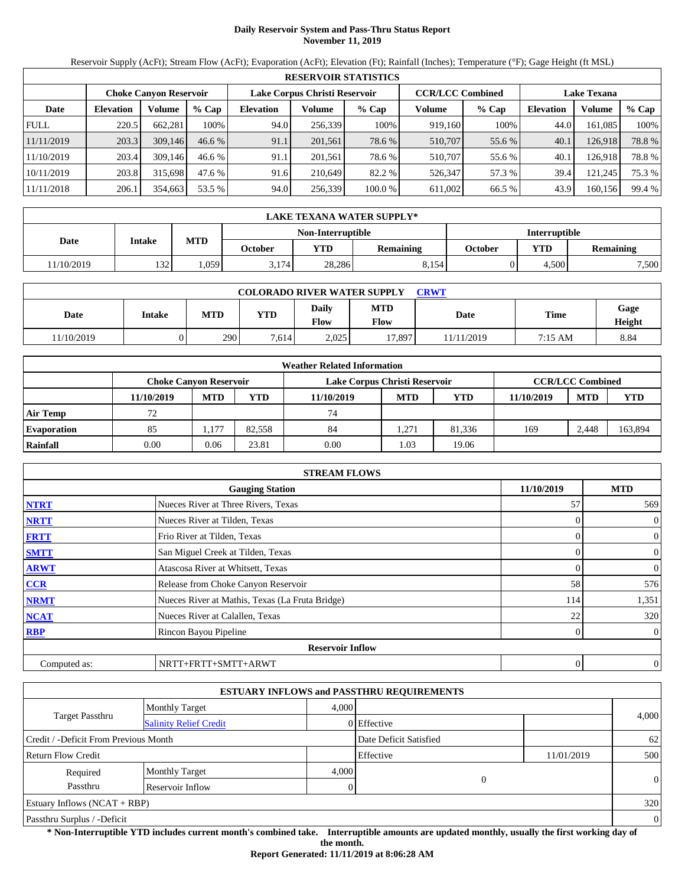# Daily Reservoir System and Pass-Thru Status Report
**November 11, 2019**

Reservoir Supply (AcFt); Stream Flow (AcFt); Evaporation (AcFt); Elevation (Ft); Rainfall (Inches); Temperature (°F); Gage Height (ft MSL)

| RESERVOIR STATISTICS | | | | | | | | | | | |
|---|---|---|---|---|---|---|---|---|---|---|---|
| | Choke Canyon Reservoir | | | Lake Corpus Christi Reservoir | | | CCR/LCC Combined | | Lake Texana | | |
| Date | Elevation | Volume | % Cap | Elevation | Volume | % Cap | Volume | % Cap | Elevation | Volume | % Cap |
| FULL | 220.5 | 662,281 | 100% | 94.0 | 256,339 | 100% | 919,160 | 100% | 44.0 | 161,085 | 100% |
| 11/11/2019 | 203.3 | 309,146 | 46.6 % | 91.1 | 201,561 | 78.6 % | 510,707 | 55.6 % | 40.1 | 126,918 | 78.8 % |
| 11/10/2019 | 203.4 | 309,146 | 46.6 % | 91.1 | 201,561 | 78.6 % | 510,707 | 55.6 % | 40.1 | 126,918 | 78.8 % |
| 10/11/2019 | 203.8 | 315,698 | 47.6 % | 91.6 | 210,649 | 82.2 % | 526,347 | 57.3 % | 39.4 | 121,245 | 75.3 % |
| 11/11/2018 | 206.1 | 354,663 | 53.5 % | 94.0 | 256,339 | 100.0 % | 611,002 | 66.5 % | 43.9 | 160,156 | 99.4 % |

| LAKE TEXANA WATER SUPPLY* | | | | | | | | |
|---|---|---|---|---|---|---|---|---|
| Date | Intake | MTD | Non-Interruptible | | | Interruptible | | |
| | | | October | YTD | Remaining | October | YTD | Remaining |
| 11/10/2019 | 132 | 1,059 | 3,174 | 28,286 | 8,154 | 0 | 4,500 | 7,500 |

| COLORADO RIVER WATER SUPPLY CRWT | | | | | | | | |
|---|---|---|---|---|---|---|---|---|
| Date | Intake | MTD | YTD | Daily Flow | MTD Flow | Date | Time | Gage Height |
| 11/10/2019 | 0 | 290 | 7,614 | 2,025 | 17,897 | 11/11/2019 | 7:15 AM | 8.84 |

| Weather Related Information | | | | | | | | | |
|---|---|---|---|---|---|---|---|---|---|
| | Choke Canyon Reservoir | | | Lake Corpus Christi Reservoir | | | CCR/LCC Combined | | |
| | 11/10/2019 | MTD | YTD | 11/10/2019 | MTD | YTD | 11/10/2019 | MTD | YTD |
| Air Temp | 72 | | | 74 | | | | | |
| Evaporation | 85 | 1,177 | 82,558 | 84 | 1,271 | 81,336 | 169 | 2,448 | 163,894 |
| Rainfall | 0.00 | 0.06 | 23.81 | 0.00 | 1.03 | 19.06 | | | |

| STREAM FLOWS | | | |
|---|---|---|---|
| | Gauging Station | 11/10/2019 | MTD |
| NTRT | Nueces River at Three Rivers, Texas | 57 | 569 |
| NRTT | Nueces River at Tilden, Texas | 0 | 0 |
| FRTT | Frio River at Tilden, Texas | 0 | 0 |
| SMTT | San Miguel Creek at Tilden, Texas | 0 | 0 |
| ARWT | Atascosa River at Whitsett, Texas | 0 | 0 |
| CCR | Release from Choke Canyon Reservoir | 58 | 576 |
| NRMT | Nueces River at Mathis, Texas (La Fruta Bridge) | 114 | 1,351 |
| NCAT | Nueces River at Calallen, Texas | 22 | 320 |
| RBP | Rincon Bayou Pipeline | 0 | 0 |
| **Reservoir Inflow** | | | |
| Computed as: | NRTT+FRTT+SMTT+ARWT | 0 | 0 |

| ESTUARY INFLOWS and PASSTHRU REQUIREMENTS | | | | | |
|---|---|---|---|---|---|
| Target Passthru | Monthly Target | 4,000 | | | 4,000 |
| | Salinity Relief Credit | 0 | Effective | | |
| Credit / -Deficit From Previous Month | | | Date Deficit Satisfied | | 62 |
| Return Flow Credit | | | Effective | 11/01/2019 | 500 |
| Required Passthru | Monthly Target | 4,000 | 0 | | 0 |
| | Reservoir Inflow | 0 | | | |
| Estuary Inflows (NCAT + RBP) | | | | | 320 |
| Passthru Surplus / -Deficit | | | | | 0 |

**\* Non-Interruptible YTD includes current month's combined take. Interruptible amounts are updated monthly, usually the first working day of the month.**

**Report Generated: 11/11/2019 at 8:06:28 AM**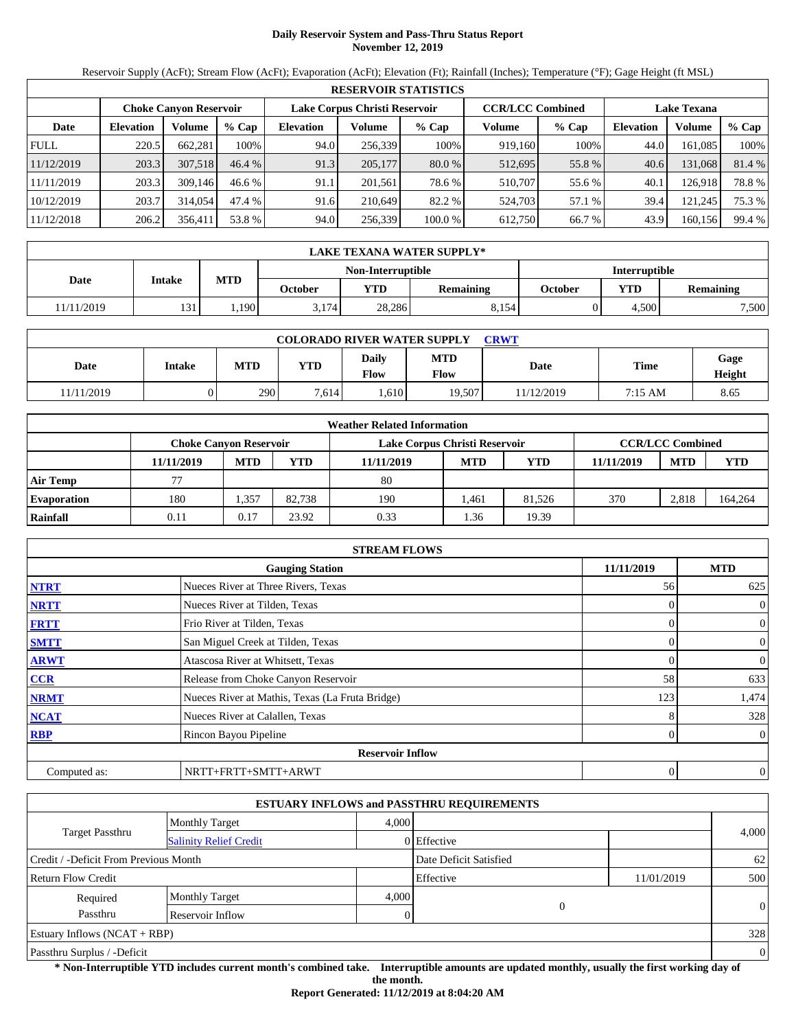# Daily Reservoir System and Pass-Thru Status Report
## November 12, 2019

Reservoir Supply (AcFt); Stream Flow (AcFt); Evaporation (AcFt); Elevation (Ft); Rainfall (Inches); Temperature (°F); Gage Height (ft MSL)

| RESERVOIR STATISTICS | | | | | | | | | | | |
|---|---|---|---|---|---|---|---|---|---|---|---|
| | Choke Canyon Reservoir | | | Lake Corpus Christi Reservoir | | | CCR/LCC Combined | | Lake Texana | | |
| Date | Elevation | Volume | % Cap | Elevation | Volume | % Cap | Volume | % Cap | Elevation | Volume | % Cap |
| FULL | 220.5 | 662,281 | 100% | 94.0 | 256,339 | 100% | 919,160 | 100% | 44.0 | 161,085 | 100% |
| 11/12/2019 | 203.3 | 307,518 | 46.4 % | 91.3 | 205,177 | 80.0 % | 512,695 | 55.8 % | 40.6 | 131,068 | 81.4 % |
| 11/11/2019 | 203.3 | 309,146 | 46.6 % | 91.1 | 201,561 | 78.6 % | 510,707 | 55.6 % | 40.1 | 126,918 | 78.8 % |
| 10/12/2019 | 203.7 | 314,054 | 47.4 % | 91.6 | 210,649 | 82.2 % | 524,703 | 57.1 % | 39.4 | 121,245 | 75.3 % |
| 11/12/2018 | 206.2 | 356,411 | 53.8 % | 94.0 | 256,339 | 100.0 % | 612,750 | 66.7 % | 43.9 | 160,156 | 99.4 % |

| LAKE TEXANA WATER SUPPLY* | | | | | | | | |
|---|---|---|---|---|---|---|---|---|
| Date | Intake | MTD | Non-Interruptible | | | Interruptible | | |
| | | | October | YTD | Remaining | October | YTD | Remaining |
| 11/11/2019 | 131 | 1,190 | 3,174 | 28,286 | 8,154 | 0 | 4,500 | 7,500 |

| COLORADO RIVER WATER SUPPLY CRWT | | | | | | | | |
|---|---|---|---|---|---|---|---|---|
| Date | Intake | MTD | YTD | Daily Flow | MTD Flow | Date | Time | Gage Height |
| 11/11/2019 | 0 | 290 | 7,614 | 1,610 | 19,507 | 11/12/2019 | 7:15 AM | 8.65 |

| Weather Related Information | | | | | | | | | |
|---|---|---|---|---|---|---|---|---|---|
| | Choke Canyon Reservoir | | | Lake Corpus Christi Reservoir | | | CCR/LCC Combined | | |
| | 11/11/2019 | MTD | YTD | 11/11/2019 | MTD | YTD | 11/11/2019 | MTD | YTD |
| Air Temp | 77 | | | 80 | | | | | |
| Evaporation | 180 | 1,357 | 82,738 | 190 | 1,461 | 81,526 | 370 | 2,818 | 164,264 |
| Rainfall | 0.11 | 0.17 | 23.92 | 0.33 | 1.36 | 19.39 | | | |

| STREAM FLOWS | | | |
|---|---|---|---|
| | Gauging Station | 11/11/2019 | MTD |
| NTRT | Nueces River at Three Rivers, Texas | 56 | 625 |
| NRTT | Nueces River at Tilden, Texas | 0 | 0 |
| FRTT | Frio River at Tilden, Texas | 0 | 0 |
| SMTT | San Miguel Creek at Tilden, Texas | 0 | 0 |
| ARWT | Atascosa River at Whitsett, Texas | 0 | 0 |
| CCR | Release from Choke Canyon Reservoir | 58 | 633 |
| NRMT | Nueces River at Mathis, Texas (La Fruta Bridge) | 123 | 1,474 |
| NCAT | Nueces River at Calallen, Texas | 8 | 328 |
| RBP | Rincon Bayou Pipeline | 0 | 0 |
| | Reservoir Inflow | | |
| Computed as: | NRTT+FRTT+SMTT+ARWT | 0 | 0 |

| ESTUARY INFLOWS and PASSTHRU REQUIREMENTS | | | | | |
|---|---|---|---|---|---|
| Target Passthru | Monthly Target | 4,000 | | | 4,000 |
| | Salinity Relief Credit | 0 | Effective | | |
| Credit / -Deficit From Previous Month | | | Date Deficit Satisfied | | 62 |
| Return Flow Credit | | | Effective | 11/01/2019 | 500 |
| Required Passthru | Monthly Target | 4,000 | 0 | | 0 |
| | Reservoir Inflow | 0 | | | |
| Estuary Inflows (NCAT + RBP) | | | | | 328 |
| Passthru Surplus / -Deficit | | | | | 0 |

**\* Non-Interruptible YTD includes current month's combined take. Interruptible amounts are updated monthly, usually the first working day of the month.**

**Report Generated: 11/12/2019 at 8:04:20 AM**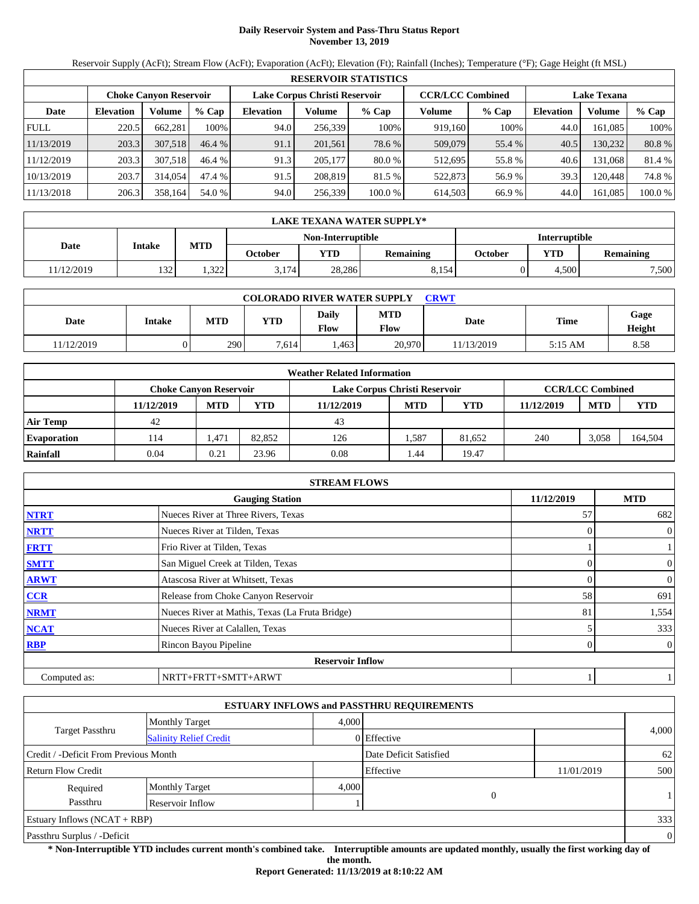# Daily Reservoir System and Pass-Thru Status Report
## November 13, 2019

Reservoir Supply (AcFt); Stream Flow (AcFt); Evaporation (AcFt); Elevation (Ft); Rainfall (Inches); Temperature (°F); Gage Height (ft MSL)

| RESERVOIR STATISTICS | | | | | | | | | | |
|---|---|---|---|---|---|---|---|---|---|---|
| | Choke Canyon Reservoir | | | Lake Corpus Christi Reservoir | | | CCR/LCC Combined | | Lake Texana | | |
| Date | Elevation | Volume | % Cap | Elevation | Volume | % Cap | Volume | % Cap | Elevation | Volume | % Cap |
| FULL | 220.5 | 662,281 | 100% | 94.0 | 256,339 | 100% | 919,160 | 100% | 44.0 | 161,085 | 100% |
| 11/13/2019 | 203.3 | 307,518 | 46.4 % | 91.1 | 201,561 | 78.6 % | 509,079 | 55.4 % | 40.5 | 130,232 | 80.8 % |
| 11/12/2019 | 203.3 | 307,518 | 46.4 % | 91.3 | 205,177 | 80.0 % | 512,695 | 55.8 % | 40.6 | 131,068 | 81.4 % |
| 10/13/2019 | 203.7 | 314,054 | 47.4 % | 91.5 | 208,819 | 81.5 % | 522,873 | 56.9 % | 39.3 | 120,448 | 74.8 % |
| 11/13/2018 | 206.3 | 358,164 | 54.0 % | 94.0 | 256,339 | 100.0 % | 614,503 | 66.9 % | 44.0 | 161,085 | 100.0 % |

| LAKE TEXANA WATER SUPPLY* | | | | | | | | |
|---|---|---|---|---|---|---|---|---|
| Date | Intake | MTD | Non-Interruptible | | | Interruptible | | |
| | | | October | YTD | Remaining | October | YTD | Remaining |
| 11/12/2019 | 132 | 1,322 | 3,174 | 28,286 | 8,154 | 0 | 4,500 | 7,500 |

| COLORADO RIVER WATER SUPPLY CRWT | | | | | | | | |
|---|---|---|---|---|---|---|---|---|
| Date | Intake | MTD | YTD | Daily Flow | MTD Flow | Date | Time | Gage Height |
| 11/12/2019 | 0 | 290 | 7,614 | 1,463 | 20,970 | 11/13/2019 | 5:15 AM | 8.58 |

| Weather Related Information | | | | | | | | | |
|---|---|---|---|---|---|---|---|---|---|
| | Choke Canyon Reservoir | | | Lake Corpus Christi Reservoir | | | CCR/LCC Combined | | |
| | 11/12/2019 | MTD | YTD | 11/12/2019 | MTD | YTD | 11/12/2019 | MTD | YTD |
| Air Temp | 42 | | | 43 | | | | | |
| Evaporation | 114 | 1,471 | 82,852 | 126 | 1,587 | 81,652 | 240 | 3,058 | 164,504 |
| Rainfall | 0.04 | 0.21 | 23.96 | 0.08 | 1.44 | 19.47 | | | |

| STREAM FLOWS | | | |
|---|---|---|---|
| | Gauging Station | 11/12/2019 | MTD |
| NTRT | Nueces River at Three Rivers, Texas | 57 | 682 |
| NRTT | Nueces River at Tilden, Texas | 0 | 0 |
| FRTT | Frio River at Tilden, Texas | 1 | 1 |
| SMTT | San Miguel Creek at Tilden, Texas | 0 | 0 |
| ARWT | Atascosa River at Whitsett, Texas | 0 | 0 |
| CCR | Release from Choke Canyon Reservoir | 58 | 691 |
| NRMT | Nueces River at Mathis, Texas (La Fruta Bridge) | 81 | 1,554 |
| NCAT | Nueces River at Calallen, Texas | 5 | 333 |
| RBP | Rincon Bayou Pipeline | 0 | 0 |
| | Reservoir Inflow | | |
| Computed as: | NRTT+FRTT+SMTT+ARWT | 1 | 1 |

| ESTUARY INFLOWS and PASSTHRU REQUIREMENTS | | | | | |
|---|---|---|---|---|---|
| Target Passthru | Monthly Target | 4,000 | | | 4,000 |
| | Salinity Relief Credit | 0 | Effective | | |
| Credit / -Deficit From Previous Month | | | Date Deficit Satisfied | | 62 |
| Return Flow Credit | | | Effective | 11/01/2019 | 500 |
| Required Passthru | Monthly Target | 4,000 | 0 | | 1 |
| | Reservoir Inflow | 1 | | | |
| Estuary Inflows (NCAT + RBP) | | | | | 333 |
| Passthru Surplus / -Deficit | | | | | 0 |

**\* Non-Interruptible YTD includes current month's combined take. Interruptible amounts are updated monthly, usually the first working day of the month.**

**Report Generated: 11/13/2019 at 8:10:22 AM**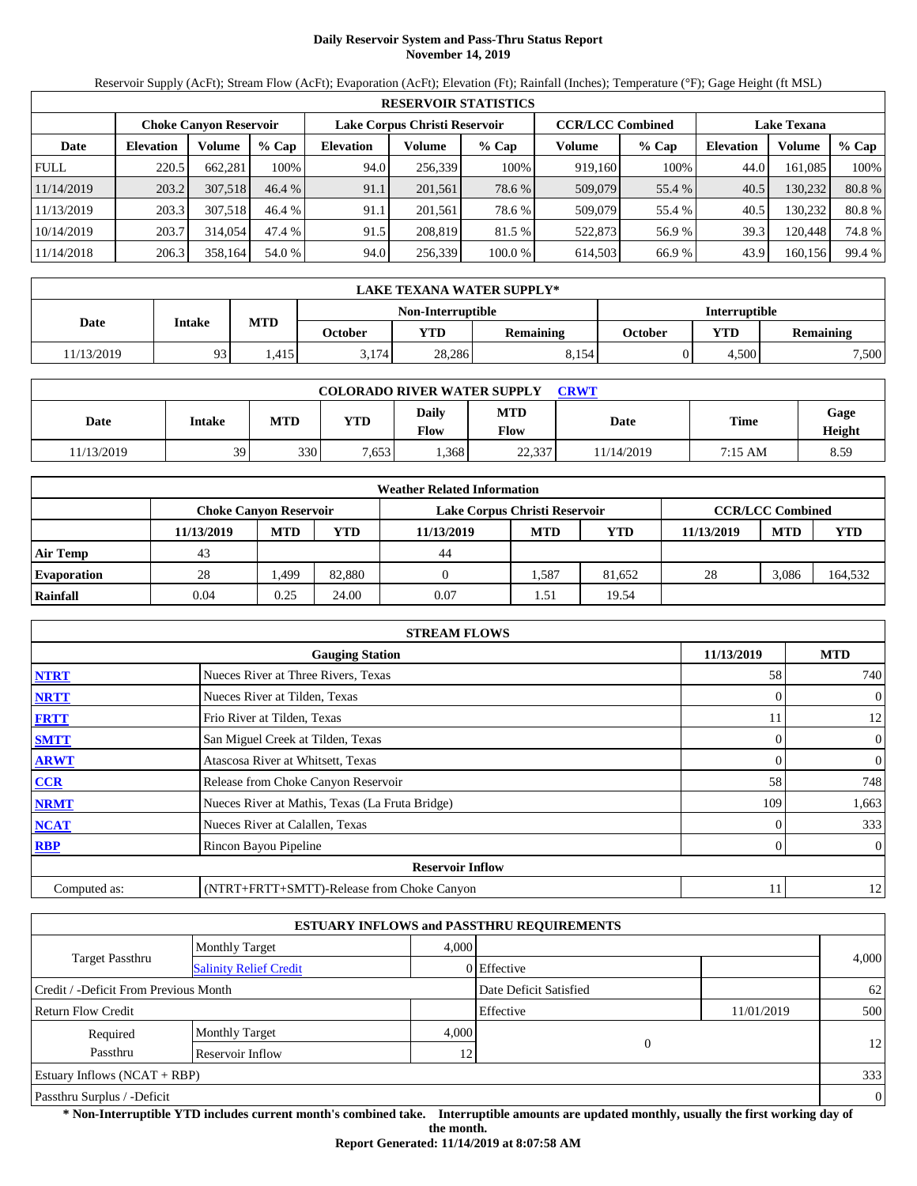# Daily Reservoir System and Pass-Thru Status Report
## November 14, 2019

Reservoir Supply (AcFt); Stream Flow (AcFt); Evaporation (AcFt); Elevation (Ft); Rainfall (Inches); Temperature (°F); Gage Height (ft MSL)

| RESERVOIR STATISTICS | | | | | | | | | | | |
|---|---|---|---|---|---|---|---|---|---|---|---|
| | Choke Canyon Reservoir | | | Lake Corpus Christi Reservoir | | | CCR/LCC Combined | | Lake Texana | | |
| Date | Elevation | Volume | % Cap | Elevation | Volume | % Cap | Volume | % Cap | Elevation | Volume | % Cap |
| FULL | 220.5 | 662,281 | 100% | 94.0 | 256,339 | 100% | 919,160 | 100% | 44.0 | 161,085 | 100% |
| 11/14/2019 | 203.2 | 307,518 | 46.4 % | 91.1 | 201,561 | 78.6 % | 509,079 | 55.4 % | 40.5 | 130,232 | 80.8 % |
| 11/13/2019 | 203.3 | 307,518 | 46.4 % | 91.1 | 201,561 | 78.6 % | 509,079 | 55.4 % | 40.5 | 130,232 | 80.8 % |
| 10/14/2019 | 203.7 | 314,054 | 47.4 % | 91.5 | 208,819 | 81.5 % | 522,873 | 56.9 % | 39.3 | 120,448 | 74.8 % |
| 11/14/2018 | 206.3 | 358,164 | 54.0 % | 94.0 | 256,339 | 100.0 % | 614,503 | 66.9 % | 43.9 | 160,156 | 99.4 % |

| LAKE TEXANA WATER SUPPLY* | | | | | | | | |
|---|---|---|---|---|---|---|---|---|
| Date | Intake | MTD | Non-Interruptible | | | Interruptible | | |
| | | | October | YTD | Remaining | October | YTD | Remaining |
| 11/13/2019 | 93 | 1,415 | 3,174 | 28,286 | 8,154 | 0 | 4,500 | 7,500 |

| COLORADO RIVER WATER SUPPLY CRWT | | | | | | | | |
|---|---|---|---|---|---|---|---|---|
| Date | Intake | MTD | YTD | Daily Flow | MTD Flow | Date | Time | Gage Height |
| 11/13/2019 | 39 | 330 | 7,653 | 1,368 | 22,337 | 11/14/2019 | 7:15 AM | 8.59 |

| Weather Related Information | | | | | | | | | |
|---|---|---|---|---|---|---|---|---|---|
| | Choke Canyon Reservoir | | | Lake Corpus Christi Reservoir | | | CCR/LCC Combined | | |
| | 11/13/2019 | MTD | YTD | 11/13/2019 | MTD | YTD | 11/13/2019 | MTD | YTD |
| Air Temp | 43 | | | 44 | | | | | |
| Evaporation | 28 | 1,499 | 82,880 | 0 | 1,587 | 81,652 | 28 | 3,086 | 164,532 |
| Rainfall | 0.04 | 0.25 | 24.00 | 0.07 | 1.51 | 19.54 | | | |

| STREAM FLOWS | | | |
|---|---|---|---|
| | Gauging Station | 11/13/2019 | MTD |
| NTRT | Nueces River at Three Rivers, Texas | 58 | 740 |
| NRTT | Nueces River at Tilden, Texas | 0 | 0 |
| FRTT | Frio River at Tilden, Texas | 11 | 12 |
| SMTT | San Miguel Creek at Tilden, Texas | 0 | 0 |
| ARWT | Atascosa River at Whitsett, Texas | 0 | 0 |
| CCR | Release from Choke Canyon Reservoir | 58 | 748 |
| NRMT | Nueces River at Mathis, Texas (La Fruta Bridge) | 109 | 1,663 |
| NCAT | Nueces River at Calallen, Texas | 0 | 333 |
| RBP | Rincon Bayou Pipeline | 0 | 0 |
| | Reservoir Inflow | | |
| Computed as: | (NTRT+FRTT+SMTT)-Release from Choke Canyon | 11 | 12 |

| ESTUARY INFLOWS and PASSTHRU REQUIREMENTS | | | | | |
|---|---|---|---|---|---|
| Target Passthru | Monthly Target | 4,000 | | | 4,000 |
| | Salinity Relief Credit | 0 | Effective | | |
| Credit / -Deficit From Previous Month | | | Date Deficit Satisfied | | 62 |
| Return Flow Credit | | | Effective | 11/01/2019 | 500 |
| Required Passthru | Monthly Target | 4,000 | 0 | | 12 |
| | Reservoir Inflow | 12 | | | |
| Estuary Inflows (NCAT + RBP) | | | | | 333 |
| Passthru Surplus / -Deficit | | | | | 0 |

**\* Non-Interruptible YTD includes current month's combined take. Interruptible amounts are updated monthly, usually the first working day of the month.**

**Report Generated: 11/14/2019 at 8:07:58 AM**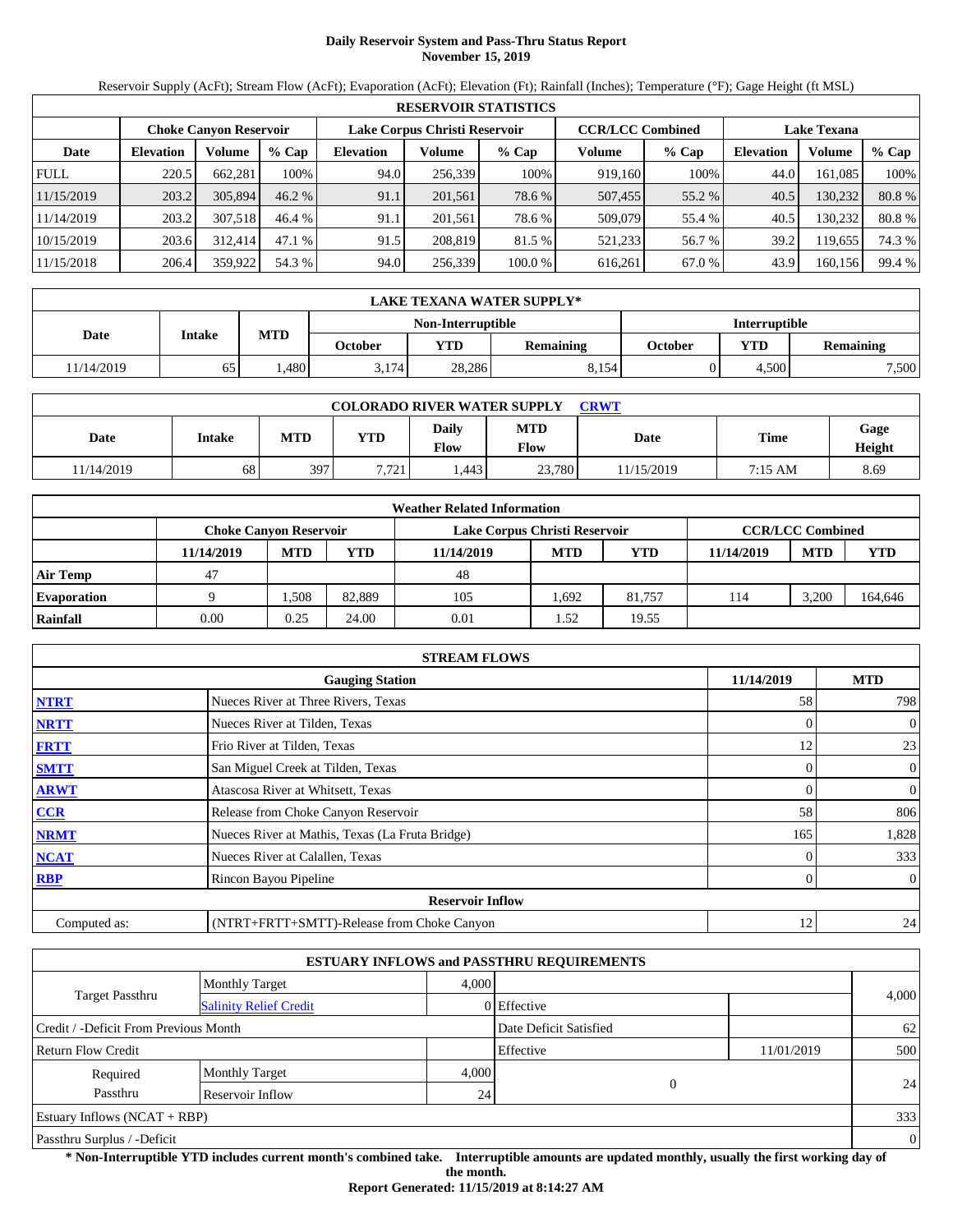# Daily Reservoir System and Pass-Thru Status Report
**November 15, 2019**

Reservoir Supply (AcFt); Stream Flow (AcFt); Evaporation (AcFt); Elevation (Ft); Rainfall (Inches); Temperature (°F); Gage Height (ft MSL)

| RESERVOIR STATISTICS | | | | | | | | | | | |
|---|---|---|---|---|---|---|---|---|---|---|---|
| | Choke Canyon Reservoir | | | Lake Corpus Christi Reservoir | | | CCR/LCC Combined | | Lake Texana | | |
| Date | Elevation | Volume | % Cap | Elevation | Volume | % Cap | Volume | % Cap | Elevation | Volume | % Cap |
| FULL | 220.5 | 662,281 | 100% | 94.0 | 256,339 | 100% | 919,160 | 100% | 44.0 | 161,085 | 100% |
| 11/15/2019 | 203.2 | 305,894 | 46.2 % | 91.1 | 201,561 | 78.6 % | 507,455 | 55.2 % | 40.5 | 130,232 | 80.8 % |
| 11/14/2019 | 203.2 | 307,518 | 46.4 % | 91.1 | 201,561 | 78.6 % | 509,079 | 55.4 % | 40.5 | 130,232 | 80.8 % |
| 10/15/2019 | 203.6 | 312,414 | 47.1 % | 91.5 | 208,819 | 81.5 % | 521,233 | 56.7 % | 39.2 | 119,655 | 74.3 % |
| 11/15/2018 | 206.4 | 359,922 | 54.3 % | 94.0 | 256,339 | 100.0 % | 616,261 | 67.0 % | 43.9 | 160,156 | 99.4 % |

| LAKE TEXANA WATER SUPPLY* | | | | | | | | |
|---|---|---|---|---|---|---|---|---|
| Date | Intake | MTD | Non-Interruptible | | | Interruptible | | |
| | | | October | YTD | Remaining | October | YTD | Remaining |
| 11/14/2019 | 65 | 1,480 | 3,174 | 28,286 | 8,154 | 0 | 4,500 | 7,500 |

| COLORADO RIVER WATER SUPPLY CRWT | | | | | | | | |
|---|---|---|---|---|---|---|---|---|
| Date | Intake | MTD | YTD | Daily Flow | MTD Flow | Date | Time | Gage Height |
| 11/14/2019 | 68 | 397 | 7,721 | 1,443 | 23,780 | 11/15/2019 | 7:15 AM | 8.69 |

| Weather Related Information | | | | | | | | | |
|---|---|---|---|---|---|---|---|---|---|
| | Choke Canyon Reservoir | | | Lake Corpus Christi Reservoir | | | CCR/LCC Combined | | |
| | 11/14/2019 | MTD | YTD | 11/14/2019 | MTD | YTD | 11/14/2019 | MTD | YTD |
| Air Temp | 47 | | | 48 | | | | | |
| Evaporation | 9 | 1,508 | 82,889 | 105 | 1,692 | 81,757 | 114 | 3,200 | 164,646 |
| Rainfall | 0.00 | 0.25 | 24.00 | 0.01 | 1.52 | 19.55 | | | |

| STREAM FLOWS | | | |
|---|---|---|---|
| | Gauging Station | 11/14/2019 | MTD |
| NTRT | Nueces River at Three Rivers, Texas | 58 | 798 |
| NRTT | Nueces River at Tilden, Texas | 0 | 0 |
| FRTT | Frio River at Tilden, Texas | 12 | 23 |
| SMTT | San Miguel Creek at Tilden, Texas | 0 | 0 |
| ARWT | Atascosa River at Whitsett, Texas | 0 | 0 |
| CCR | Release from Choke Canyon Reservoir | 58 | 806 |
| NRMT | Nueces River at Mathis, Texas (La Fruta Bridge) | 165 | 1,828 |
| NCAT | Nueces River at Calallen, Texas | 0 | 333 |
| RBP | Rincon Bayou Pipeline | 0 | 0 |
| | Reservoir Inflow | | |
| Computed as: | (NTRT+FRTT+SMTT)-Release from Choke Canyon | 12 | 24 |

| ESTUARY INFLOWS and PASSTHRU REQUIREMENTS | | | | | |
|---|---|---|---|---|---|
| Target Passthru | Monthly Target | 4,000 | | | 4,000 |
| | Salinity Relief Credit | 0 | Effective | | |
| Credit / -Deficit From Previous Month | | | Date Deficit Satisfied | | 62 |
| Return Flow Credit | | | Effective | 11/01/2019 | 500 |
| Required Passthru | Monthly Target | 4,000 | 0 | | 24 |
| | Reservoir Inflow | 24 | | | |
| Estuary Inflows (NCAT + RBP) | | | | | 333 |
| Passthru Surplus / -Deficit | | | | | 0 |

**\* Non-Interruptible YTD includes current month's combined take. Interruptible amounts are updated monthly, usually the first working day of the month.**

**Report Generated: 11/15/2019 at 8:14:27 AM**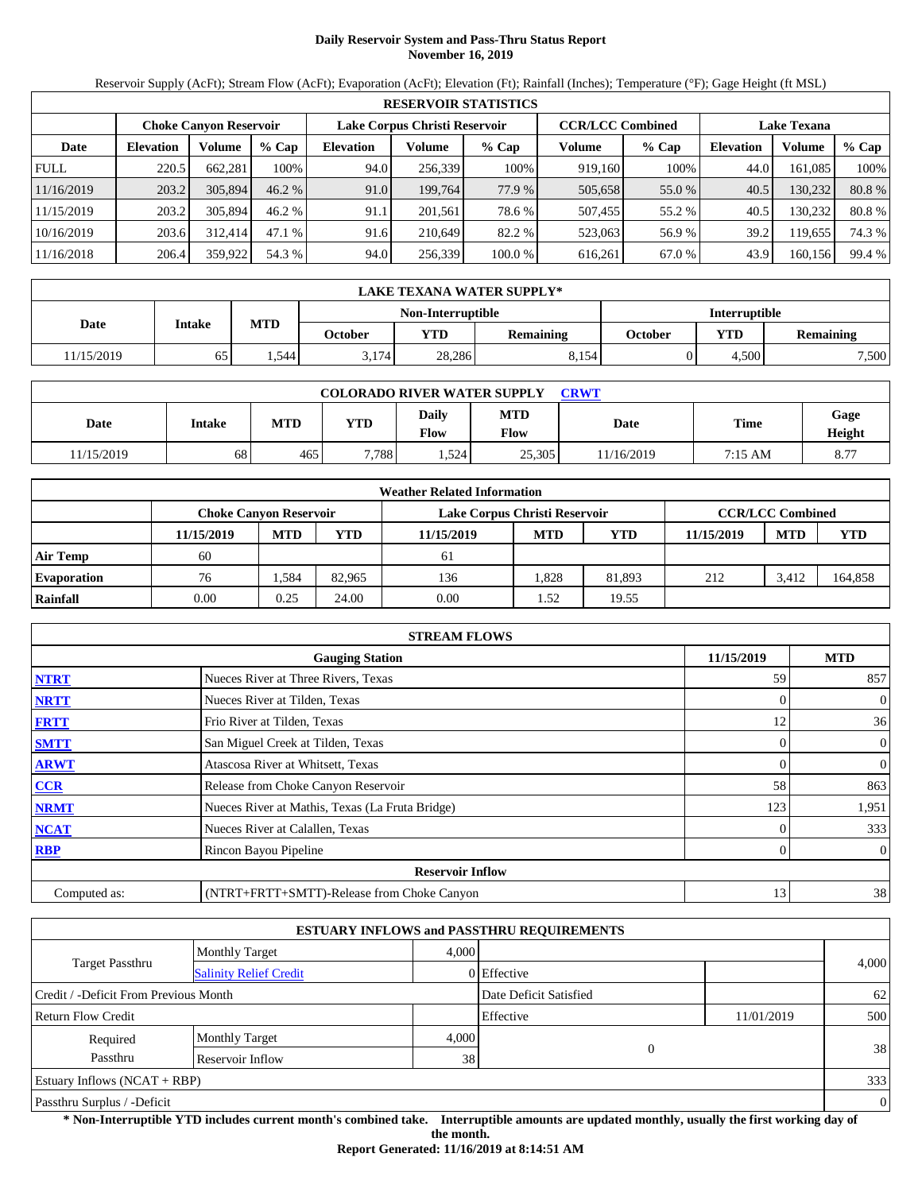# Daily Reservoir System and Pass-Thru Status Report
## November 16, 2019

Reservoir Supply (AcFt); Stream Flow (AcFt); Evaporation (AcFt); Elevation (Ft); Rainfall (Inches); Temperature (°F); Gage Height (ft MSL)

| RESERVOIR STATISTICS | | | | | | | | | | | |
|---|---|---|---|---|---|---|---|---|---|---|---|
| | Choke Canyon Reservoir | | | Lake Corpus Christi Reservoir | | | CCR/LCC Combined | | Lake Texana | | |
| Date | Elevation | Volume | % Cap | Elevation | Volume | % Cap | Volume | % Cap | Elevation | Volume | % Cap |
| FULL | 220.5 | 662,281 | 100% | 94.0 | 256,339 | 100% | 919,160 | 100% | 44.0 | 161,085 | 100% |
| 11/16/2019 | 203.2 | 305,894 | 46.2 % | 91.0 | 199,764 | 77.9 % | 505,658 | 55.0 % | 40.5 | 130,232 | 80.8 % |
| 11/15/2019 | 203.2 | 305,894 | 46.2 % | 91.1 | 201,561 | 78.6 % | 507,455 | 55.2 % | 40.5 | 130,232 | 80.8 % |
| 10/16/2019 | 203.6 | 312,414 | 47.1 % | 91.6 | 210,649 | 82.2 % | 523,063 | 56.9 % | 39.2 | 119,655 | 74.3 % |
| 11/16/2018 | 206.4 | 359,922 | 54.3 % | 94.0 | 256,339 | 100.0 % | 616,261 | 67.0 % | 43.9 | 160,156 | 99.4 % |

| LAKE TEXANA WATER SUPPLY* | | | | | | | | |
|---|---|---|---|---|---|---|---|---|
| Date | Intake | MTD | Non-Interruptible | | | Interruptible | | |
| | | | October | YTD | Remaining | October | YTD | Remaining |
| 11/15/2019 | 65 | 1,544 | 3,174 | 28,286 | 8,154 | 0 | 4,500 | 7,500 |

| COLORADO RIVER WATER SUPPLY CRWT | | | | | | | | |
|---|---|---|---|---|---|---|---|---|
| Date | Intake | MTD | YTD | Daily Flow | MTD Flow | Date | Time | Gage Height |
| 11/15/2019 | 68 | 465 | 7,788 | 1,524 | 25,305 | 11/16/2019 | 7:15 AM | 8.77 |

| Weather Related Information | | | | | | | | | |
|---|---|---|---|---|---|---|---|---|---|
| | Choke Canyon Reservoir | | | Lake Corpus Christi Reservoir | | | CCR/LCC Combined | | |
| | 11/15/2019 | MTD | YTD | 11/15/2019 | MTD | YTD | 11/15/2019 | MTD | YTD |
| Air Temp | 60 | | | 61 | | | | | |
| Evaporation | 76 | 1,584 | 82,965 | 136 | 1,828 | 81,893 | 212 | 3,412 | 164,858 |
| Rainfall | 0.00 | 0.25 | 24.00 | 0.00 | 1.52 | 19.55 | | | |

| STREAM FLOWS | | | |
|---|---|---|---|
| | Gauging Station | 11/15/2019 | MTD |
| NTRT | Nueces River at Three Rivers, Texas | 59 | 857 |
| NRTT | Nueces River at Tilden, Texas | 0 | 0 |
| FRTT | Frio River at Tilden, Texas | 12 | 36 |
| SMTT | San Miguel Creek at Tilden, Texas | 0 | 0 |
| ARWT | Atascosa River at Whitsett, Texas | 0 | 0 |
| CCR | Release from Choke Canyon Reservoir | 58 | 863 |
| NRMT | Nueces River at Mathis, Texas (La Fruta Bridge) | 123 | 1,951 |
| NCAT | Nueces River at Calallen, Texas | 0 | 333 |
| RBP | Rincon Bayou Pipeline | 0 | 0 |
| Reservoir Inflow | | | |
| Computed as: | (NTRT+FRTT+SMTT)-Release from Choke Canyon | 13 | 38 |

| ESTUARY INFLOWS and PASSTHRU REQUIREMENTS | | | | | |
|---|---|---|---|---|---|
| Target Passthru | Monthly Target | 4,000 | | | 4,000 |
| | Salinity Relief Credit | 0 | Effective | | |
| Credit / -Deficit From Previous Month | | | Date Deficit Satisfied | | 62 |
| Return Flow Credit | | | Effective | 11/01/2019 | 500 |
| Required Passthru | Monthly Target | 4,000 | 0 | | 38 |
| | Reservoir Inflow | 38 | | | |
| Estuary Inflows (NCAT + RBP) | | | | | 333 |
| Passthru Surplus / -Deficit | | | | | 0 |

**\* Non-Interruptible YTD includes current month's combined take. Interruptible amounts are updated monthly, usually the first working day of the month.**

**Report Generated: 11/16/2019 at 8:14:51 AM**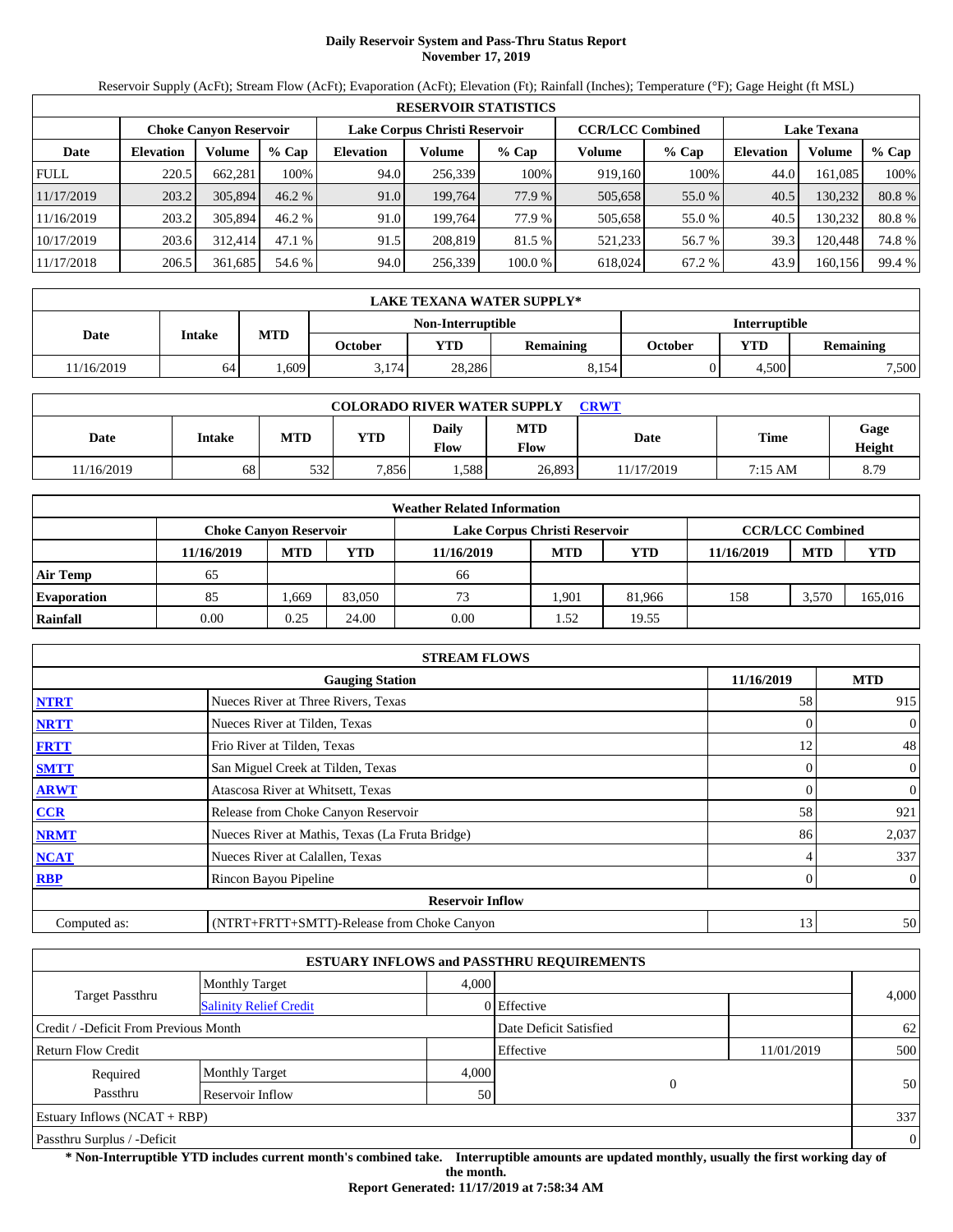# Daily Reservoir System and Pass-Thru Status Report
**November 17, 2019**

Reservoir Supply (AcFt); Stream Flow (AcFt); Evaporation (AcFt); Elevation (Ft); Rainfall (Inches); Temperature (°F); Gage Height (ft MSL)

| RESERVOIR STATISTICS | | | | | | | | | | | |
|---|---|---|---|---|---|---|---|---|---|---|---|
| | Choke Canyon Reservoir | | | Lake Corpus Christi Reservoir | | | CCR/LCC Combined | | Lake Texana | | |
| Date | Elevation | Volume | % Cap | Elevation | Volume | % Cap | Volume | % Cap | Elevation | Volume | % Cap |
| FULL | 220.5 | 662,281 | 100% | 94.0 | 256,339 | 100% | 919,160 | 100% | 44.0 | 161,085 | 100% |
| 11/17/2019 | 203.2 | 305,894 | 46.2 % | 91.0 | 199,764 | 77.9 % | 505,658 | 55.0 % | 40.5 | 130,232 | 80.8 % |
| 11/16/2019 | 203.2 | 305,894 | 46.2 % | 91.0 | 199,764 | 77.9 % | 505,658 | 55.0 % | 40.5 | 130,232 | 80.8 % |
| 10/17/2019 | 203.6 | 312,414 | 47.1 % | 91.5 | 208,819 | 81.5 % | 521,233 | 56.7 % | 39.3 | 120,448 | 74.8 % |
| 11/17/2018 | 206.5 | 361,685 | 54.6 % | 94.0 | 256,339 | 100.0 % | 618,024 | 67.2 % | 43.9 | 160,156 | 99.4 % |

| LAKE TEXANA WATER SUPPLY* | | | | | | | | |
|---|---|---|---|---|---|---|---|---|
| Date | Intake | MTD | Non-Interruptible | | | Interruptible | | |
| | | | October | YTD | Remaining | October | YTD | Remaining |
| 11/16/2019 | 64 | 1,609 | 3,174 | 28,286 | 8,154 | 0 | 4,500 | 7,500 |

| COLORADO RIVER WATER SUPPLY CRWT | | | | | | | | |
|---|---|---|---|---|---|---|---|---|
| Date | Intake | MTD | YTD | Daily Flow | MTD Flow | Date | Time | Gage Height |
| 11/16/2019 | 68 | 532 | 7,856 | 1,588 | 26,893 | 11/17/2019 | 7:15 AM | 8.79 |

| Weather Related Information | | | | | | | | | |
|---|---|---|---|---|---|---|---|---|---|
| | Choke Canyon Reservoir | | | Lake Corpus Christi Reservoir | | | CCR/LCC Combined | | |
| | 11/16/2019 | MTD | YTD | 11/16/2019 | MTD | YTD | 11/16/2019 | MTD | YTD |
| Air Temp | 65 | | | 66 | | | | | |
| Evaporation | 85 | 1,669 | 83,050 | 73 | 1,901 | 81,966 | 158 | 3,570 | 165,016 |
| Rainfall | 0.00 | 0.25 | 24.00 | 0.00 | 1.52 | 19.55 | | | |

| STREAM FLOWS | | | |
|---|---|---|---|
| | Gauging Station | 11/16/2019 | MTD |
| NTRT | Nueces River at Three Rivers, Texas | 58 | 915 |
| NRTT | Nueces River at Tilden, Texas | 0 | 0 |
| FRTT | Frio River at Tilden, Texas | 12 | 48 |
| SMTT | San Miguel Creek at Tilden, Texas | 0 | 0 |
| ARWT | Atascosa River at Whitsett, Texas | 0 | 0 |
| CCR | Release from Choke Canyon Reservoir | 58 | 921 |
| NRMT | Nueces River at Mathis, Texas (La Fruta Bridge) | 86 | 2,037 |
| NCAT | Nueces River at Calallen, Texas | 4 | 337 |
| RBP | Rincon Bayou Pipeline | 0 | 0 |
| | **Reservoir Inflow** | | |
| Computed as: | (NTRT+FRTT+SMTT)-Release from Choke Canyon | 13 | 50 |

| ESTUARY INFLOWS and PASSTHRU REQUIREMENTS | | | | | |
|---|---|---|---|---|---|
| Target Passthru | Monthly Target | 4,000 | | | 4,000 |
| | Salinity Relief Credit | 0 | Effective | | |
| Credit / -Deficit From Previous Month | | | Date Deficit Satisfied | | 62 |
| Return Flow Credit | | | Effective | 11/01/2019 | 500 |
| Required Passthru | Monthly Target | 4,000 | 0 | | 50 |
| | Reservoir Inflow | 50 | | | |
| Estuary Inflows (NCAT + RBP) | | | | | 337 |
| Passthru Surplus / -Deficit | | | | | 0 |

**\* Non-Interruptible YTD includes current month's combined take. Interruptible amounts are updated monthly, usually the first working day of the month.**

**Report Generated: 11/17/2019 at 7:58:34 AM**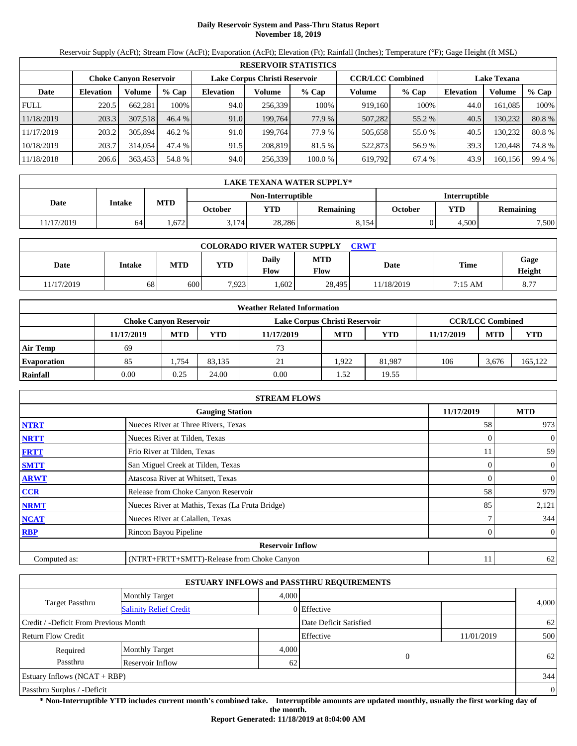# Daily Reservoir System and Pass-Thru Status Report
## November 18, 2019

Reservoir Supply (AcFt); Stream Flow (AcFt); Evaporation (AcFt); Elevation (Ft); Rainfall (Inches); Temperature (°F); Gage Height (ft MSL)

| RESERVOIR STATISTICS | | | | | | | | | | | |
|---|---|---|---|---|---|---|---|---|---|---|---|
| | Choke Canyon Reservoir | | | Lake Corpus Christi Reservoir | | | CCR/LCC Combined | | Lake Texana | | |
| Date | Elevation | Volume | % Cap | Elevation | Volume | % Cap | Volume | % Cap | Elevation | Volume | % Cap |
| FULL | 220.5 | 662,281 | 100% | 94.0 | 256,339 | 100% | 919,160 | 100% | 44.0 | 161,085 | 100% |
| 11/18/2019 | 203.3 | 307,518 | 46.4 % | 91.0 | 199,764 | 77.9 % | 507,282 | 55.2 % | 40.5 | 130,232 | 80.8 % |
| 11/17/2019 | 203.2 | 305,894 | 46.2 % | 91.0 | 199,764 | 77.9 % | 505,658 | 55.0 % | 40.5 | 130,232 | 80.8 % |
| 10/18/2019 | 203.7 | 314,054 | 47.4 % | 91.5 | 208,819 | 81.5 % | 522,873 | 56.9 % | 39.3 | 120,448 | 74.8 % |
| 11/18/2018 | 206.6 | 363,453 | 54.8 % | 94.0 | 256,339 | 100.0 % | 619,792 | 67.4 % | 43.9 | 160,156 | 99.4 % |

| LAKE TEXANA WATER SUPPLY* | | | | | | | | |
|---|---|---|---|---|---|---|---|---|
| Date | Intake | MTD | Non-Interruptible | | | Interruptible | | |
| | | | October | YTD | Remaining | October | YTD | Remaining |
| 11/17/2019 | 64 | 1,672 | 3,174 | 28,286 | 8,154 | 0 | 4,500 | 7,500 |

| COLORADO RIVER WATER SUPPLY CRWT | | | | | | | | |
|---|---|---|---|---|---|---|---|---|
| Date | Intake | MTD | YTD | Daily Flow | MTD Flow | Date | Time | Gage Height |
| 11/17/2019 | 68 | 600 | 7,923 | 1,602 | 28,495 | 11/18/2019 | 7:15 AM | 8.77 |

| Weather Related Information | | | | | | | | | |
|---|---|---|---|---|---|---|---|---|---|
| | Choke Canyon Reservoir | | | Lake Corpus Christi Reservoir | | | CCR/LCC Combined | | |
| | 11/17/2019 | MTD | YTD | 11/17/2019 | MTD | YTD | 11/17/2019 | MTD | YTD |
| Air Temp | 69 | | | 73 | | | | | |
| Evaporation | 85 | 1,754 | 83,135 | 21 | 1,922 | 81,987 | 106 | 3,676 | 165,122 |
| Rainfall | 0.00 | 0.25 | 24.00 | 0.00 | 1.52 | 19.55 | | | |

| STREAM FLOWS | | | |
|---|---|---|---|
| | Gauging Station | 11/17/2019 | MTD |
| NTRT | Nueces River at Three Rivers, Texas | 58 | 973 |
| NRTT | Nueces River at Tilden, Texas | 0 | 0 |
| FRTT | Frio River at Tilden, Texas | 11 | 59 |
| SMTT | San Miguel Creek at Tilden, Texas | 0 | 0 |
| ARWT | Atascosa River at Whitsett, Texas | 0 | 0 |
| CCR | Release from Choke Canyon Reservoir | 58 | 979 |
| NRMT | Nueces River at Mathis, Texas (La Fruta Bridge) | 85 | 2,121 |
| NCAT | Nueces River at Calallen, Texas | 7 | 344 |
| RBP | Rincon Bayou Pipeline | 0 | 0 |
| | Reservoir Inflow | | |
| Computed as: | (NTRT+FRTT+SMTT)-Release from Choke Canyon | 11 | 62 |

| ESTUARY INFLOWS and PASSTHRU REQUIREMENTS | | | | | |
|---|---|---|---|---|---|
| Target Passthru | Monthly Target | 4,000 | | | 4,000 |
| | Salinity Relief Credit | 0 | Effective | | |
| Credit / -Deficit From Previous Month | | | Date Deficit Satisfied | | 62 |
| Return Flow Credit | | | Effective | 11/01/2019 | 500 |
| Required Passthru | Monthly Target | 4,000 | 0 | | 62 |
| | Reservoir Inflow | 62 | | | |
| Estuary Inflows (NCAT + RBP) | | | | | 344 |
| Passthru Surplus / -Deficit | | | | | 0 |

**\* Non-Interruptible YTD includes current month's combined take. Interruptible amounts are updated monthly, usually the first working day of the month.**

**Report Generated: 11/18/2019 at 8:04:00 AM**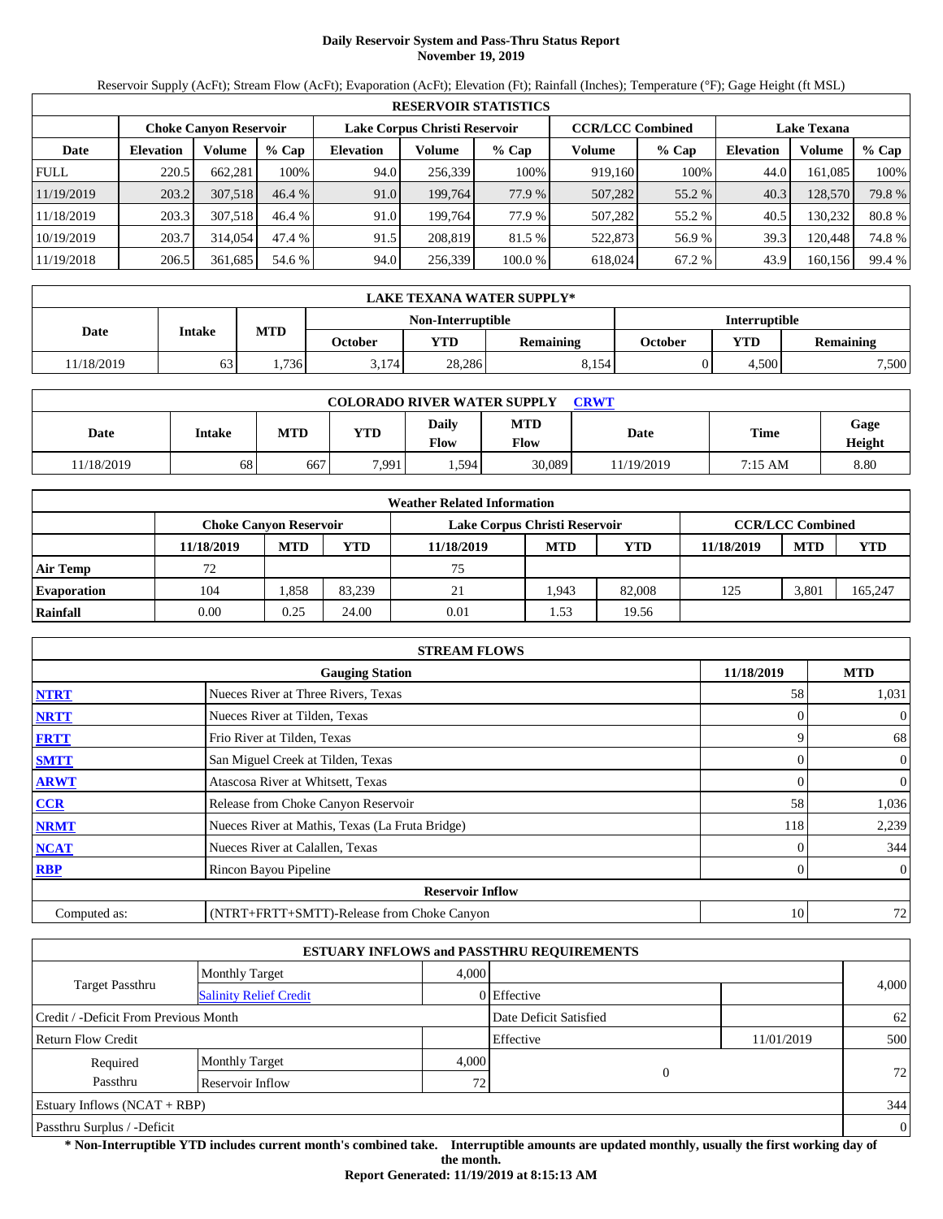# Daily Reservoir System and Pass-Thru Status Report
## November 19, 2019

Reservoir Supply (AcFt); Stream Flow (AcFt); Evaporation (AcFt); Elevation (Ft); Rainfall (Inches); Temperature (°F); Gage Height (ft MSL)

| RESERVOIR STATISTICS | | | | | | | | | | | |
|---|---|---|---|---|---|---|---|---|---|---|---|
| | Choke Canyon Reservoir | | | Lake Corpus Christi Reservoir | | | CCR/LCC Combined | | Lake Texana | | |
| Date | Elevation | Volume | % Cap | Elevation | Volume | % Cap | Volume | % Cap | Elevation | Volume | % Cap |
| FULL | 220.5 | 662,281 | 100% | 94.0 | 256,339 | 100% | 919,160 | 100% | 44.0 | 161,085 | 100% |
| 11/19/2019 | 203.2 | 307,518 | 46.4 % | 91.0 | 199,764 | 77.9 % | 507,282 | 55.2 % | 40.3 | 128,570 | 79.8 % |
| 11/18/2019 | 203.3 | 307,518 | 46.4 % | 91.0 | 199,764 | 77.9 % | 507,282 | 55.2 % | 40.5 | 130,232 | 80.8 % |
| 10/19/2019 | 203.7 | 314,054 | 47.4 % | 91.5 | 208,819 | 81.5 % | 522,873 | 56.9 % | 39.3 | 120,448 | 74.8 % |
| 11/19/2018 | 206.5 | 361,685 | 54.6 % | 94.0 | 256,339 | 100.0 % | 618,024 | 67.2 % | 43.9 | 160,156 | 99.4 % |

| LAKE TEXANA WATER SUPPLY* | | | | | | | | |
|---|---|---|---|---|---|---|---|---|
| Date | Intake | MTD | Non-Interruptible | | | Interruptible | | |
| | | | October | YTD | Remaining | October | YTD | Remaining |
| 11/18/2019 | 63 | 1,736 | 3,174 | 28,286 | 8,154 | 0 | 4,500 | 7,500 |

| COLORADO RIVER WATER SUPPLY CRWT | | | | | | | | |
|---|---|---|---|---|---|---|---|---|
| Date | Intake | MTD | YTD | Daily Flow | MTD Flow | Date | Time | Gage Height |
| 11/18/2019 | 68 | 667 | 7,991 | 1,594 | 30,089 | 11/19/2019 | 7:15 AM | 8.80 |

| Weather Related Information | | | | | | | | | |
|---|---|---|---|---|---|---|---|---|---|
| | Choke Canyon Reservoir | | | Lake Corpus Christi Reservoir | | | CCR/LCC Combined | | |
| | 11/18/2019 | MTD | YTD | 11/18/2019 | MTD | YTD | 11/18/2019 | MTD | YTD |
| Air Temp | 72 | | | 75 | | | | | |
| Evaporation | 104 | 1,858 | 83,239 | 21 | 1,943 | 82,008 | 125 | 3,801 | 165,247 |
| Rainfall | 0.00 | 0.25 | 24.00 | 0.01 | 1.53 | 19.56 | | | |

| STREAM FLOWS | | | |
|---|---|---|---|
| | Gauging Station | 11/18/2019 | MTD |
| NTRT | Nueces River at Three Rivers, Texas | 58 | 1,031 |
| NRTT | Nueces River at Tilden, Texas | 0 | 0 |
| FRTT | Frio River at Tilden, Texas | 9 | 68 |
| SMTT | San Miguel Creek at Tilden, Texas | 0 | 0 |
| ARWT | Atascosa River at Whitsett, Texas | 0 | 0 |
| CCR | Release from Choke Canyon Reservoir | 58 | 1,036 |
| NRMT | Nueces River at Mathis, Texas (La Fruta Bridge) | 118 | 2,239 |
| NCAT | Nueces River at Calallen, Texas | 0 | 344 |
| RBP | Rincon Bayou Pipeline | 0 | 0 |
| **Reservoir Inflow** | | | |
| Computed as: | (NTRT+FRTT+SMTT)-Release from Choke Canyon | 10 | 72 |

| ESTUARY INFLOWS and PASSTHRU REQUIREMENTS | | | | | |
|---|---|---|---|---|---|
| Target Passthru | Monthly Target | 4,000 | | | 4,000 |
| | Salinity Relief Credit | 0 | Effective | | |
| Credit / -Deficit From Previous Month | | | Date Deficit Satisfied | | 62 |
| Return Flow Credit | | | Effective | 11/01/2019 | 500 |
| Required Passthru | Monthly Target | 4,000 | 0 | | 72 |
| | Reservoir Inflow | 72 | | | |
| Estuary Inflows (NCAT + RBP) | | | | | 344 |
| Passthru Surplus / -Deficit | | | | | 0 |

**\* Non-Interruptible YTD includes current month's combined take. Interruptible amounts are updated monthly, usually the first working day of the month.**

**Report Generated: 11/19/2019 at 8:15:13 AM**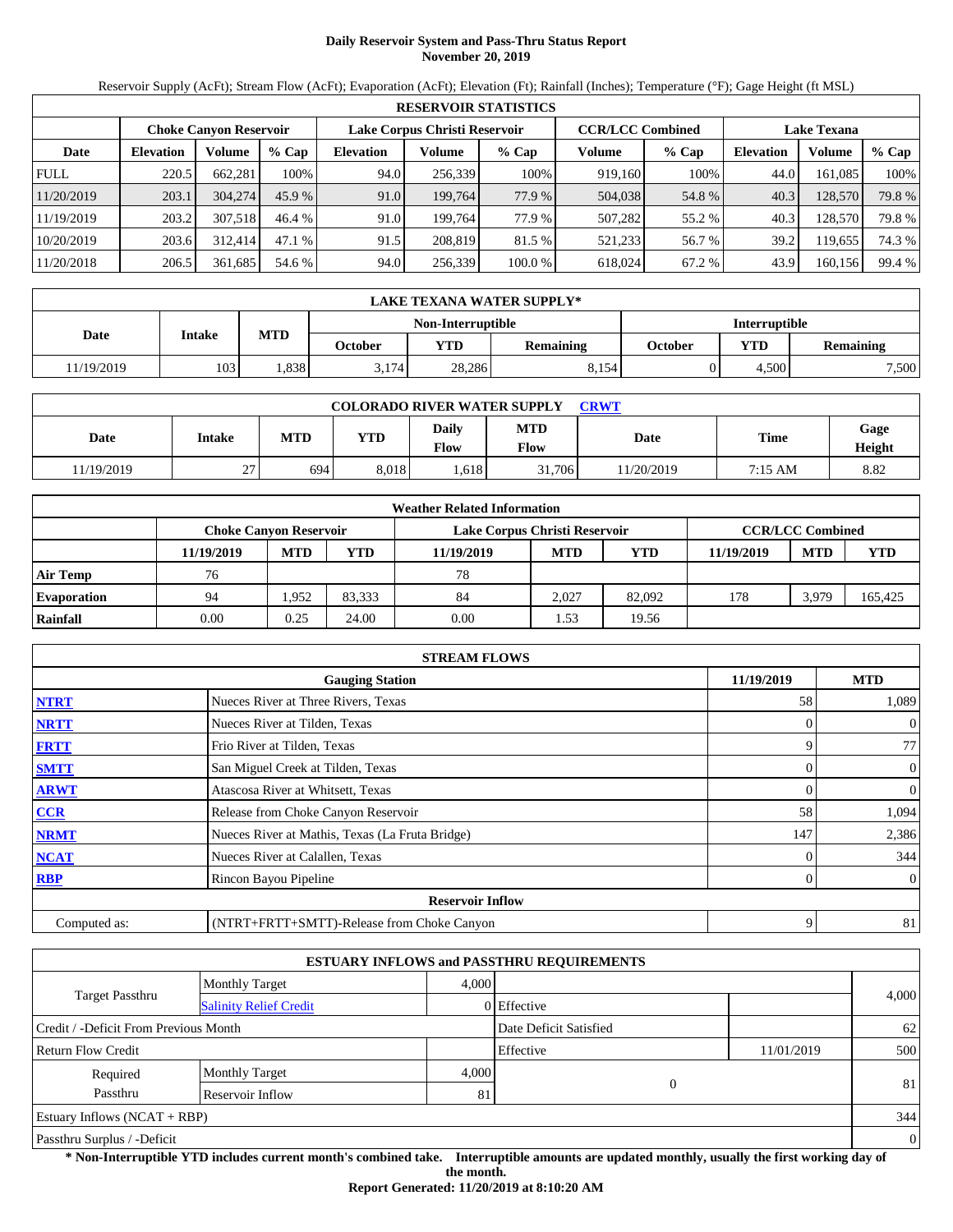# Daily Reservoir System and Pass-Thru Status Report
## November 20, 2019

Reservoir Supply (AcFt); Stream Flow (AcFt); Evaporation (AcFt); Elevation (Ft); Rainfall (Inches); Temperature (°F); Gage Height (ft MSL)

| RESERVOIR STATISTICS | | | | | | | | | | | |
|---|---|---|---|---|---|---|---|---|---|---|---|
| | Choke Canyon Reservoir | | | Lake Corpus Christi Reservoir | | | CCR/LCC Combined | | Lake Texana | | |
| Date | Elevation | Volume | % Cap | Elevation | Volume | % Cap | Volume | % Cap | Elevation | Volume | % Cap |
| FULL | 220.5 | 662,281 | 100% | 94.0 | 256,339 | 100% | 919,160 | 100% | 44.0 | 161,085 | 100% |
| 11/20/2019 | 203.1 | 304,274 | 45.9 % | 91.0 | 199,764 | 77.9 % | 504,038 | 54.8 % | 40.3 | 128,570 | 79.8 % |
| 11/19/2019 | 203.2 | 307,518 | 46.4 % | 91.0 | 199,764 | 77.9 % | 507,282 | 55.2 % | 40.3 | 128,570 | 79.8 % |
| 10/20/2019 | 203.6 | 312,414 | 47.1 % | 91.5 | 208,819 | 81.5 % | 521,233 | 56.7 % | 39.2 | 119,655 | 74.3 % |
| 11/20/2018 | 206.5 | 361,685 | 54.6 % | 94.0 | 256,339 | 100.0 % | 618,024 | 67.2 % | 43.9 | 160,156 | 99.4 % |

| LAKE TEXANA WATER SUPPLY* | | | | | | | | |
|---|---|---|---|---|---|---|---|---|
| Date | Intake | MTD | Non-Interruptible | | | Interruptible | | |
| | | | October | YTD | Remaining | October | YTD | Remaining |
| 11/19/2019 | 103 | 1,838 | 3,174 | 28,286 | 8,154 | 0 | 4,500 | 7,500 |

| COLORADO RIVER WATER SUPPLY CRWT | | | | | | | | |
|---|---|---|---|---|---|---|---|---|
| Date | Intake | MTD | YTD | Daily Flow | MTD Flow | Date | Time | Gage Height |
| 11/19/2019 | 27 | 694 | 8,018 | 1,618 | 31,706 | 11/20/2019 | 7:15 AM | 8.82 |

| Weather Related Information | | | | | | | | | |
|---|---|---|---|---|---|---|---|---|---|
| | Choke Canyon Reservoir | | | Lake Corpus Christi Reservoir | | | CCR/LCC Combined | | |
| | 11/19/2019 | MTD | YTD | 11/19/2019 | MTD | YTD | 11/19/2019 | MTD | YTD |
| Air Temp | 76 | | | 78 | | | | | |
| Evaporation | 94 | 1,952 | 83,333 | 84 | 2,027 | 82,092 | 178 | 3,979 | 165,425 |
| Rainfall | 0.00 | 0.25 | 24.00 | 0.00 | 1.53 | 19.56 | | | |

| STREAM FLOWS | | | |
|---|---|---|---|
| | Gauging Station | 11/19/2019 | MTD |
| NTRT | Nueces River at Three Rivers, Texas | 58 | 1,089 |
| NRTT | Nueces River at Tilden, Texas | 0 | 0 |
| FRTT | Frio River at Tilden, Texas | 9 | 77 |
| SMTT | San Miguel Creek at Tilden, Texas | 0 | 0 |
| ARWT | Atascosa River at Whitsett, Texas | 0 | 0 |
| CCR | Release from Choke Canyon Reservoir | 58 | 1,094 |
| NRMT | Nueces River at Mathis, Texas (La Fruta Bridge) | 147 | 2,386 |
| NCAT | Nueces River at Calallen, Texas | 0 | 344 |
| RBP | Rincon Bayou Pipeline | 0 | 0 |
| | Reservoir Inflow | | |
| Computed as: | (NTRT+FRTT+SMTT)-Release from Choke Canyon | 9 | 81 |

| ESTUARY INFLOWS and PASSTHRU REQUIREMENTS | | | | | |
|---|---|---|---|---|---|
| Target Passthru | Monthly Target | 4,000 | | | 4,000 |
| | Salinity Relief Credit | 0 | Effective | | |
| Credit / -Deficit From Previous Month | | | Date Deficit Satisfied | | 62 |
| Return Flow Credit | | | Effective | 11/01/2019 | 500 |
| Required Passthru | Monthly Target | 4,000 | 0 | | 81 |
| | Reservoir Inflow | 81 | | | |
| Estuary Inflows (NCAT + RBP) | | | | | 344 |
| Passthru Surplus / -Deficit | | | | | 0 |

**\* Non-Interruptible YTD includes current month's combined take. Interruptible amounts are updated monthly, usually the first working day of the month.**

**Report Generated: 11/20/2019 at 8:10:20 AM**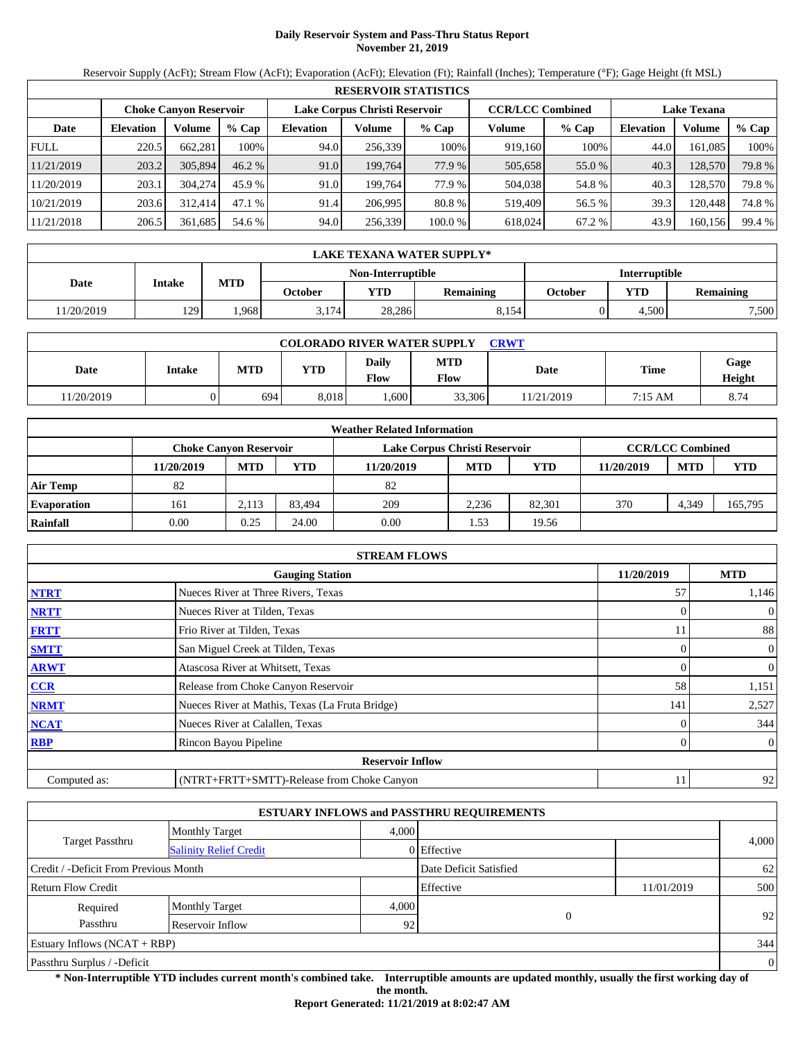# Daily Reservoir System and Pass-Thru Status Report
## November 21, 2019

Reservoir Supply (AcFt); Stream Flow (AcFt); Evaporation (AcFt); Elevation (Ft); Rainfall (Inches); Temperature (°F); Gage Height (ft MSL)

| RESERVOIR STATISTICS | | | | | | | | | | | |
|---|---|---|---|---|---|---|---|---|---|---|---|
| | Choke Canyon Reservoir | | | Lake Corpus Christi Reservoir | | | CCR/LCC Combined | | Lake Texana | | |
| Date | Elevation | Volume | % Cap | Elevation | Volume | % Cap | Volume | % Cap | Elevation | Volume | % Cap |
| FULL | 220.5 | 662,281 | 100% | 94.0 | 256,339 | 100% | 919,160 | 100% | 44.0 | 161,085 | 100% |
| 11/21/2019 | 203.2 | 305,894 | 46.2 % | 91.0 | 199,764 | 77.9 % | 505,658 | 55.0 % | 40.3 | 128,570 | 79.8 % |
| 11/20/2019 | 203.1 | 304,274 | 45.9 % | 91.0 | 199,764 | 77.9 % | 504,038 | 54.8 % | 40.3 | 128,570 | 79.8 % |
| 10/21/2019 | 203.6 | 312,414 | 47.1 % | 91.4 | 206,995 | 80.8 % | 519,409 | 56.5 % | 39.3 | 120,448 | 74.8 % |
| 11/21/2018 | 206.5 | 361,685 | 54.6 % | 94.0 | 256,339 | 100.0 % | 618,024 | 67.2 % | 43.9 | 160,156 | 99.4 % |

| LAKE TEXANA WATER SUPPLY* | | | | | | | | |
|---|---|---|---|---|---|---|---|---|
| Date | Intake | MTD | Non-Interruptible | | | Interruptible | | |
| | | | October | YTD | Remaining | October | YTD | Remaining |
| 11/20/2019 | 129 | 1,968 | 3,174 | 28,286 | 8,154 | 0 | 4,500 | 7,500 |

| COLORADO RIVER WATER SUPPLY CRWT | | | | | | | | |
|---|---|---|---|---|---|---|---|---|
| Date | Intake | MTD | YTD | Daily Flow | MTD Flow | Date | Time | Gage Height |
| 11/20/2019 | 0 | 694 | 8,018 | 1,600 | 33,306 | 11/21/2019 | 7:15 AM | 8.74 |

| Weather Related Information | | | | | | | | | |
|---|---|---|---|---|---|---|---|---|---|
| | Choke Canyon Reservoir | | | Lake Corpus Christi Reservoir | | | CCR/LCC Combined | | |
| | 11/20/2019 | MTD | YTD | 11/20/2019 | MTD | YTD | 11/20/2019 | MTD | YTD |
| Air Temp | 82 | | | 82 | | | | | |
| Evaporation | 161 | 2,113 | 83,494 | 209 | 2,236 | 82,301 | 370 | 4,349 | 165,795 |
| Rainfall | 0.00 | 0.25 | 24.00 | 0.00 | 1.53 | 19.56 | | | |

| STREAM FLOWS | | | |
|---|---|---|---|
| | Gauging Station | 11/20/2019 | MTD |
| NTRT | Nueces River at Three Rivers, Texas | 57 | 1,146 |
| NRTT | Nueces River at Tilden, Texas | 0 | 0 |
| FRTT | Frio River at Tilden, Texas | 11 | 88 |
| SMTT | San Miguel Creek at Tilden, Texas | 0 | 0 |
| ARWT | Atascosa River at Whitsett, Texas | 0 | 0 |
| CCR | Release from Choke Canyon Reservoir | 58 | 1,151 |
| NRMT | Nueces River at Mathis, Texas (La Fruta Bridge) | 141 | 2,527 |
| NCAT | Nueces River at Calallen, Texas | 0 | 344 |
| RBP | Rincon Bayou Pipeline | 0 | 0 |
| | **Reservoir Inflow** | | |
| Computed as: | (NTRT+FRTT+SMTT)-Release from Choke Canyon | 11 | 92 |

| ESTUARY INFLOWS and PASSTHRU REQUIREMENTS | | | | | |
|---|---|---|---|---|---|
| Target Passthru | Monthly Target | 4,000 | | | 4,000 |
| | Salinity Relief Credit | 0 | Effective | | |
| Credit / -Deficit From Previous Month | | | Date Deficit Satisfied | | 62 |
| Return Flow Credit | | | Effective | 11/01/2019 | 500 |
| Required Passthru | Monthly Target | 4,000 | 0 | | 92 |
| | Reservoir Inflow | 92 | | | |
| Estuary Inflows (NCAT + RBP) | | | | | 344 |
| Passthru Surplus / -Deficit | | | | | 0 |

**\* Non-Interruptible YTD includes current month's combined take. Interruptible amounts are updated monthly, usually the first working day of the month.**

**Report Generated: 11/21/2019 at 8:02:47 AM**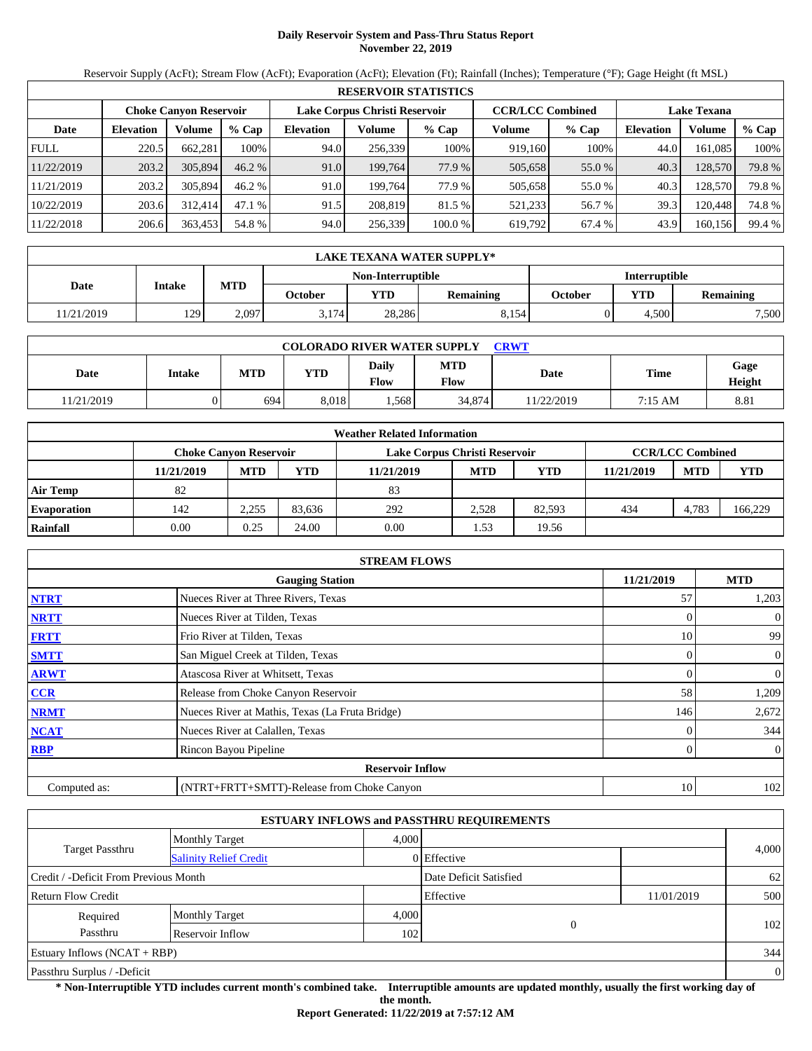# Daily Reservoir System and Pass-Thru Status Report
## November 22, 2019

Reservoir Supply (AcFt); Stream Flow (AcFt); Evaporation (AcFt); Elevation (Ft); Rainfall (Inches); Temperature (°F); Gage Height (ft MSL)

| RESERVOIR STATISTICS | | | | | | | | | | | |
|---|---|---|---|---|---|---|---|---|---|---|---|
| | Choke Canyon Reservoir | | | Lake Corpus Christi Reservoir | | | CCR/LCC Combined | | Lake Texana | | |
| Date | Elevation | Volume | % Cap | Elevation | Volume | % Cap | Volume | % Cap | Elevation | Volume | % Cap |
| FULL | 220.5 | 662,281 | 100% | 94.0 | 256,339 | 100% | 919,160 | 100% | 44.0 | 161,085 | 100% |
| 11/22/2019 | 203.2 | 305,894 | 46.2 % | 91.0 | 199,764 | 77.9 % | 505,658 | 55.0 % | 40.3 | 128,570 | 79.8 % |
| 11/21/2019 | 203.2 | 305,894 | 46.2 % | 91.0 | 199,764 | 77.9 % | 505,658 | 55.0 % | 40.3 | 128,570 | 79.8 % |
| 10/22/2019 | 203.6 | 312,414 | 47.1 % | 91.5 | 208,819 | 81.5 % | 521,233 | 56.7 % | 39.3 | 120,448 | 74.8 % |
| 11/22/2018 | 206.6 | 363,453 | 54.8 % | 94.0 | 256,339 | 100.0 % | 619,792 | 67.4 % | 43.9 | 160,156 | 99.4 % |

| LAKE TEXANA WATER SUPPLY* | | | | | | | | |
|---|---|---|---|---|---|---|---|---|
| Date | Intake | MTD | Non-Interruptible | | | Interruptible | | |
| | | | October | YTD | Remaining | October | YTD | Remaining |
| 11/21/2019 | 129 | 2,097 | 3,174 | 28,286 | 8,154 | 0 | 4,500 | 7,500 |

| COLORADO RIVER WATER SUPPLY CRWT | | | | | | | | |
|---|---|---|---|---|---|---|---|---|
| Date | Intake | MTD | YTD | Daily Flow | MTD Flow | Date | Time | Gage Height |
| 11/21/2019 | 0 | 694 | 8,018 | 1,568 | 34,874 | 11/22/2019 | 7:15 AM | 8.81 |

| Weather Related Information | | | | | | | | | |
|---|---|---|---|---|---|---|---|---|---|
| | Choke Canyon Reservoir | | | Lake Corpus Christi Reservoir | | | CCR/LCC Combined | | |
| | 11/21/2019 | MTD | YTD | 11/21/2019 | MTD | YTD | 11/21/2019 | MTD | YTD |
| Air Temp | 82 | | | 83 | | | | | |
| Evaporation | 142 | 2,255 | 83,636 | 292 | 2,528 | 82,593 | 434 | 4,783 | 166,229 |
| Rainfall | 0.00 | 0.25 | 24.00 | 0.00 | 1.53 | 19.56 | | | |

| STREAM FLOWS | | | |
|---|---|---|---|
| | Gauging Station | 11/21/2019 | MTD |
| NTRT | Nueces River at Three Rivers, Texas | 57 | 1,203 |
| NRTT | Nueces River at Tilden, Texas | 0 | 0 |
| FRTT | Frio River at Tilden, Texas | 10 | 99 |
| SMTT | San Miguel Creek at Tilden, Texas | 0 | 0 |
| ARWT | Atascosa River at Whitsett, Texas | 0 | 0 |
| CCR | Release from Choke Canyon Reservoir | 58 | 1,209 |
| NRMT | Nueces River at Mathis, Texas (La Fruta Bridge) | 146 | 2,672 |
| NCAT | Nueces River at Calallen, Texas | 0 | 344 |
| RBP | Rincon Bayou Pipeline | 0 | 0 |
| | Reservoir Inflow | | |
| Computed as: | (NTRT+FRTT+SMTT)-Release from Choke Canyon | 10 | 102 |

| ESTUARY INFLOWS and PASSTHRU REQUIREMENTS | | | | | |
|---|---|---|---|---|---|
| Target Passthru | Monthly Target | 4,000 | | | 4,000 |
| | Salinity Relief Credit | 0 | Effective | | |
| Credit / -Deficit From Previous Month | | | Date Deficit Satisfied | | 62 |
| Return Flow Credit | | | Effective | 11/01/2019 | 500 |
| Required Passthru | Monthly Target | 4,000 | 0 | | 102 |
| | Reservoir Inflow | 102 | | | |
| Estuary Inflows (NCAT + RBP) | | | | | 344 |
| Passthru Surplus / -Deficit | | | | | 0 |

**\* Non-Interruptible YTD includes current month's combined take. Interruptible amounts are updated monthly, usually the first working day of the month.**

**Report Generated: 11/22/2019 at 7:57:12 AM**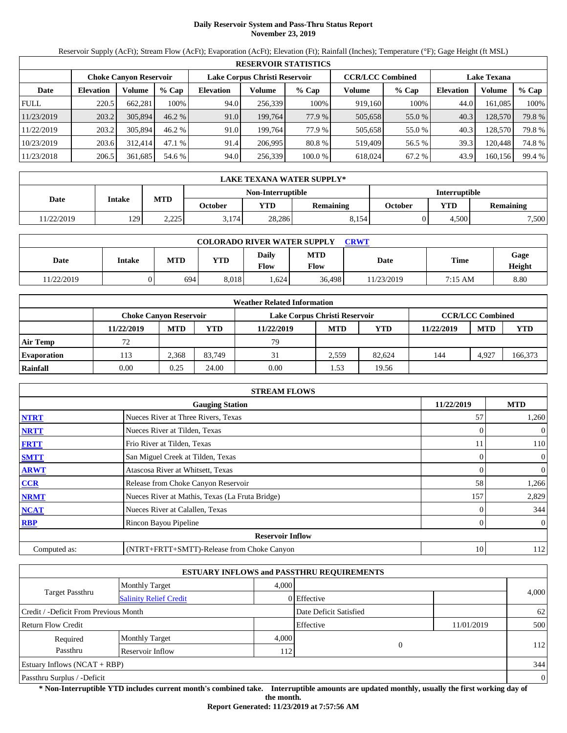# Daily Reservoir System and Pass-Thru Status Report
**November 23, 2019**

Reservoir Supply (AcFt); Stream Flow (AcFt); Evaporation (AcFt); Elevation (Ft); Rainfall (Inches); Temperature (°F); Gage Height (ft MSL)

| RESERVOIR STATISTICS | | | | | | | | | | | |
|---|---|---|---|---|---|---|---|---|---|---|---|
| | Choke Canyon Reservoir | | | Lake Corpus Christi Reservoir | | | CCR/LCC Combined | | Lake Texana | | |
| Date | Elevation | Volume | % Cap | Elevation | Volume | % Cap | Volume | % Cap | Elevation | Volume | % Cap |
| FULL | 220.5 | 662,281 | 100% | 94.0 | 256,339 | 100% | 919,160 | 100% | 44.0 | 161,085 | 100% |
| 11/23/2019 | 203.2 | 305,894 | 46.2 % | 91.0 | 199,764 | 77.9 % | 505,658 | 55.0 % | 40.3 | 128,570 | 79.8 % |
| 11/22/2019 | 203.2 | 305,894 | 46.2 % | 91.0 | 199,764 | 77.9 % | 505,658 | 55.0 % | 40.3 | 128,570 | 79.8 % |
| 10/23/2019 | 203.6 | 312,414 | 47.1 % | 91.4 | 206,995 | 80.8 % | 519,409 | 56.5 % | 39.3 | 120,448 | 74.8 % |
| 11/23/2018 | 206.5 | 361,685 | 54.6 % | 94.0 | 256,339 | 100.0 % | 618,024 | 67.2 % | 43.9 | 160,156 | 99.4 % |

| LAKE TEXANA WATER SUPPLY* | | | | | | | | |
|---|---|---|---|---|---|---|---|---|
| Date | Intake | MTD | Non-Interruptible | | | Interruptible | | |
| | | | October | YTD | Remaining | October | YTD | Remaining |
| 11/22/2019 | 129 | 2,225 | 3,174 | 28,286 | 8,154 | 0 | 4,500 | 7,500 |

| COLORADO RIVER WATER SUPPLY CRWT | | | | | | | | |
|---|---|---|---|---|---|---|---|---|
| Date | Intake | MTD | YTD | Daily Flow | MTD Flow | Date | Time | Gage Height |
| 11/22/2019 | 0 | 694 | 8,018 | 1,624 | 36,498 | 11/23/2019 | 7:15 AM | 8.80 |

| Weather Related Information | | | | | | | | | |
|---|---|---|---|---|---|---|---|---|---|
| | Choke Canyon Reservoir | | | Lake Corpus Christi Reservoir | | | CCR/LCC Combined | | |
| | 11/22/2019 | MTD | YTD | 11/22/2019 | MTD | YTD | 11/22/2019 | MTD | YTD |
| Air Temp | 72 | | | 79 | | | | | |
| Evaporation | 113 | 2,368 | 83,749 | 31 | 2,559 | 82,624 | 144 | 4,927 | 166,373 |
| Rainfall | 0.00 | 0.25 | 24.00 | 0.00 | 1.53 | 19.56 | | | |

| STREAM FLOWS | | | |
|---|---|---|---|
| | Gauging Station | 11/22/2019 | MTD |
| NTRT | Nueces River at Three Rivers, Texas | 57 | 1,260 |
| NRTT | Nueces River at Tilden, Texas | 0 | 0 |
| FRTT | Frio River at Tilden, Texas | 11 | 110 |
| SMTT | San Miguel Creek at Tilden, Texas | 0 | 0 |
| ARWT | Atascosa River at Whitsett, Texas | 0 | 0 |
| CCR | Release from Choke Canyon Reservoir | 58 | 1,266 |
| NRMT | Nueces River at Mathis, Texas (La Fruta Bridge) | 157 | 2,829 |
| NCAT | Nueces River at Calallen, Texas | 0 | 344 |
| RBP | Rincon Bayou Pipeline | 0 | 0 |
| | **Reservoir Inflow** | | |
| Computed as: | (NTRT+FRTT+SMTT)-Release from Choke Canyon | 10 | 112 |

| ESTUARY INFLOWS and PASSTHRU REQUIREMENTS | | | | | |
|---|---|---|---|---|---|
| Target Passthru | Monthly Target | 4,000 | | | 4,000 |
| | Salinity Relief Credit | 0 | Effective | | |
| Credit / -Deficit From Previous Month | | | Date Deficit Satisfied | | 62 |
| Return Flow Credit | | | Effective | 11/01/2019 | 500 |
| Required Passthru | Monthly Target | 4,000 | 0 | | 112 |
| | Reservoir Inflow | 112 | | | |
| Estuary Inflows (NCAT + RBP) | | | | | 344 |
| Passthru Surplus / -Deficit | | | | | 0 |

**\* Non-Interruptible YTD includes current month's combined take. Interruptible amounts are updated monthly, usually the first working day of the month.**

**Report Generated: 11/23/2019 at 7:57:56 AM**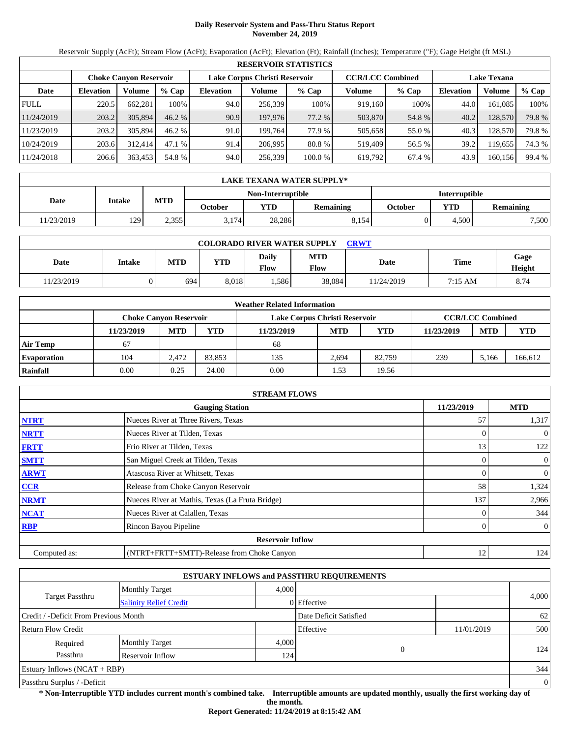# Daily Reservoir System and Pass-Thru Status Report
## November 24, 2019

Reservoir Supply (AcFt); Stream Flow (AcFt); Evaporation (AcFt); Elevation (Ft); Rainfall (Inches); Temperature (°F); Gage Height (ft MSL)

| RESERVOIR STATISTICS | | | | | | | | | | | |
|---|---|---|---|---|---|---|---|---|---|---|---|
| | Choke Canyon Reservoir | | | Lake Corpus Christi Reservoir | | | CCR/LCC Combined | | Lake Texana | | |
| Date | Elevation | Volume | % Cap | Elevation | Volume | % Cap | Volume | % Cap | Elevation | Volume | % Cap |
| FULL | 220.5 | 662,281 | 100% | 94.0 | 256,339 | 100% | 919,160 | 100% | 44.0 | 161,085 | 100% |
| 11/24/2019 | 203.2 | 305,894 | 46.2 % | 90.9 | 197,976 | 77.2 % | 503,870 | 54.8 % | 40.2 | 128,570 | 79.8 % |
| 11/23/2019 | 203.2 | 305,894 | 46.2 % | 91.0 | 199,764 | 77.9 % | 505,658 | 55.0 % | 40.3 | 128,570 | 79.8 % |
| 10/24/2019 | 203.6 | 312,414 | 47.1 % | 91.4 | 206,995 | 80.8 % | 519,409 | 56.5 % | 39.2 | 119,655 | 74.3 % |
| 11/24/2018 | 206.6 | 363,453 | 54.8 % | 94.0 | 256,339 | 100.0 % | 619,792 | 67.4 % | 43.9 | 160,156 | 99.4 % |

| LAKE TEXANA WATER SUPPLY* | | | | | | | | |
|---|---|---|---|---|---|---|---|---|
| Date | Intake | MTD | Non-Interruptible | | | Interruptible | | |
| | | | October | YTD | Remaining | October | YTD | Remaining |
| 11/23/2019 | 129 | 2,355 | 3,174 | 28,286 | 8,154 | 0 | 4,500 | 7,500 |

| COLORADO RIVER WATER SUPPLY CRWT | | | | | | | | |
|---|---|---|---|---|---|---|---|---|
| Date | Intake | MTD | YTD | Daily Flow | MTD Flow | Date | Time | Gage Height |
| 11/23/2019 | 0 | 694 | 8,018 | 1,586 | 38,084 | 11/24/2019 | 7:15 AM | 8.74 |

| Weather Related Information | | | | | | | | | |
|---|---|---|---|---|---|---|---|---|---|
| | Choke Canyon Reservoir | | | Lake Corpus Christi Reservoir | | | CCR/LCC Combined | | |
| | 11/23/2019 | MTD | YTD | 11/23/2019 | MTD | YTD | 11/23/2019 | MTD | YTD |
| Air Temp | 67 | | | 68 | | | | | |
| Evaporation | 104 | 2,472 | 83,853 | 135 | 2,694 | 82,759 | 239 | 5,166 | 166,612 |
| Rainfall | 0.00 | 0.25 | 24.00 | 0.00 | 1.53 | 19.56 | | | |

| STREAM FLOWS | | | |
|---|---|---|---|
| | Gauging Station | 11/23/2019 | MTD |
| NTRT | Nueces River at Three Rivers, Texas | 57 | 1,317 |
| NRTT | Nueces River at Tilden, Texas | 0 | 0 |
| FRTT | Frio River at Tilden, Texas | 13 | 122 |
| SMTT | San Miguel Creek at Tilden, Texas | 0 | 0 |
| ARWT | Atascosa River at Whitsett, Texas | 0 | 0 |
| CCR | Release from Choke Canyon Reservoir | 58 | 1,324 |
| NRMT | Nueces River at Mathis, Texas (La Fruta Bridge) | 137 | 2,966 |
| NCAT | Nueces River at Calallen, Texas | 0 | 344 |
| RBP | Rincon Bayou Pipeline | 0 | 0 |
| **Reservoir Inflow** | | | |
| Computed as: | (NTRT+FRTT+SMTT)-Release from Choke Canyon | 12 | 124 |

| ESTUARY INFLOWS and PASSTHRU REQUIREMENTS | | | | | |
|---|---|---|---|---|---|
| Target Passthru | Monthly Target | 4,000 | | | 4,000 |
| | Salinity Relief Credit | 0 | Effective | | |
| Credit / -Deficit From Previous Month | | | Date Deficit Satisfied | | 62 |
| Return Flow Credit | | | Effective | 11/01/2019 | 500 |
| Required Passthru | Monthly Target | 4,000 | 0 | | 124 |
| | Reservoir Inflow | 124 | | | |
| Estuary Inflows (NCAT + RBP) | | | | | 344 |
| Passthru Surplus / -Deficit | | | | | 0 |

**\* Non-Interruptible YTD includes current month's combined take. Interruptible amounts are updated monthly, usually the first working day of the month.**

**Report Generated: 11/24/2019 at 8:15:42 AM**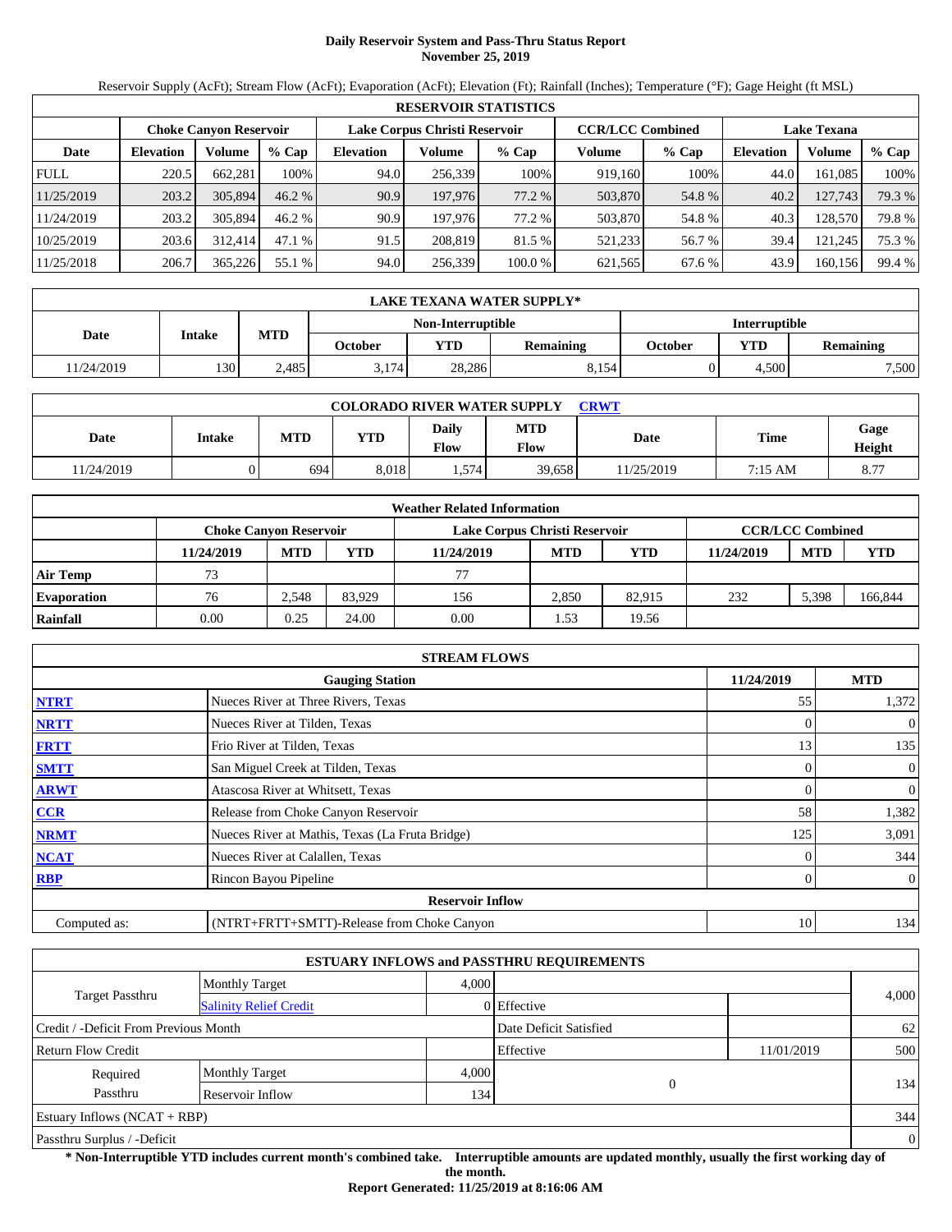# Daily Reservoir System and Pass-Thru Status Report
## November 25, 2019

Reservoir Supply (AcFt); Stream Flow (AcFt); Evaporation (AcFt); Elevation (Ft); Rainfall (Inches); Temperature (°F); Gage Height (ft MSL)

| RESERVOIR STATISTICS | | | | | | | | | | | |
|---|---|---|---|---|---|---|---|---|---|---|---|
| | Choke Canyon Reservoir | | | Lake Corpus Christi Reservoir | | | CCR/LCC Combined | | Lake Texana | | |
| Date | Elevation | Volume | % Cap | Elevation | Volume | % Cap | Volume | % Cap | Elevation | Volume | % Cap |
| FULL | 220.5 | 662,281 | 100% | 94.0 | 256,339 | 100% | 919,160 | 100% | 44.0 | 161,085 | 100% |
| 11/25/2019 | 203.2 | 305,894 | 46.2 % | 90.9 | 197,976 | 77.2 % | 503,870 | 54.8 % | 40.2 | 127,743 | 79.3 % |
| 11/24/2019 | 203.2 | 305,894 | 46.2 % | 90.9 | 197,976 | 77.2 % | 503,870 | 54.8 % | 40.3 | 128,570 | 79.8 % |
| 10/25/2019 | 203.6 | 312,414 | 47.1 % | 91.5 | 208,819 | 81.5 % | 521,233 | 56.7 % | 39.4 | 121,245 | 75.3 % |
| 11/25/2018 | 206.7 | 365,226 | 55.1 % | 94.0 | 256,339 | 100.0 % | 621,565 | 67.6 % | 43.9 | 160,156 | 99.4 % |

| LAKE TEXANA WATER SUPPLY* | | | | | | | | |
|---|---|---|---|---|---|---|---|---|
| Date | Intake | MTD | Non-Interruptible | | | Interruptible | | |
| | | | October | YTD | Remaining | October | YTD | Remaining |
| 11/24/2019 | 130 | 2,485 | 3,174 | 28,286 | 8,154 | 0 | 4,500 | 7,500 |

| COLORADO RIVER WATER SUPPLY CRWT | | | | | | | | |
|---|---|---|---|---|---|---|---|---|
| Date | Intake | MTD | YTD | Daily Flow | MTD Flow | Date | Time | Gage Height |
| 11/24/2019 | 0 | 694 | 8,018 | 1,574 | 39,658 | 11/25/2019 | 7:15 AM | 8.77 |

| Weather Related Information | | | | | | | | | |
|---|---|---|---|---|---|---|---|---|---|
| | Choke Canyon Reservoir | | | Lake Corpus Christi Reservoir | | | CCR/LCC Combined | | |
| | 11/24/2019 | MTD | YTD | 11/24/2019 | MTD | YTD | 11/24/2019 | MTD | YTD |
| Air Temp | 73 | | | 77 | | | | | |
| Evaporation | 76 | 2,548 | 83,929 | 156 | 2,850 | 82,915 | 232 | 5,398 | 166,844 |
| Rainfall | 0.00 | 0.25 | 24.00 | 0.00 | 1.53 | 19.56 | | | |

| STREAM FLOWS | | | |
|---|---|---|---|
| | Gauging Station | 11/24/2019 | MTD |
| NTRT | Nueces River at Three Rivers, Texas | 55 | 1,372 |
| NRTT | Nueces River at Tilden, Texas | 0 | 0 |
| FRTT | Frio River at Tilden, Texas | 13 | 135 |
| SMTT | San Miguel Creek at Tilden, Texas | 0 | 0 |
| ARWT | Atascosa River at Whitsett, Texas | 0 | 0 |
| CCR | Release from Choke Canyon Reservoir | 58 | 1,382 |
| NRMT | Nueces River at Mathis, Texas (La Fruta Bridge) | 125 | 3,091 |
| NCAT | Nueces River at Calallen, Texas | 0 | 344 |
| RBP | Rincon Bayou Pipeline | 0 | 0 |
| | Reservoir Inflow | | |
| Computed as: | (NTRT+FRTT+SMTT)-Release from Choke Canyon | 10 | 134 |

| ESTUARY INFLOWS and PASSTHRU REQUIREMENTS | | | | | |
|---|---|---|---|---|---|
| Target Passthru | Monthly Target | 4,000 | | | 4,000 |
| | Salinity Relief Credit | 0 | Effective | | |
| Credit / -Deficit From Previous Month | | | Date Deficit Satisfied | | 62 |
| Return Flow Credit | | | Effective | 11/01/2019 | 500 |
| Required Passthru | Monthly Target | 4,000 | 0 | | 134 |
| | Reservoir Inflow | 134 | | | |
| Estuary Inflows (NCAT + RBP) | | | | | 344 |
| Passthru Surplus / -Deficit | | | | | 0 |

**\* Non-Interruptible YTD includes current month's combined take. Interruptible amounts are updated monthly, usually the first working day of the month.**

**Report Generated: 11/25/2019 at 8:16:06 AM**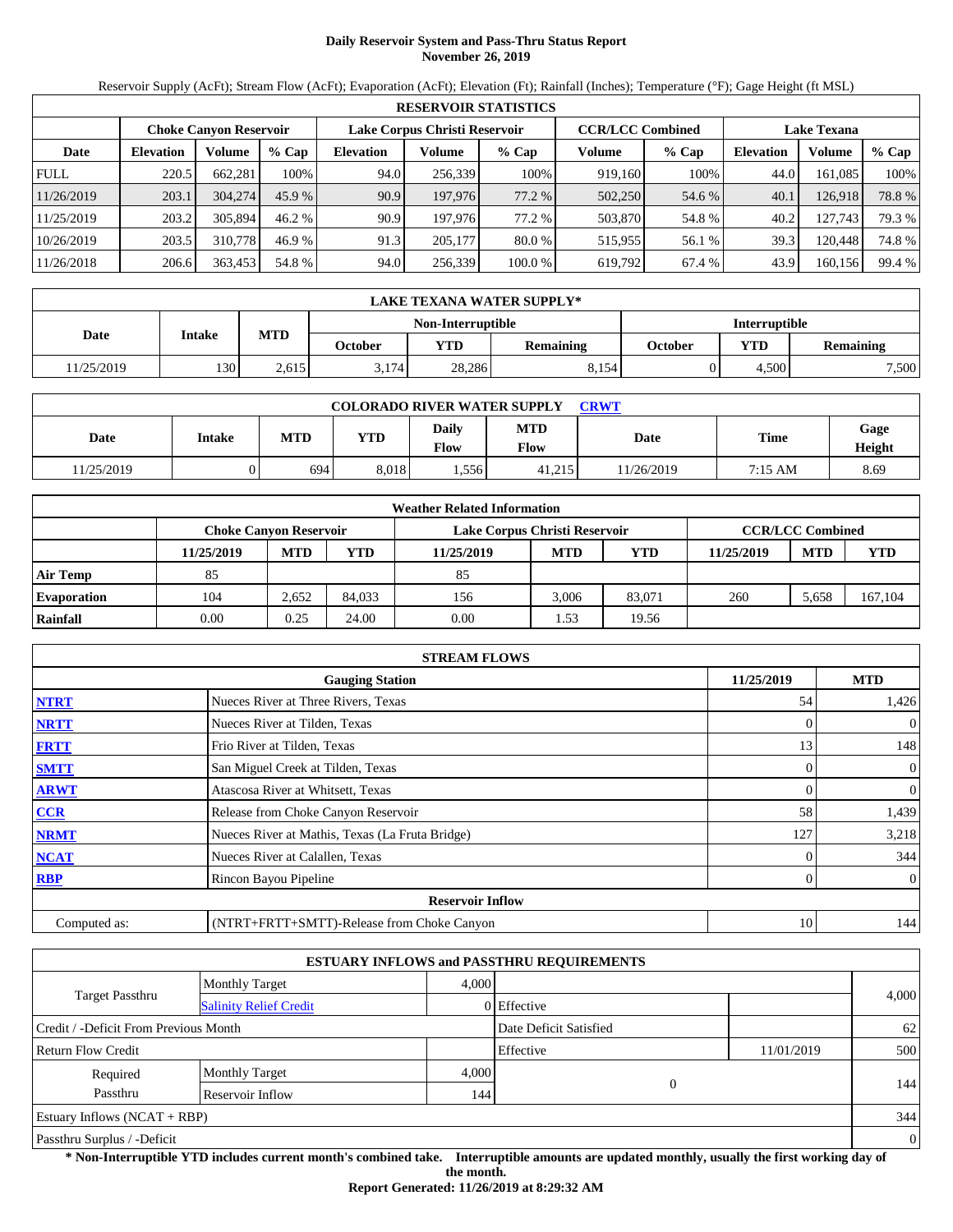# Daily Reservoir System and Pass-Thru Status Report
## November 26, 2019

Reservoir Supply (AcFt); Stream Flow (AcFt); Evaporation (AcFt); Elevation (Ft); Rainfall (Inches); Temperature (°F); Gage Height (ft MSL)

| RESERVOIR STATISTICS | | | | | | | | | | | |
|---|---|---|---|---|---|---|---|---|---|---|---|
| | Choke Canyon Reservoir | | | Lake Corpus Christi Reservoir | | | CCR/LCC Combined | | Lake Texana | | |
| Date | Elevation | Volume | % Cap | Elevation | Volume | % Cap | Volume | % Cap | Elevation | Volume | % Cap |
| FULL | 220.5 | 662,281 | 100% | 94.0 | 256,339 | 100% | 919,160 | 100% | 44.0 | 161,085 | 100% |
| 11/26/2019 | 203.1 | 304,274 | 45.9 % | 90.9 | 197,976 | 77.2 % | 502,250 | 54.6 % | 40.1 | 126,918 | 78.8 % |
| 11/25/2019 | 203.2 | 305,894 | 46.2 % | 90.9 | 197,976 | 77.2 % | 503,870 | 54.8 % | 40.2 | 127,743 | 79.3 % |
| 10/26/2019 | 203.5 | 310,778 | 46.9 % | 91.3 | 205,177 | 80.0 % | 515,955 | 56.1 % | 39.3 | 120,448 | 74.8 % |
| 11/26/2018 | 206.6 | 363,453 | 54.8 % | 94.0 | 256,339 | 100.0 % | 619,792 | 67.4 % | 43.9 | 160,156 | 99.4 % |

| LAKE TEXANA WATER SUPPLY* | | | | | | | | |
|---|---|---|---|---|---|---|---|---|
| Date | Intake | MTD | Non-Interruptible | | | Interruptible | | |
| | | | October | YTD | Remaining | October | YTD | Remaining |
| 11/25/2019 | 130 | 2,615 | 3,174 | 28,286 | 8,154 | 0 | 4,500 | 7,500 |

| COLORADO RIVER WATER SUPPLY CRWT | | | | | | | | |
|---|---|---|---|---|---|---|---|---|
| Date | Intake | MTD | YTD | Daily Flow | MTD Flow | Date | Time | Gage Height |
| 11/25/2019 | 0 | 694 | 8,018 | 1,556 | 41,215 | 11/26/2019 | 7:15 AM | 8.69 |

| Weather Related Information | | | | | | | | | |
|---|---|---|---|---|---|---|---|---|---|
| | Choke Canyon Reservoir | | | Lake Corpus Christi Reservoir | | | CCR/LCC Combined | | |
| | 11/25/2019 | MTD | YTD | 11/25/2019 | MTD | YTD | 11/25/2019 | MTD | YTD |
| Air Temp | 85 | | | 85 | | | | | |
| Evaporation | 104 | 2,652 | 84,033 | 156 | 3,006 | 83,071 | 260 | 5,658 | 167,104 |
| Rainfall | 0.00 | 0.25 | 24.00 | 0.00 | 1.53 | 19.56 | | | |

| STREAM FLOWS | | | |
|---|---|---|---|
| | Gauging Station | 11/25/2019 | MTD |
| NTRT | Nueces River at Three Rivers, Texas | 54 | 1,426 |
| NRTT | Nueces River at Tilden, Texas | 0 | 0 |
| FRTT | Frio River at Tilden, Texas | 13 | 148 |
| SMTT | San Miguel Creek at Tilden, Texas | 0 | 0 |
| ARWT | Atascosa River at Whitsett, Texas | 0 | 0 |
| CCR | Release from Choke Canyon Reservoir | 58 | 1,439 |
| NRMT | Nueces River at Mathis, Texas (La Fruta Bridge) | 127 | 3,218 |
| NCAT | Nueces River at Calallen, Texas | 0 | 344 |
| RBP | Rincon Bayou Pipeline | 0 | 0 |
| | Reservoir Inflow | | |
| Computed as: | (NTRT+FRTT+SMTT)-Release from Choke Canyon | 10 | 144 |

| ESTUARY INFLOWS and PASSTHRU REQUIREMENTS | | | | | |
|---|---|---|---|---|---|
| Target Passthru | Monthly Target | 4,000 | | | 4,000 |
| | Salinity Relief Credit | 0 | Effective | | |
| Credit / -Deficit From Previous Month | | | Date Deficit Satisfied | | 62 |
| Return Flow Credit | | | Effective | 11/01/2019 | 500 |
| Required Passthru | Monthly Target | 4,000 | 0 | | 144 |
| | Reservoir Inflow | 144 | | | |
| Estuary Inflows (NCAT + RBP) | | | | | 344 |
| Passthru Surplus / -Deficit | | | | | 0 |

**\* Non-Interruptible YTD includes current month's combined take. Interruptible amounts are updated monthly, usually the first working day of the month.**

**Report Generated: 11/26/2019 at 8:29:32 AM**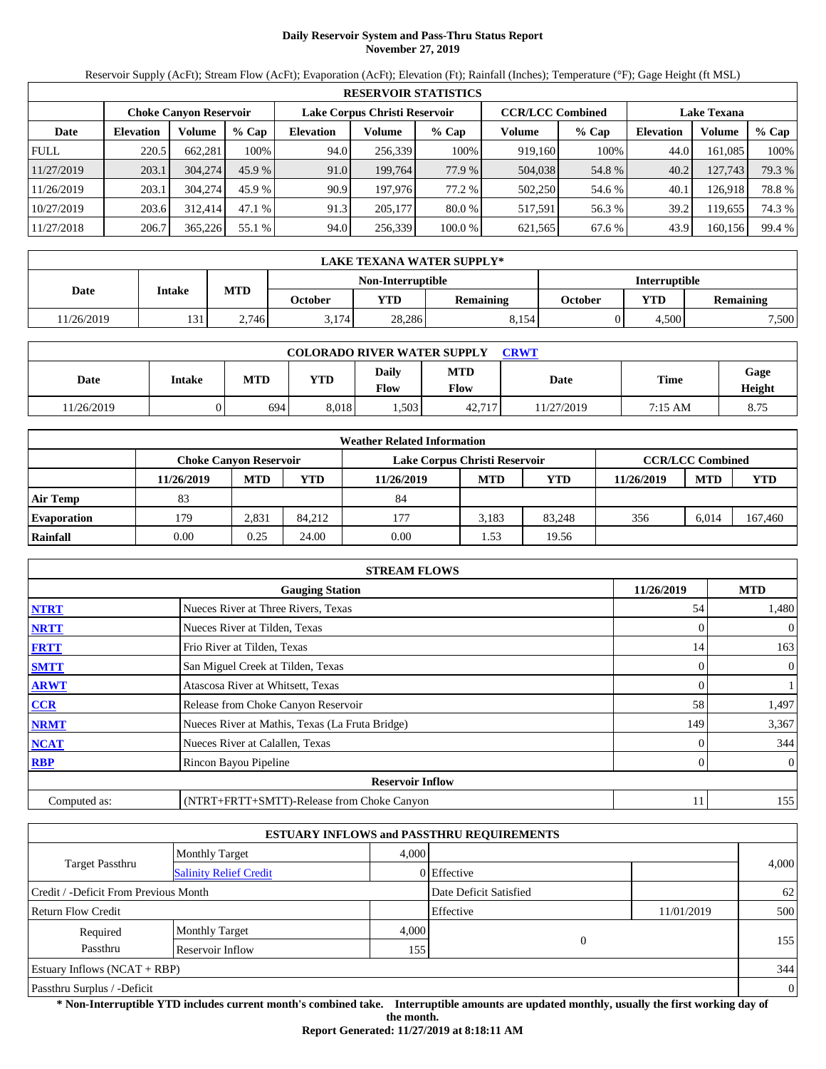# Daily Reservoir System and Pass-Thru Status Report
## November 27, 2019

Reservoir Supply (AcFt); Stream Flow (AcFt); Evaporation (AcFt); Elevation (Ft); Rainfall (Inches); Temperature (°F); Gage Height (ft MSL)

| RESERVOIR STATISTICS | | | | | | | | | | | |
|---|---|---|---|---|---|---|---|---|---|---|---|
| | Choke Canyon Reservoir | | | Lake Corpus Christi Reservoir | | | CCR/LCC Combined | | Lake Texana | | |
| Date | Elevation | Volume | % Cap | Elevation | Volume | % Cap | Volume | % Cap | Elevation | Volume | % Cap |
| FULL | 220.5 | 662,281 | 100% | 94.0 | 256,339 | 100% | 919,160 | 100% | 44.0 | 161,085 | 100% |
| 11/27/2019 | 203.1 | 304,274 | 45.9 % | 91.0 | 199,764 | 77.9 % | 504,038 | 54.8 % | 40.2 | 127,743 | 79.3 % |
| 11/26/2019 | 203.1 | 304,274 | 45.9 % | 90.9 | 197,976 | 77.2 % | 502,250 | 54.6 % | 40.1 | 126,918 | 78.8 % |
| 10/27/2019 | 203.6 | 312,414 | 47.1 % | 91.3 | 205,177 | 80.0 % | 517,591 | 56.3 % | 39.2 | 119,655 | 74.3 % |
| 11/27/2018 | 206.7 | 365,226 | 55.1 % | 94.0 | 256,339 | 100.0 % | 621,565 | 67.6 % | 43.9 | 160,156 | 99.4 % |

| LAKE TEXANA WATER SUPPLY* | | | | | | | | |
|---|---|---|---|---|---|---|---|---|
| Date | Intake | MTD | Non-Interruptible | | | Interruptible | | |
| | | | October | YTD | Remaining | October | YTD | Remaining |
| 11/26/2019 | 131 | 2,746 | 3,174 | 28,286 | 8,154 | 0 | 4,500 | 7,500 |

| COLORADO RIVER WATER SUPPLY CRWT | | | | | | | | |
|---|---|---|---|---|---|---|---|---|
| Date | Intake | MTD | YTD | Daily Flow | MTD Flow | Date | Time | Gage Height |
| 11/26/2019 | 0 | 694 | 8,018 | 1,503 | 42,717 | 11/27/2019 | 7:15 AM | 8.75 |

| Weather Related Information | | | | | | | | | |
|---|---|---|---|---|---|---|---|---|---|
| | Choke Canyon Reservoir | | | Lake Corpus Christi Reservoir | | | CCR/LCC Combined | | |
| | 11/26/2019 | MTD | YTD | 11/26/2019 | MTD | YTD | 11/26/2019 | MTD | YTD |
| Air Temp | 83 | | | 84 | | | | | |
| Evaporation | 179 | 2,831 | 84,212 | 177 | 3,183 | 83,248 | 356 | 6,014 | 167,460 |
| Rainfall | 0.00 | 0.25 | 24.00 | 0.00 | 1.53 | 19.56 | | | |

| STREAM FLOWS | | | |
|---|---|---|---|
| | Gauging Station | 11/26/2019 | MTD |
| NTRT | Nueces River at Three Rivers, Texas | 54 | 1,480 |
| NRTT | Nueces River at Tilden, Texas | 0 | 0 |
| FRTT | Frio River at Tilden, Texas | 14 | 163 |
| SMTT | San Miguel Creek at Tilden, Texas | 0 | 0 |
| ARWT | Atascosa River at Whitsett, Texas | 0 | 1 |
| CCR | Release from Choke Canyon Reservoir | 58 | 1,497 |
| NRMT | Nueces River at Mathis, Texas (La Fruta Bridge) | 149 | 3,367 |
| NCAT | Nueces River at Calallen, Texas | 0 | 344 |
| RBP | Rincon Bayou Pipeline | 0 | 0 |
| | Reservoir Inflow | | |
| Computed as: | (NTRT+FRTT+SMTT)-Release from Choke Canyon | 11 | 155 |

| ESTUARY INFLOWS and PASSTHRU REQUIREMENTS | | | | | |
|---|---|---|---|---|---|
| Target Passthru | Monthly Target | 4,000 | | | 4,000 |
| | Salinity Relief Credit | 0 | Effective | | |
| Credit / -Deficit From Previous Month | | | Date Deficit Satisfied | | 62 |
| Return Flow Credit | | | Effective | 11/01/2019 | 500 |
| Required Passthru | Monthly Target | 4,000 | 0 | | 155 |
| | Reservoir Inflow | 155 | | | |
| Estuary Inflows (NCAT + RBP) | | | | | 344 |
| Passthru Surplus / -Deficit | | | | | 0 |

**\* Non-Interruptible YTD includes current month's combined take. Interruptible amounts are updated monthly, usually the first working day of the month.**

**Report Generated: 11/27/2019 at 8:18:11 AM**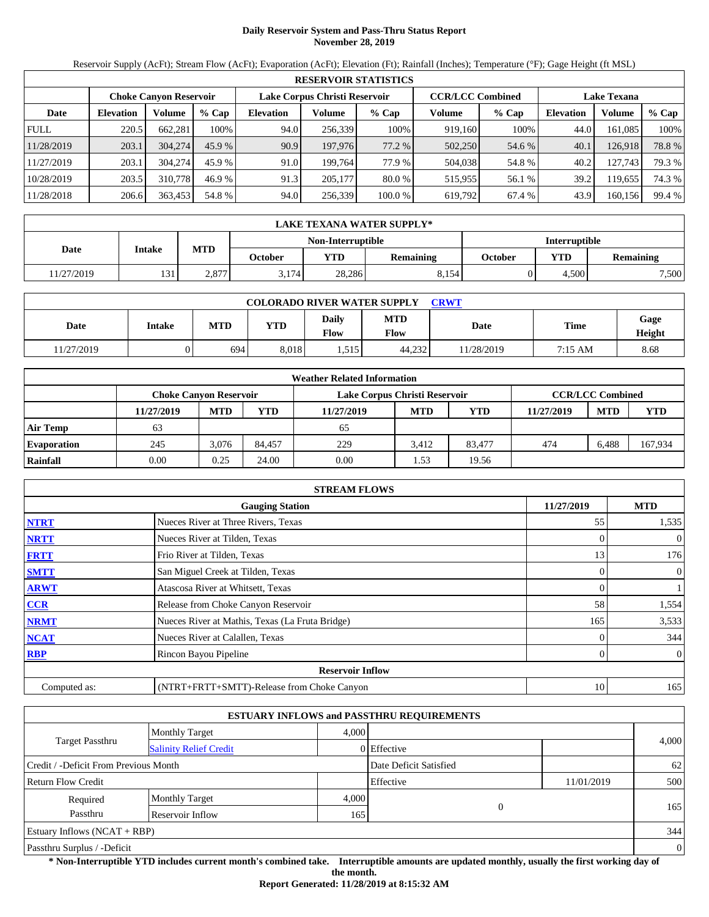# Daily Reservoir System and Pass-Thru Status Report
## November 28, 2019

Reservoir Supply (AcFt); Stream Flow (AcFt); Evaporation (AcFt); Elevation (Ft); Rainfall (Inches); Temperature (°F); Gage Height (ft MSL)

| RESERVOIR STATISTICS | | | | | | | | | | | |
|---|---|---|---|---|---|---|---|---|---|---|---|
| | Choke Canyon Reservoir | | | Lake Corpus Christi Reservoir | | | CCR/LCC Combined | | Lake Texana | | |
| Date | Elevation | Volume | % Cap | Elevation | Volume | % Cap | Volume | % Cap | Elevation | Volume | % Cap |
| FULL | 220.5 | 662,281 | 100% | 94.0 | 256,339 | 100% | 919,160 | 100% | 44.0 | 161,085 | 100% |
| 11/28/2019 | 203.1 | 304,274 | 45.9 % | 90.9 | 197,976 | 77.2 % | 502,250 | 54.6 % | 40.1 | 126,918 | 78.8 % |
| 11/27/2019 | 203.1 | 304,274 | 45.9 % | 91.0 | 199,764 | 77.9 % | 504,038 | 54.8 % | 40.2 | 127,743 | 79.3 % |
| 10/28/2019 | 203.5 | 310,778 | 46.9 % | 91.3 | 205,177 | 80.0 % | 515,955 | 56.1 % | 39.2 | 119,655 | 74.3 % |
| 11/28/2018 | 206.6 | 363,453 | 54.8 % | 94.0 | 256,339 | 100.0 % | 619,792 | 67.4 % | 43.9 | 160,156 | 99.4 % |

| LAKE TEXANA WATER SUPPLY* | | | | | | | | |
|---|---|---|---|---|---|---|---|---|
| Date | Intake | MTD | Non-Interruptible | | | Interruptible | | |
| | | | October | YTD | Remaining | October | YTD | Remaining |
| 11/27/2019 | 131 | 2,877 | 3,174 | 28,286 | 8,154 | 0 | 4,500 | 7,500 |

| COLORADO RIVER WATER SUPPLY CRWT | | | | | | | | |
|---|---|---|---|---|---|---|---|---|
| Date | Intake | MTD | YTD | Daily Flow | MTD Flow | Date | Time | Gage Height |
| 11/27/2019 | 0 | 694 | 8,018 | 1,515 | 44,232 | 11/28/2019 | 7:15 AM | 8.68 |

| Weather Related Information | | | | | | | | | |
|---|---|---|---|---|---|---|---|---|---|
| | Choke Canyon Reservoir | | | Lake Corpus Christi Reservoir | | | CCR/LCC Combined | | |
| | 11/27/2019 | MTD | YTD | 11/27/2019 | MTD | YTD | 11/27/2019 | MTD | YTD |
| Air Temp | 63 | | | 65 | | | | | |
| Evaporation | 245 | 3,076 | 84,457 | 229 | 3,412 | 83,477 | 474 | 6,488 | 167,934 |
| Rainfall | 0.00 | 0.25 | 24.00 | 0.00 | 1.53 | 19.56 | | | |

| STREAM FLOWS | | | |
|---|---|---|---|
| | Gauging Station | 11/27/2019 | MTD |
| NTRT | Nueces River at Three Rivers, Texas | 55 | 1,535 |
| NRTT | Nueces River at Tilden, Texas | 0 | 0 |
| FRTT | Frio River at Tilden, Texas | 13 | 176 |
| SMTT | San Miguel Creek at Tilden, Texas | 0 | 0 |
| ARWT | Atascosa River at Whitsett, Texas | 0 | 1 |
| CCR | Release from Choke Canyon Reservoir | 58 | 1,554 |
| NRMT | Nueces River at Mathis, Texas (La Fruta Bridge) | 165 | 3,533 |
| NCAT | Nueces River at Calallen, Texas | 0 | 344 |
| RBP | Rincon Bayou Pipeline | 0 | 0 |
| Reservoir Inflow | | | |
| Computed as: | (NTRT+FRTT+SMTT)-Release from Choke Canyon | 10 | 165 |

| ESTUARY INFLOWS and PASSTHRU REQUIREMENTS | | | | | |
|---|---|---|---|---|---|
| Target Passthru | Monthly Target | 4,000 | | | 4,000 |
| | Salinity Relief Credit | 0 | Effective | | |
| Credit / -Deficit From Previous Month | | | Date Deficit Satisfied | | 62 |
| Return Flow Credit | | | Effective | 11/01/2019 | 500 |
| Required Passthru | Monthly Target | 4,000 | 0 | | 165 |
| | Reservoir Inflow | 165 | | | |
| Estuary Inflows (NCAT + RBP) | | | | | 344 |
| Passthru Surplus / -Deficit | | | | | 0 |

**\* Non-Interruptible YTD includes current month's combined take. Interruptible amounts are updated monthly, usually the first working day of the month.**

**Report Generated: 11/28/2019 at 8:15:32 AM**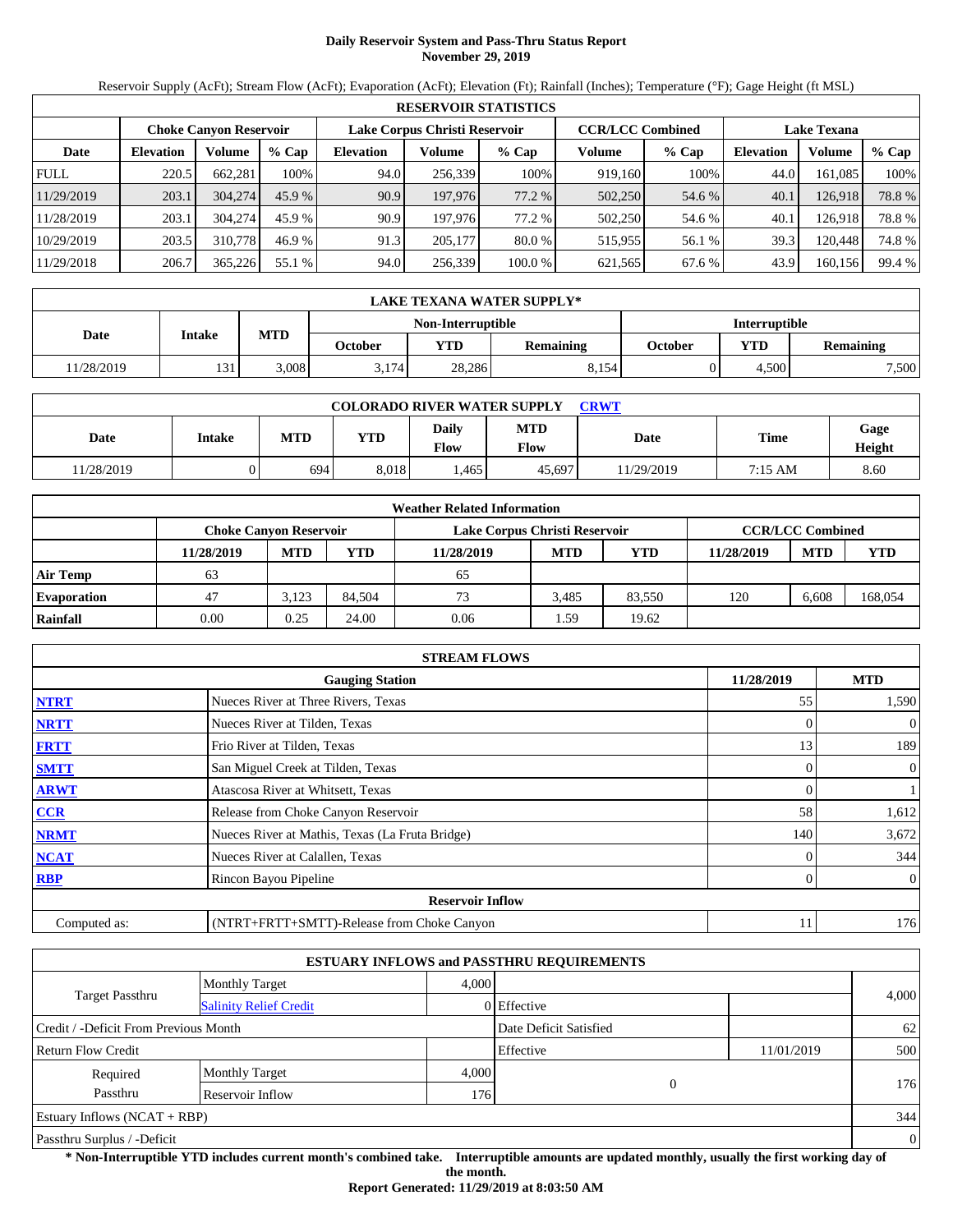# Daily Reservoir System and Pass-Thru Status Report
## November 29, 2019

Reservoir Supply (AcFt); Stream Flow (AcFt); Evaporation (AcFt); Elevation (Ft); Rainfall (Inches); Temperature (°F); Gage Height (ft MSL)

| RESERVOIR STATISTICS | | | | | | | | | | | |
|---|---|---|---|---|---|---|---|---|---|---|---|
| | Choke Canyon Reservoir | | | Lake Corpus Christi Reservoir | | | CCR/LCC Combined | | Lake Texana | | |
| Date | Elevation | Volume | % Cap | Elevation | Volume | % Cap | Volume | % Cap | Elevation | Volume | % Cap |
| FULL | 220.5 | 662,281 | 100% | 94.0 | 256,339 | 100% | 919,160 | 100% | 44.0 | 161,085 | 100% |
| 11/29/2019 | 203.1 | 304,274 | 45.9 % | 90.9 | 197,976 | 77.2 % | 502,250 | 54.6 % | 40.1 | 126,918 | 78.8 % |
| 11/28/2019 | 203.1 | 304,274 | 45.9 % | 90.9 | 197,976 | 77.2 % | 502,250 | 54.6 % | 40.1 | 126,918 | 78.8 % |
| 10/29/2019 | 203.5 | 310,778 | 46.9 % | 91.3 | 205,177 | 80.0 % | 515,955 | 56.1 % | 39.3 | 120,448 | 74.8 % |
| 11/29/2018 | 206.7 | 365,226 | 55.1 % | 94.0 | 256,339 | 100.0 % | 621,565 | 67.6 % | 43.9 | 160,156 | 99.4 % |

| LAKE TEXANA WATER SUPPLY* | | | | | | | | |
|---|---|---|---|---|---|---|---|---|
| Date | Intake | MTD | Non-Interruptible | | | Interruptible | | |
| | | | October | YTD | Remaining | October | YTD | Remaining |
| 11/28/2019 | 131 | 3,008 | 3,174 | 28,286 | 8,154 | 0 | 4,500 | 7,500 |

| COLORADO RIVER WATER SUPPLY CRWT | | | | | | | | |
|---|---|---|---|---|---|---|---|---|
| Date | Intake | MTD | YTD | Daily Flow | MTD Flow | Date | Time | Gage Height |
| 11/28/2019 | 0 | 694 | 8,018 | 1,465 | 45,697 | 11/29/2019 | 7:15 AM | 8.60 |

| Weather Related Information | | | | | | | | | |
|---|---|---|---|---|---|---|---|---|---|
| | Choke Canyon Reservoir | | | Lake Corpus Christi Reservoir | | | CCR/LCC Combined | | |
| | 11/28/2019 | MTD | YTD | 11/28/2019 | MTD | YTD | 11/28/2019 | MTD | YTD |
| Air Temp | 63 | | | 65 | | | | | |
| Evaporation | 47 | 3,123 | 84,504 | 73 | 3,485 | 83,550 | 120 | 6,608 | 168,054 |
| Rainfall | 0.00 | 0.25 | 24.00 | 0.06 | 1.59 | 19.62 | | | |

| STREAM FLOWS | | | |
|---|---|---|---|
| | Gauging Station | 11/28/2019 | MTD |
| NTRT | Nueces River at Three Rivers, Texas | 55 | 1,590 |
| NRTT | Nueces River at Tilden, Texas | 0 | 0 |
| FRTT | Frio River at Tilden, Texas | 13 | 189 |
| SMTT | San Miguel Creek at Tilden, Texas | 0 | 0 |
| ARWT | Atascosa River at Whitsett, Texas | 0 | 1 |
| CCR | Release from Choke Canyon Reservoir | 58 | 1,612 |
| NRMT | Nueces River at Mathis, Texas (La Fruta Bridge) | 140 | 3,672 |
| NCAT | Nueces River at Calallen, Texas | 0 | 344 |
| RBP | Rincon Bayou Pipeline | 0 | 0 |
| **Reservoir Inflow** | | | |
| Computed as: | (NTRT+FRTT+SMTT)-Release from Choke Canyon | 11 | 176 |

| ESTUARY INFLOWS and PASSTHRU REQUIREMENTS | | | | | |
|---|---|---|---|---|---|
| Target Passthru | Monthly Target | 4,000 | | | 4,000 |
| | Salinity Relief Credit | 0 | Effective | | |
| Credit / -Deficit From Previous Month | | | Date Deficit Satisfied | | 62 |
| Return Flow Credit | | | Effective | 11/01/2019 | 500 |
| Required Passthru | Monthly Target | 4,000 | 0 | | 176 |
| | Reservoir Inflow | 176 | | | |
| Estuary Inflows (NCAT + RBP) | | | | | 344 |
| Passthru Surplus / -Deficit | | | | | 0 |

**\* Non-Interruptible YTD includes current month's combined take. Interruptible amounts are updated monthly, usually the first working day of the month.**

**Report Generated: 11/29/2019 at 8:03:50 AM**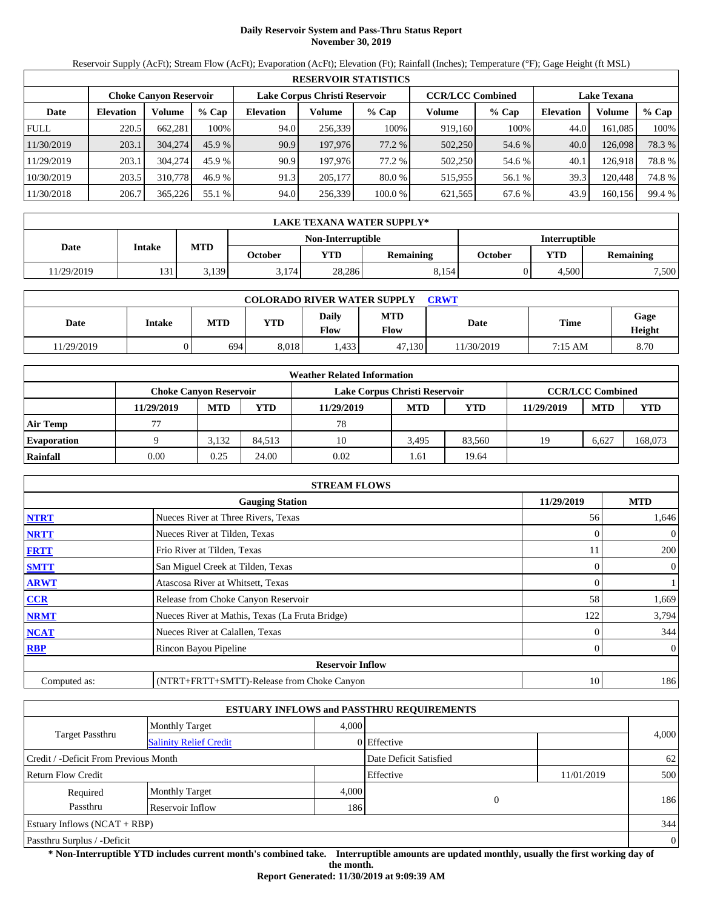# Daily Reservoir System and Pass-Thru Status Report
## November 30, 2019

Reservoir Supply (AcFt); Stream Flow (AcFt); Evaporation (AcFt); Elevation (Ft); Rainfall (Inches); Temperature (°F); Gage Height (ft MSL)

| RESERVOIR STATISTICS | | | | | | | | | | | |
|---|---|---|---|---|---|---|---|---|---|---|---|
| | Choke Canyon Reservoir | | | Lake Corpus Christi Reservoir | | | CCR/LCC Combined | | Lake Texana | | |
| Date | Elevation | Volume | % Cap | Elevation | Volume | % Cap | Volume | % Cap | Elevation | Volume | % Cap |
| FULL | 220.5 | 662,281 | 100% | 94.0 | 256,339 | 100% | 919,160 | 100% | 44.0 | 161,085 | 100% |
| 11/30/2019 | 203.1 | 304,274 | 45.9 % | 90.9 | 197,976 | 77.2 % | 502,250 | 54.6 % | 40.0 | 126,098 | 78.3 % |
| 11/29/2019 | 203.1 | 304,274 | 45.9 % | 90.9 | 197,976 | 77.2 % | 502,250 | 54.6 % | 40.1 | 126,918 | 78.8 % |
| 10/30/2019 | 203.5 | 310,778 | 46.9 % | 91.3 | 205,177 | 80.0 % | 515,955 | 56.1 % | 39.3 | 120,448 | 74.8 % |
| 11/30/2018 | 206.7 | 365,226 | 55.1 % | 94.0 | 256,339 | 100.0 % | 621,565 | 67.6 % | 43.9 | 160,156 | 99.4 % |

| LAKE TEXANA WATER SUPPLY* | | | | | | | | |
|---|---|---|---|---|---|---|---|---|
| Date | Intake | MTD | Non-Interruptible | | | Interruptible | | |
| | | | October | YTD | Remaining | October | YTD | Remaining |
| 11/29/2019 | 131 | 3,139 | 3,174 | 28,286 | 8,154 | 0 | 4,500 | 7,500 |

| COLORADO RIVER WATER SUPPLY CRWT | | | | | | | | |
|---|---|---|---|---|---|---|---|---|
| Date | Intake | MTD | YTD | Daily Flow | MTD Flow | Date | Time | Gage Height |
| 11/29/2019 | 0 | 694 | 8,018 | 1,433 | 47,130 | 11/30/2019 | 7:15 AM | 8.70 |

| Weather Related Information | | | | | | | | | |
|---|---|---|---|---|---|---|---|---|---|
| | Choke Canyon Reservoir | | | Lake Corpus Christi Reservoir | | | CCR/LCC Combined | | |
| | 11/29/2019 | MTD | YTD | 11/29/2019 | MTD | YTD | 11/29/2019 | MTD | YTD |
| Air Temp | 77 | | | 78 | | | | | |
| Evaporation | 9 | 3,132 | 84,513 | 10 | 3,495 | 83,560 | 19 | 6,627 | 168,073 |
| Rainfall | 0.00 | 0.25 | 24.00 | 0.02 | 1.61 | 19.64 | | | |

| STREAM FLOWS | | | |
|---|---|---|---|
| | Gauging Station | 11/29/2019 | MTD |
| NTRT | Nueces River at Three Rivers, Texas | 56 | 1,646 |
| NRTT | Nueces River at Tilden, Texas | 0 | 0 |
| FRTT | Frio River at Tilden, Texas | 11 | 200 |
| SMTT | San Miguel Creek at Tilden, Texas | 0 | 0 |
| ARWT | Atascosa River at Whitsett, Texas | 0 | 1 |
| CCR | Release from Choke Canyon Reservoir | 58 | 1,669 |
| NRMT | Nueces River at Mathis, Texas (La Fruta Bridge) | 122 | 3,794 |
| NCAT | Nueces River at Calallen, Texas | 0 | 344 |
| RBP | Rincon Bayou Pipeline | 0 | 0 |
| | Reservoir Inflow | | |
| Computed as: | (NTRT+FRTT+SMTT)-Release from Choke Canyon | 10 | 186 |

| ESTUARY INFLOWS and PASSTHRU REQUIREMENTS | | | | | |
|---|---|---|---|---|---|
| Target Passthru | Monthly Target | 4,000 | | | 4,000 |
| | Salinity Relief Credit | 0 | Effective | | |
| Credit / -Deficit From Previous Month | | | Date Deficit Satisfied | | 62 |
| Return Flow Credit | | | Effective | 11/01/2019 | 500 |
| Required Passthru | Monthly Target | 4,000 | 0 | | 186 |
| | Reservoir Inflow | 186 | | | |
| Estuary Inflows (NCAT + RBP) | | | | | 344 |
| Passthru Surplus / -Deficit | | | | | 0 |

**\* Non-Interruptible YTD includes current month's combined take. Interruptible amounts are updated monthly, usually the first working day of the month.**

**Report Generated: 11/30/2019 at 9:09:39 AM**